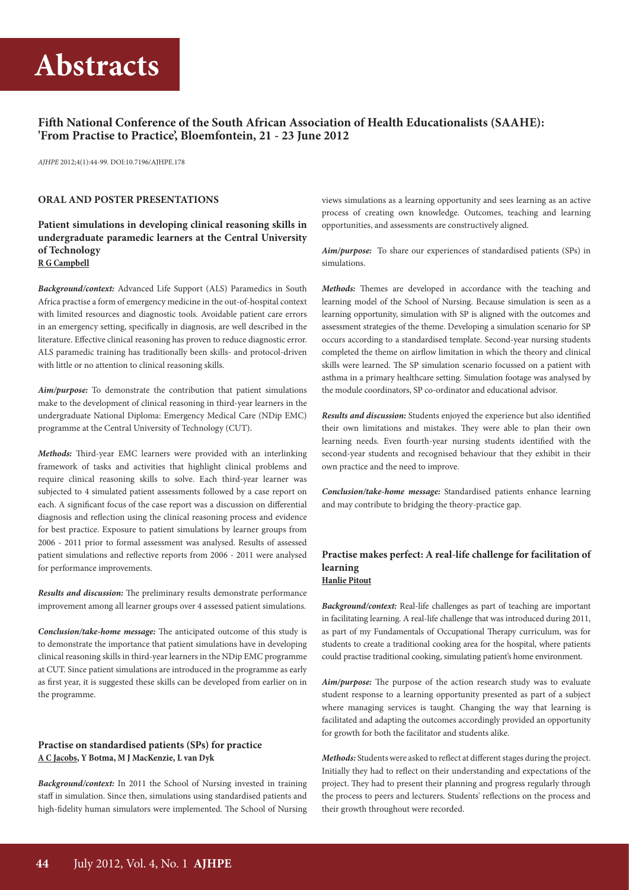# Abstracts

## Fifth National Conference of the South African Association of Health Educationalists (SAAHE): 'From Practise to Practice', Bloemfontein, 21 - 23 June 2012

*AJHPE* 2012;4(1):44-99. DOI:10.7196/AJHPE.178

### ORAL AND POSTER PRESENTATIONS

### Patient simulations in developing clinical reasoning skills in undergraduate paramedic learners at the Central University of Technology

**R G Campbell**

***Background/context:*** Advanced Life Support (ALS) Paramedics in South Africa practise a form of emergency medicine in the out-of-hospital context with limited resources and diagnostic tools. Avoidable patient care errors in an emergency setting, specifically in diagnosis, are well described in the literature. Effective clinical reasoning has proven to reduce diagnostic error. ALS paramedic training has traditionally been skills- and protocol-driven with little or no attention to clinical reasoning skills.

***Aim/purpose:*** To demonstrate the contribution that patient simulations make to the development of clinical reasoning in third-year learners in the undergraduate National Diploma: Emergency Medical Care (NDip EMC) programme at the Central University of Technology (CUT).

***Methods:*** Third-year EMC learners were provided with an interlinking framework of tasks and activities that highlight clinical problems and require clinical reasoning skills to solve. Each third-year learner was subjected to 4 simulated patient assessments followed by a case report on each. A significant focus of the case report was a discussion on differential diagnosis and reflection using the clinical reasoning process and evidence for best practice. Exposure to patient simulations by learner groups from 2006 - 2011 prior to formal assessment was analysed. Results of assessed patient simulations and reflective reports from 2006 - 2011 were analysed for performance improvements.

***Results and discussion:*** The preliminary results demonstrate performance improvement among all learner groups over 4 assessed patient simulations.

***Conclusion/take-home message:*** The anticipated outcome of this study is to demonstrate the importance that patient simulations have in developing clinical reasoning skills in third-year learners in the NDip EMC programme at CUT. Since patient simulations are introduced in the programme as early as first year, it is suggested these skills can be developed from earlier on in the programme.

### Practise on standardised patients (SPs) for practice

**A C Jacobs, Y Botma, M J MacKenzie, L van Dyk**

***Background/context:*** In 2011 the School of Nursing invested in training staff in simulation. Since then, simulations using standardised patients and high-fidelity human simulators were implemented. The School of Nursing views simulations as a learning opportunity and sees learning as an active process of creating own knowledge. Outcomes, teaching and learning opportunities, and assessments are constructively aligned.

***Aim/purpose:*** To share our experiences of standardised patients (SPs) in simulations.

***Methods:*** Themes are developed in accordance with the teaching and learning model of the School of Nursing. Because simulation is seen as a learning opportunity, simulation with SP is aligned with the outcomes and assessment strategies of the theme. Developing a simulation scenario for SP occurs according to a standardised template. Second-year nursing students completed the theme on airflow limitation in which the theory and clinical skills were learned. The SP simulation scenario focussed on a patient with asthma in a primary healthcare setting. Simulation footage was analysed by the module coordinators, SP co-ordinator and educational advisor.

***Results and discussion:*** Students enjoyed the experience but also identified their own limitations and mistakes. They were able to plan their own learning needs. Even fourth-year nursing students identified with the second-year students and recognised behaviour that they exhibit in their own practice and the need to improve.

***Conclusion/take-home message:*** Standardised patients enhance learning and may contribute to bridging the theory-practice gap.

### Practise makes perfect: A real-life challenge for facilitation of learning

**Hanlie Pitout**

***Background/context:*** Real-life challenges as part of teaching are important in facilitating learning. A real-life challenge that was introduced during 2011, as part of my Fundamentals of Occupational Therapy curriculum, was for students to create a traditional cooking area for the hospital, where patients could practise traditional cooking, simulating patient's home environment.

***Aim/purpose:*** The purpose of the action research study was to evaluate student response to a learning opportunity presented as part of a subject where managing services is taught. Changing the way that learning is facilitated and adapting the outcomes accordingly provided an opportunity for growth for both the facilitator and students alike.

***Methods:*** Students were asked to reflect at different stages during the project. Initially they had to reflect on their understanding and expectations of the project. They had to present their planning and progress regularly through the process to peers and lecturers. Students' reflections on the process and their growth throughout were recorded.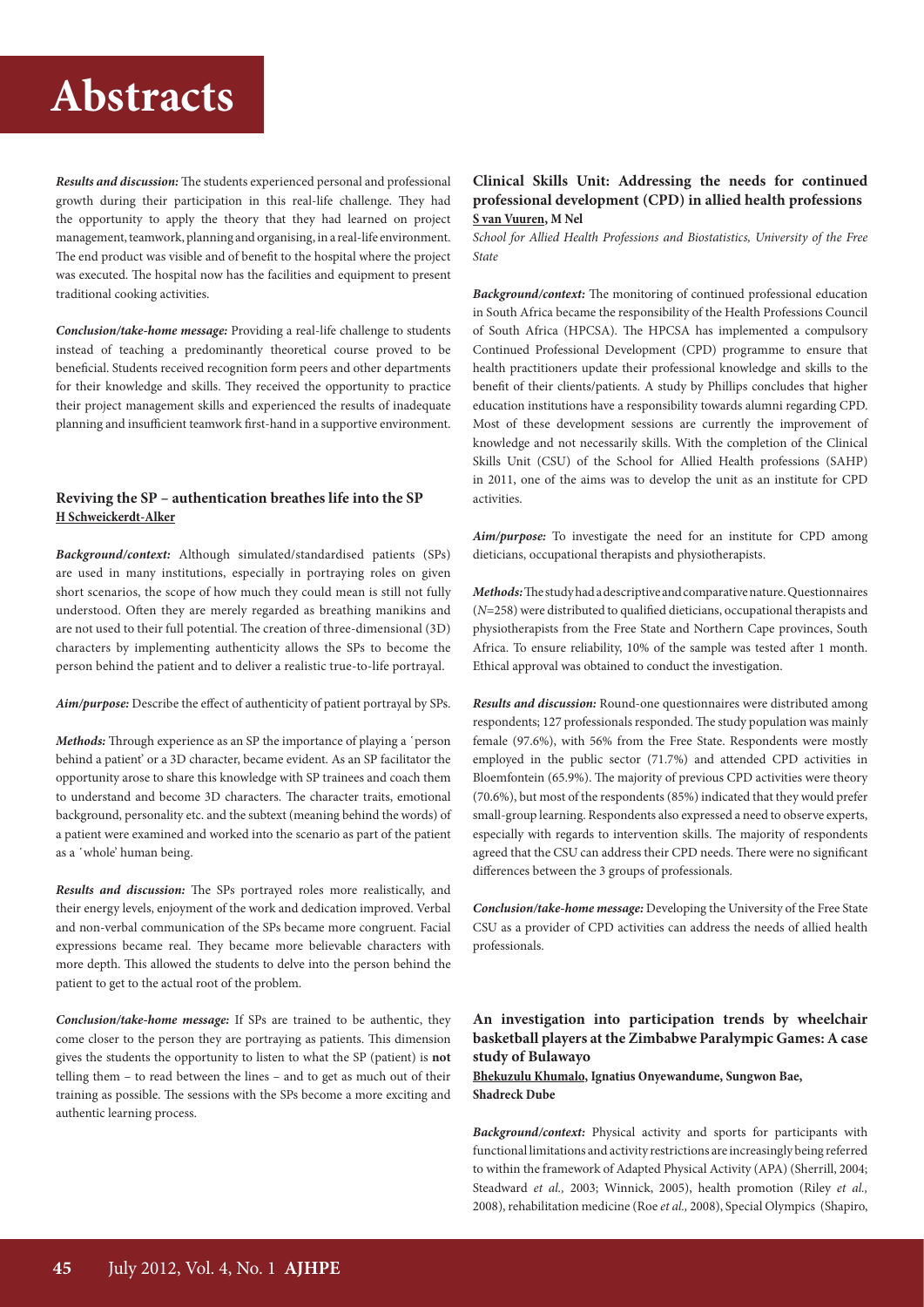***Results and discussion:*** The students experienced personal and professional growth during their participation in this real-life challenge. They had the opportunity to apply the theory that they had learned on project management, teamwork, planning and organising, in a real-life environment. The end product was visible and of benefit to the hospital where the project was executed. The hospital now has the facilities and equipment to present traditional cooking activities.

***Conclusion/take-home message:*** Providing a real-life challenge to students instead of teaching a predominantly theoretical course proved to be beneficial. Students received recognition form peers and other departments for their knowledge and skills. They received the opportunity to practice their project management skills and experienced the results of inadequate planning and insufficient teamwork first-hand in a supportive environment.

### Reviving the SP – authentication breathes life into the SP

**H Schweickerdt-Alker**

***Background/context:*** Although simulated/standardised patients (SPs) are used in many institutions, especially in portraying roles on given short scenarios, the scope of how much they could mean is still not fully understood. Often they are merely regarded as breathing manikins and are not used to their full potential. The creation of three-dimensional (3D) characters by implementing authenticity allows the SPs to become the person behind the patient and to deliver a realistic true-to-life portrayal.

***Aim/purpose:*** Describe the effect of authenticity of patient portrayal by SPs.

***Methods:*** Through experience as an SP the importance of playing a ʹperson behind a patient' or a 3D character, became evident. As an SP facilitator the opportunity arose to share this knowledge with SP trainees and coach them to understand and become 3D characters. The character traits, emotional background, personality etc. and the subtext (meaning behind the words) of a patient were examined and worked into the scenario as part of the patient as a ʹwhole' human being.

***Results and discussion:*** The SPs portrayed roles more realistically, and their energy levels, enjoyment of the work and dedication improved. Verbal and non-verbal communication of the SPs became more congruent. Facial expressions became real. They became more believable characters with more depth. This allowed the students to delve into the person behind the patient to get to the actual root of the problem.

***Conclusion/take-home message:*** If SPs are trained to be authentic, they come closer to the person they are portraying as patients. This dimension gives the students the opportunity to listen to what the SP (patient) is **not** telling them – to read between the lines – and to get as much out of their training as possible. The sessions with the SPs become a more exciting and authentic learning process.

### Clinical Skills Unit: Addressing the needs for continued professional development (CPD) in allied health professions

**S van Vuuren, M Nel**

*School for Allied Health Professions and Biostatistics, University of the Free State*

***Background/context:*** The monitoring of continued professional education in South Africa became the responsibility of the Health Professions Council of South Africa (HPCSA). The HPCSA has implemented a compulsory Continued Professional Development (CPD) programme to ensure that health practitioners update their professional knowledge and skills to the benefit of their clients/patients. A study by Phillips concludes that higher education institutions have a responsibility towards alumni regarding CPD. Most of these development sessions are currently the improvement of knowledge and not necessarily skills. With the completion of the Clinical Skills Unit (CSU) of the School for Allied Health professions (SAHP) in 2011, one of the aims was to develop the unit as an institute for CPD activities.

***Aim/purpose:*** To investigate the need for an institute for CPD among dieticians, occupational therapists and physiotherapists.

***Methods:*** The study had a descriptive and comparative nature. Questionnaires ($N$=258) were distributed to qualified dieticians, occupational therapists and physiotherapists from the Free State and Northern Cape provinces, South Africa. To ensure reliability, 10% of the sample was tested after 1 month. Ethical approval was obtained to conduct the investigation.

***Results and discussion:*** Round-one questionnaires were distributed among respondents; 127 professionals responded. The study population was mainly female (97.6%), with 56% from the Free State. Respondents were mostly employed in the public sector (71.7%) and attended CPD activities in Bloemfontein (65.9%). The majority of previous CPD activities were theory (70.6%), but most of the respondents (85%) indicated that they would prefer small-group learning. Respondents also expressed a need to observe experts, especially with regards to intervention skills. The majority of respondents agreed that the CSU can address their CPD needs. There were no significant differences between the 3 groups of professionals.

***Conclusion/take-home message:*** Developing the University of the Free State CSU as a provider of CPD activities can address the needs of allied health professionals.

### An investigation into participation trends by wheelchair basketball players at the Zimbabwe Paralympic Games: A case study of Bulawayo

**Bhekuzulu Khumalo, Ignatius Onyewandume, Sungwon Bae, Shadreck Dube**

***Background/context:*** Physical activity and sports for participants with functional limitations and activity restrictions are increasingly being referred to within the framework of Adapted Physical Activity (APA) (Sherrill, 2004; Steadward *et al.,* 2003; Winnick, 2005), health promotion (Riley *et al.,* 2008), rehabilitation medicine (Roe *et al.,* 2008), Special Olympics (Shapiro,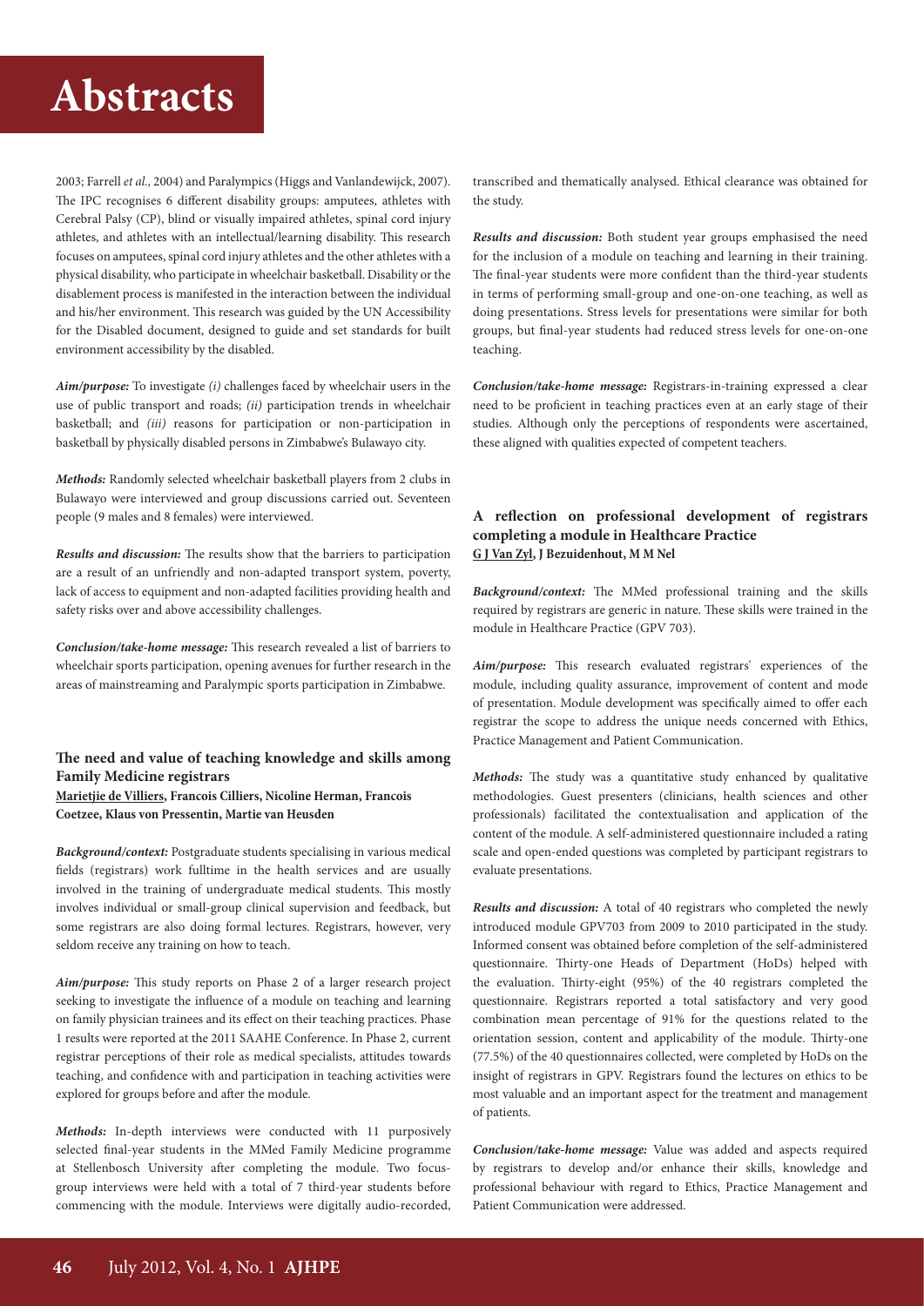2003; Farrell *et al.,* 2004) and Paralympics (Higgs and Vanlandewijck, 2007). The IPC recognises 6 different disability groups: amputees, athletes with Cerebral Palsy (CP), blind or visually impaired athletes, spinal cord injury athletes, and athletes with an intellectual/learning disability. This research focuses on amputees, spinal cord injury athletes and the other athletes with a physical disability, who participate in wheelchair basketball. Disability or the disablement process is manifested in the interaction between the individual and his/her environment. This research was guided by the UN Accessibility for the Disabled document, designed to guide and set standards for built environment accessibility by the disabled.

***Aim/purpose:*** To investigate *(i)* challenges faced by wheelchair users in the use of public transport and roads; *(ii)* participation trends in wheelchair basketball; and *(iii)* reasons for participation or non-participation in basketball by physically disabled persons in Zimbabwe's Bulawayo city.

***Methods:*** Randomly selected wheelchair basketball players from 2 clubs in Bulawayo were interviewed and group discussions carried out. Seventeen people (9 males and 8 females) were interviewed.

***Results and discussion:*** The results show that the barriers to participation are a result of an unfriendly and non-adapted transport system, poverty, lack of access to equipment and non-adapted facilities providing health and safety risks over and above accessibility challenges.

***Conclusion/take-home message:*** This research revealed a list of barriers to wheelchair sports participation, opening avenues for further research in the areas of mainstreaming and Paralympic sports participation in Zimbabwe.

### The need and value of teaching knowledge and skills among Family Medicine registrars

**Marietjie de Villiers, Francois Cilliers, Nicoline Herman, Francois Coetzee, Klaus von Pressentin, Martie van Heusden**

***Background/context:*** Postgraduate students specialising in various medical fields (registrars) work fulltime in the health services and are usually involved in the training of undergraduate medical students. This mostly involves individual or small-group clinical supervision and feedback, but some registrars are also doing formal lectures. Registrars, however, very seldom receive any training on how to teach.

***Aim/purpose:*** This study reports on Phase 2 of a larger research project seeking to investigate the influence of a module on teaching and learning on family physician trainees and its effect on their teaching practices. Phase 1 results were reported at the 2011 SAAHE Conference. In Phase 2, current registrar perceptions of their role as medical specialists, attitudes towards teaching, and confidence with and participation in teaching activities were explored for groups before and after the module.

***Methods:*** In-depth interviews were conducted with 11 purposively selected final-year students in the MMed Family Medicine programme at Stellenbosch University after completing the module. Two focus-group interviews were held with a total of 7 third-year students before commencing with the module. Interviews were digitally audio-recorded, transcribed and thematically analysed. Ethical clearance was obtained for the study.

***Results and discussion:*** Both student year groups emphasised the need for the inclusion of a module on teaching and learning in their training. The final-year students were more confident than the third-year students in terms of performing small-group and one-on-one teaching, as well as doing presentations. Stress levels for presentations were similar for both groups, but final-year students had reduced stress levels for one-on-one teaching.

***Conclusion/take-home message:*** Registrars-in-training expressed a clear need to be proficient in teaching practices even at an early stage of their studies. Although only the perceptions of respondents were ascertained, these aligned with qualities expected of competent teachers.

### A reflection on professional development of registrars completing a module in Healthcare Practice

**G J Van Zyl, J Bezuidenhout, M M Nel**

***Background/context:*** The MMed professional training and the skills required by registrars are generic in nature. These skills were trained in the module in Healthcare Practice (GPV 703).

***Aim/purpose:*** This research evaluated registrars' experiences of the module, including quality assurance, improvement of content and mode of presentation. Module development was specifically aimed to offer each registrar the scope to address the unique needs concerned with Ethics, Practice Management and Patient Communication.

***Methods:*** The study was a quantitative study enhanced by qualitative methodologies. Guest presenters (clinicians, health sciences and other professionals) facilitated the contextualisation and application of the content of the module. A self-administered questionnaire included a rating scale and open-ended questions was completed by participant registrars to evaluate presentations.

***Results and discussion:*** A total of 40 registrars who completed the newly introduced module GPV703 from 2009 to 2010 participated in the study. Informed consent was obtained before completion of the self-administered questionnaire. Thirty-one Heads of Department (HoDs) helped with the evaluation. Thirty-eight (95%) of the 40 registrars completed the questionnaire. Registrars reported a total satisfactory and very good combination mean percentage of 91% for the questions related to the orientation session, content and applicability of the module. Thirty-one (77.5%) of the 40 questionnaires collected, were completed by HoDs on the insight of registrars in GPV. Registrars found the lectures on ethics to be most valuable and an important aspect for the treatment and management of patients.

***Conclusion/take-home message:*** Value was added and aspects required by registrars to develop and/or enhance their skills, knowledge and professional behaviour with regard to Ethics, Practice Management and Patient Communication were addressed.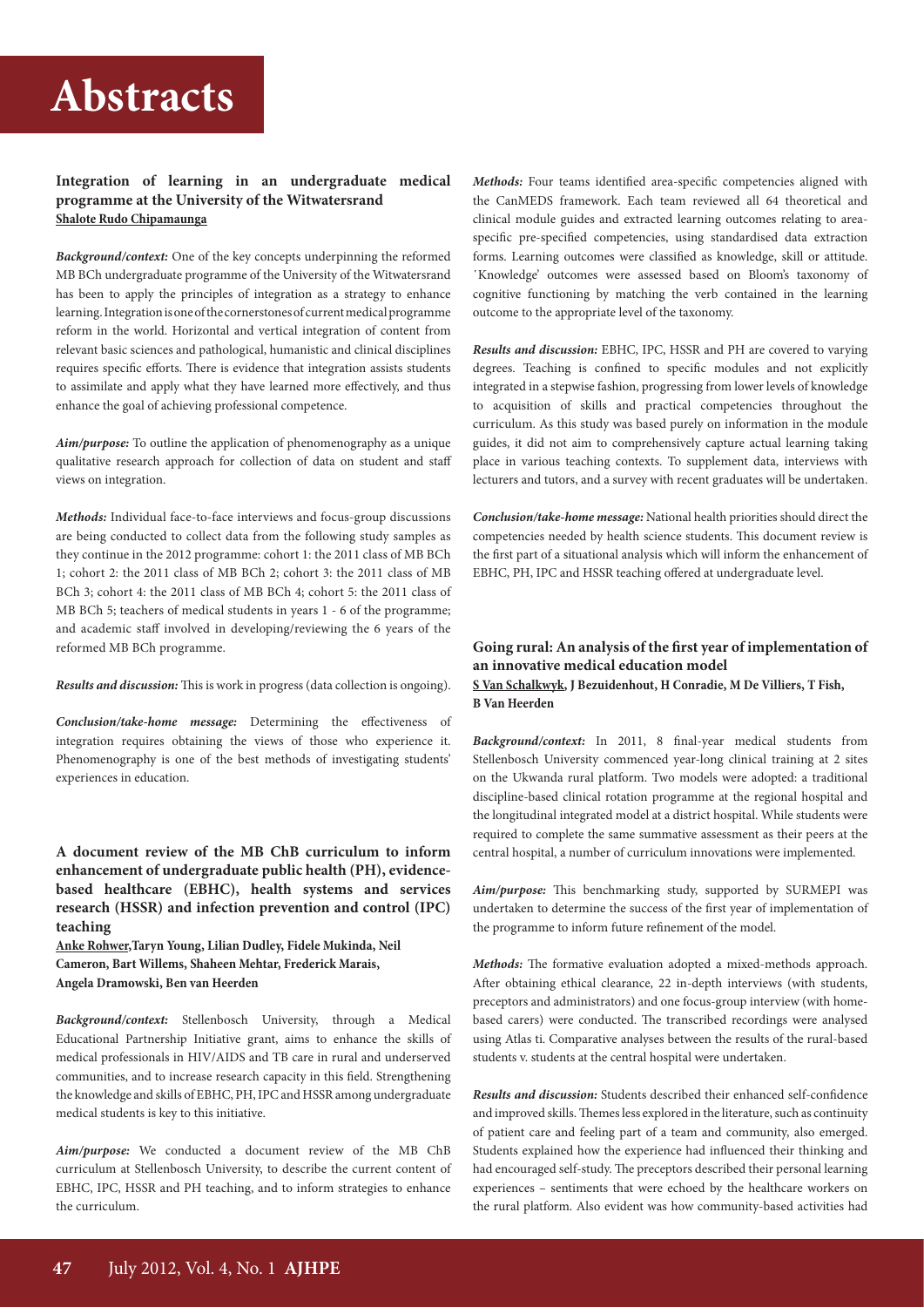# Abstracts

## Integration of learning in an undergraduate medical programme at the University of the Witwatersrand

**Shalote Rudo Chipamaunga**

***Background/context:*** One of the key concepts underpinning the reformed MB BCh undergraduate programme of the University of the Witwatersrand has been to apply the principles of integration as a strategy to enhance learning. Integration is one of the cornerstones of current medical programme reform in the world. Horizontal and vertical integration of content from relevant basic sciences and pathological, humanistic and clinical disciplines requires specific efforts. There is evidence that integration assists students to assimilate and apply what they have learned more effectively, and thus enhance the goal of achieving professional competence.

***Aim/purpose:*** To outline the application of phenomenography as a unique qualitative research approach for collection of data on student and staff views on integration.

***Methods:*** Individual face-to-face interviews and focus-group discussions are being conducted to collect data from the following study samples as they continue in the 2012 programme: cohort 1: the 2011 class of MB BCh 1; cohort 2: the 2011 class of MB BCh 2; cohort 3: the 2011 class of MB BCh 3; cohort 4: the 2011 class of MB BCh 4; cohort 5: the 2011 class of MB BCh 5; teachers of medical students in years 1 - 6 of the programme; and academic staff involved in developing/reviewing the 6 years of the reformed MB BCh programme.

***Results and discussion:*** This is work in progress (data collection is ongoing).

***Conclusion/take-home message:*** Determining the effectiveness of integration requires obtaining the views of those who experience it. Phenomenography is one of the best methods of investigating students' experiences in education.

## A document review of the MB ChB curriculum to inform enhancement of undergraduate public health (PH), evidence-based healthcare (EBHC), health systems and services research (HSSR) and infection prevention and control (IPC) teaching

**Anke Rohwer, Taryn Young, Lilian Dudley, Fidele Mukinda, Neil Cameron, Bart Willems, Shaheen Mehtar, Frederick Marais, Angela Dramowski, Ben van Heerden**

***Background/context:*** Stellenbosch University, through a Medical Educational Partnership Initiative grant, aims to enhance the skills of medical professionals in HIV/AIDS and TB care in rural and underserved communities, and to increase research capacity in this field. Strengthening the knowledge and skills of EBHC, PH, IPC and HSSR among undergraduate medical students is key to this initiative.

***Aim/purpose:*** We conducted a document review of the MB ChB curriculum at Stellenbosch University, to describe the current content of EBHC, IPC, HSSR and PH teaching, and to inform strategies to enhance the curriculum.

***Methods:*** Four teams identified area-specific competencies aligned with the CanMEDS framework. Each team reviewed all 64 theoretical and clinical module guides and extracted learning outcomes relating to area-specific pre-specified competencies, using standardised data extraction forms. Learning outcomes were classified as knowledge, skill or attitude. 'Knowledge' outcomes were assessed based on Bloom's taxonomy of cognitive functioning by matching the verb contained in the learning outcome to the appropriate level of the taxonomy.

***Results and discussion:*** EBHC, IPC, HSSR and PH are covered to varying degrees. Teaching is confined to specific modules and not explicitly integrated in a stepwise fashion, progressing from lower levels of knowledge to acquisition of skills and practical competencies throughout the curriculum. As this study was based purely on information in the module guides, it did not aim to comprehensively capture actual learning taking place in various teaching contexts. To supplement data, interviews with lecturers and tutors, and a survey with recent graduates will be undertaken.

***Conclusion/take-home message:*** National health priorities should direct the competencies needed by health science students. This document review is the first part of a situational analysis which will inform the enhancement of EBHC, PH, IPC and HSSR teaching offered at undergraduate level.

## Going rural: An analysis of the first year of implementation of an innovative medical education model

**S Van Schalkwyk, J Bezuidenhout, H Conradie, M De Villiers, T Fish, B Van Heerden**

***Background/context:*** In 2011, 8 final-year medical students from Stellenbosch University commenced year-long clinical training at 2 sites on the Ukwanda rural platform. Two models were adopted: a traditional discipline-based clinical rotation programme at the regional hospital and the longitudinal integrated model at a district hospital. While students were required to complete the same summative assessment as their peers at the central hospital, a number of curriculum innovations were implemented.

***Aim/purpose:*** This benchmarking study, supported by SURMEPI was undertaken to determine the success of the first year of implementation of the programme to inform future refinement of the model.

***Methods:*** The formative evaluation adopted a mixed-methods approach. After obtaining ethical clearance, 22 in-depth interviews (with students, preceptors and administrators) and one focus-group interview (with home-based carers) were conducted. The transcribed recordings were analysed using Atlas ti. Comparative analyses between the results of the rural-based students v. students at the central hospital were undertaken.

***Results and discussion:*** Students described their enhanced self-confidence and improved skills. Themes less explored in the literature, such as continuity of patient care and feeling part of a team and community, also emerged. Students explained how the experience had influenced their thinking and had encouraged self-study. The preceptors described their personal learning experiences – sentiments that were echoed by the healthcare workers on the rural platform. Also evident was how community-based activities had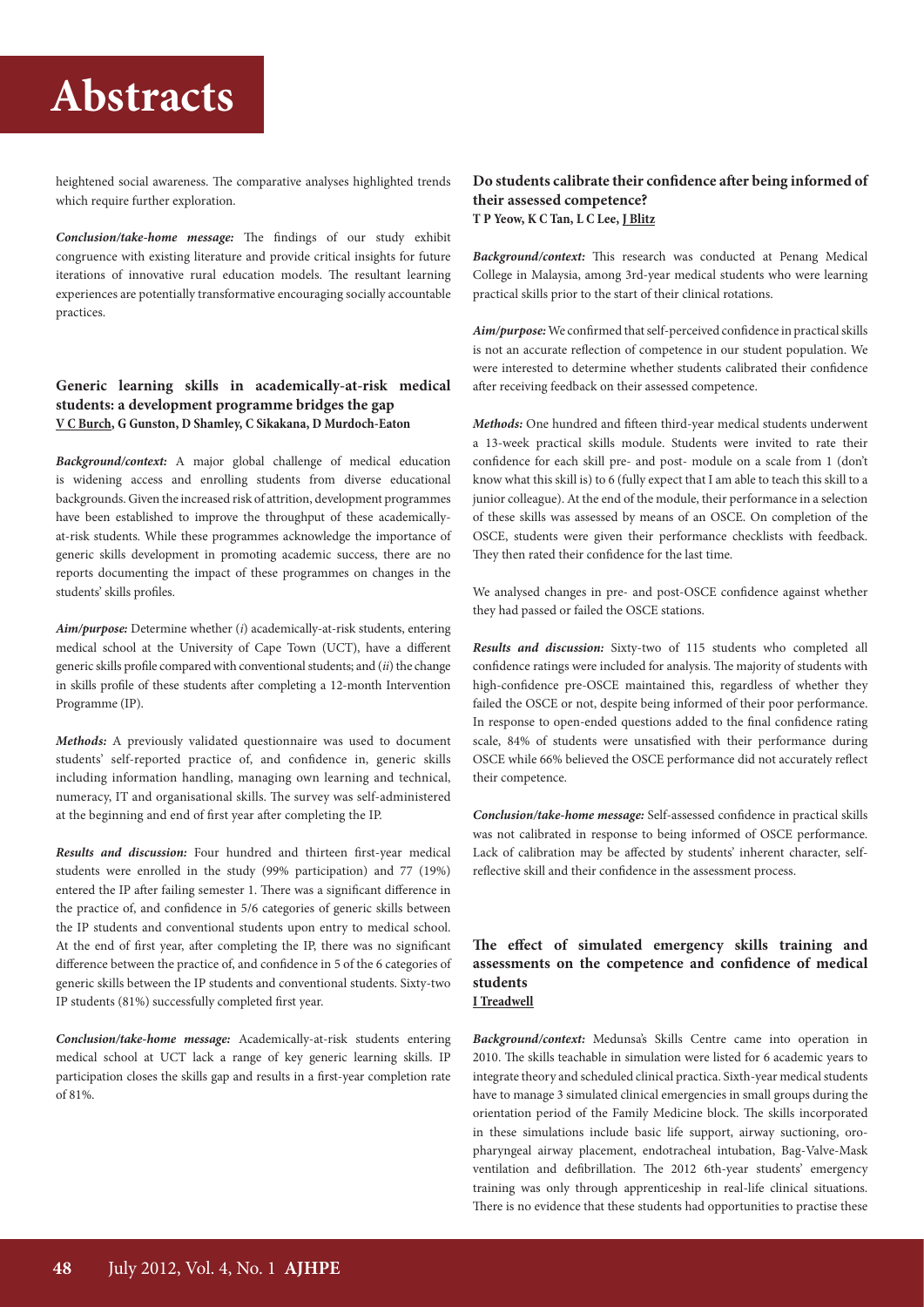heightened social awareness. The comparative analyses highlighted trends which require further exploration.

***Conclusion/take-home message:*** The findings of our study exhibit congruence with existing literature and provide critical insights for future iterations of innovative rural education models. The resultant learning experiences are potentially transformative encouraging socially accountable practices.

### Generic learning skills in academically-at-risk medical students: a development programme bridges the gap

**V C Burch, G Gunston, D Shamley, C Sikakana, D Murdoch-Eaton**

***Background/context:*** A major global challenge of medical education is widening access and enrolling students from diverse educational backgrounds. Given the increased risk of attrition, development programmes have been established to improve the throughput of these academically-at-risk students. While these programmes acknowledge the importance of generic skills development in promoting academic success, there are no reports documenting the impact of these programmes on changes in the students' skills profiles.

***Aim/purpose:*** Determine whether (*i*) academically-at-risk students, entering medical school at the University of Cape Town (UCT), have a different generic skills profile compared with conventional students; and (*ii*) the change in skills profile of these students after completing a 12-month Intervention Programme (IP).

***Methods:*** A previously validated questionnaire was used to document students' self-reported practice of, and confidence in, generic skills including information handling, managing own learning and technical, numeracy, IT and organisational skills. The survey was self-administered at the beginning and end of first year after completing the IP.

***Results and discussion:*** Four hundred and thirteen first-year medical students were enrolled in the study (99% participation) and 77 (19%) entered the IP after failing semester 1. There was a significant difference in the practice of, and confidence in 5/6 categories of generic skills between the IP students and conventional students upon entry to medical school. At the end of first year, after completing the IP, there was no significant difference between the practice of, and confidence in 5 of the 6 categories of generic skills between the IP students and conventional students. Sixty-two IP students (81%) successfully completed first year.

***Conclusion/take-home message:*** Academically-at-risk students entering medical school at UCT lack a range of key generic learning skills. IP participation closes the skills gap and results in a first-year completion rate of 81%.

### Do students calibrate their confidence after being informed of their assessed competence?

**T P Yeow, K C Tan, L C Lee, J Blitz**

***Background/context:*** This research was conducted at Penang Medical College in Malaysia, among 3rd-year medical students who were learning practical skills prior to the start of their clinical rotations.

***Aim/purpose:*** We confirmed that self-perceived confidence in practical skills is not an accurate reflection of competence in our student population. We were interested to determine whether students calibrated their confidence after receiving feedback on their assessed competence.

***Methods:*** One hundred and fifteen third-year medical students underwent a 13-week practical skills module. Students were invited to rate their confidence for each skill pre- and post- module on a scale from 1 (don't know what this skill is) to 6 (fully expect that I am able to teach this skill to a junior colleague). At the end of the module, their performance in a selection of these skills was assessed by means of an OSCE. On completion of the OSCE, students were given their performance checklists with feedback. They then rated their confidence for the last time.

We analysed changes in pre- and post-OSCE confidence against whether they had passed or failed the OSCE stations.

***Results and discussion:*** Sixty-two of 115 students who completed all confidence ratings were included for analysis. The majority of students with high-confidence pre-OSCE maintained this, regardless of whether they failed the OSCE or not, despite being informed of their poor performance. In response to open-ended questions added to the final confidence rating scale, 84% of students were unsatisfied with their performance during OSCE while 66% believed the OSCE performance did not accurately reflect their competence.

***Conclusion/take-home message:*** Self-assessed confidence in practical skills was not calibrated in response to being informed of OSCE performance. Lack of calibration may be affected by students' inherent character, self-reflective skill and their confidence in the assessment process.

### The effect of simulated emergency skills training and assessments on the competence and confidence of medical students

**I Treadwell**

***Background/context:*** Medunsa's Skills Centre came into operation in 2010. The skills teachable in simulation were listed for 6 academic years to integrate theory and scheduled clinical practica. Sixth-year medical students have to manage 3 simulated clinical emergencies in small groups during the orientation period of the Family Medicine block. The skills incorporated in these simulations include basic life support, airway suctioning, oro-pharyngeal airway placement, endotracheal intubation, Bag-Valve-Mask ventilation and defibrillation. The 2012 6th-year students' emergency training was only through apprenticeship in real-life clinical situations. There is no evidence that these students had opportunities to practise these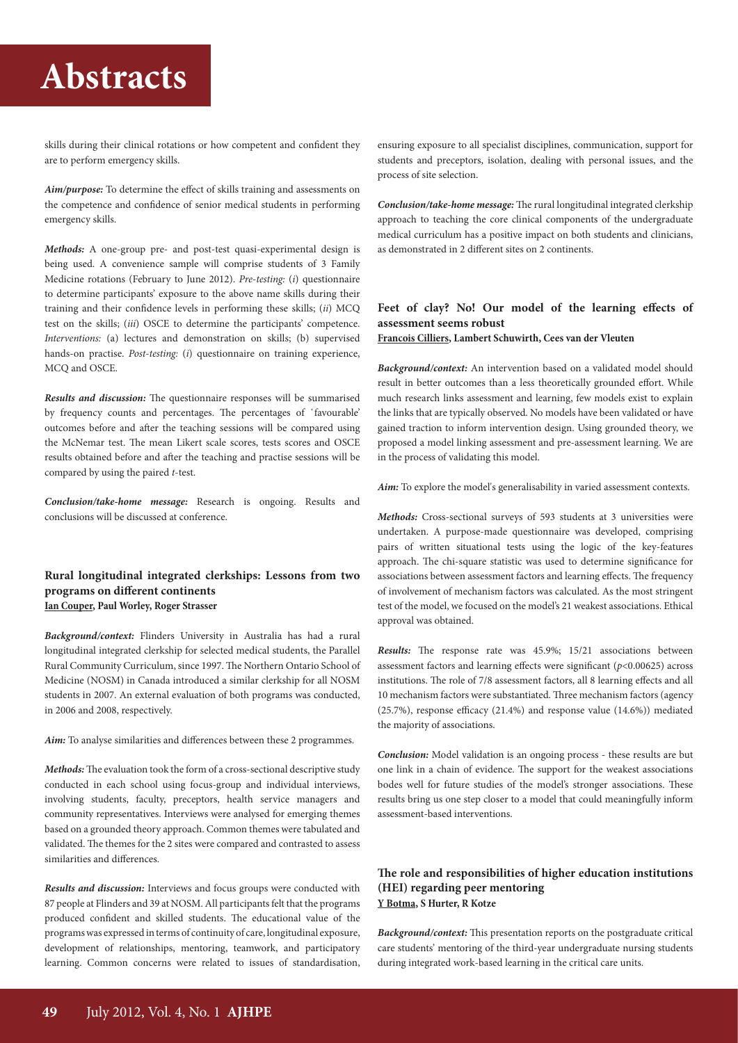skills during their clinical rotations or how competent and confident they are to perform emergency skills.

***Aim/purpose:*** To determine the effect of skills training and assessments on the competence and confidence of senior medical students in performing emergency skills.

***Methods:*** A one-group pre- and post-test quasi-experimental design is being used. A convenience sample will comprise students of 3 Family Medicine rotations (February to June 2012). *Pre-testing:* (*i*) questionnaire to determine participants' exposure to the above name skills during their training and their confidence levels in performing these skills; (*ii*) MCQ test on the skills; (*iii*) OSCE to determine the participants' competence. *Interventions:* (a) lectures and demonstration on skills; (b) supervised hands-on practise. *Post-testing:* (*i*) questionnaire on training experience, MCQ and OSCE.

***Results and discussion:*** The questionnaire responses will be summarised by frequency counts and percentages. The percentages of 'favourable' outcomes before and after the teaching sessions will be compared using the McNemar test. The mean Likert scale scores, tests scores and OSCE results obtained before and after the teaching and practise sessions will be compared by using the paired *t*-test.

***Conclusion/take-home message:*** Research is ongoing. Results and conclusions will be discussed at conference.

### Rural longitudinal integrated clerkships: Lessons from two programs on different continents

**Ian Couper, Paul Worley, Roger Strasser**

***Background/context:*** Flinders University in Australia has had a rural longitudinal integrated clerkship for selected medical students, the Parallel Rural Community Curriculum, since 1997. The Northern Ontario School of Medicine (NOSM) in Canada introduced a similar clerkship for all NOSM students in 2007. An external evaluation of both programs was conducted, in 2006 and 2008, respectively.

***Aim:*** To analyse similarities and differences between these 2 programmes.

***Methods:*** The evaluation took the form of a cross-sectional descriptive study conducted in each school using focus-group and individual interviews, involving students, faculty, preceptors, health service managers and community representatives. Interviews were analysed for emerging themes based on a grounded theory approach. Common themes were tabulated and validated. The themes for the 2 sites were compared and contrasted to assess similarities and differences.

***Results and discussion:*** Interviews and focus groups were conducted with 87 people at Flinders and 39 at NOSM. All participants felt that the programs produced confident and skilled students. The educational value of the programs was expressed in terms of continuity of care, longitudinal exposure, development of relationships, mentoring, teamwork, and participatory learning. Common concerns were related to issues of standardisation, ensuring exposure to all specialist disciplines, communication, support for students and preceptors, isolation, dealing with personal issues, and the process of site selection.

***Conclusion/take-home message:*** The rural longitudinal integrated clerkship approach to teaching the core clinical components of the undergraduate medical curriculum has a positive impact on both students and clinicians, as demonstrated in 2 different sites on 2 continents.

### Feet of clay? No! Our model of the learning effects of assessment seems robust

**Francois Cilliers, Lambert Schuwirth, Cees van der Vleuten**

***Background/context:*** An intervention based on a validated model should result in better outcomes than a less theoretically grounded effort. While much research links assessment and learning, few models exist to explain the links that are typically observed. No models have been validated or have gained traction to inform intervention design. Using grounded theory, we proposed a model linking assessment and pre-assessment learning. We are in the process of validating this model.

***Aim:*** To explore the model's generalisability in varied assessment contexts.

***Methods:*** Cross-sectional surveys of 593 students at 3 universities were undertaken. A purpose-made questionnaire was developed, comprising pairs of written situational tests using the logic of the key-features approach. The chi-square statistic was used to determine significance for associations between assessment factors and learning effects. The frequency of involvement of mechanism factors was calculated. As the most stringent test of the model, we focused on the model's 21 weakest associations. Ethical approval was obtained.

***Results:*** The response rate was 45.9%; 15/21 associations between assessment factors and learning effects were significant ($p<0.00625$) across institutions. The role of 7/8 assessment factors, all 8 learning effects and all 10 mechanism factors were substantiated. Three mechanism factors (agency (25.7%), response efficacy (21.4%) and response value (14.6%)) mediated the majority of associations.

***Conclusion:*** Model validation is an ongoing process - these results are but one link in a chain of evidence. The support for the weakest associations bodes well for future studies of the model's stronger associations. These results bring us one step closer to a model that could meaningfully inform assessment-based interventions.

### The role and responsibilities of higher education institutions (HEI) regarding peer mentoring

**Y Botma, S Hurter, R Kotze**

***Background/context:*** This presentation reports on the postgraduate critical care students' mentoring of the third-year undergraduate nursing students during integrated work-based learning in the critical care units.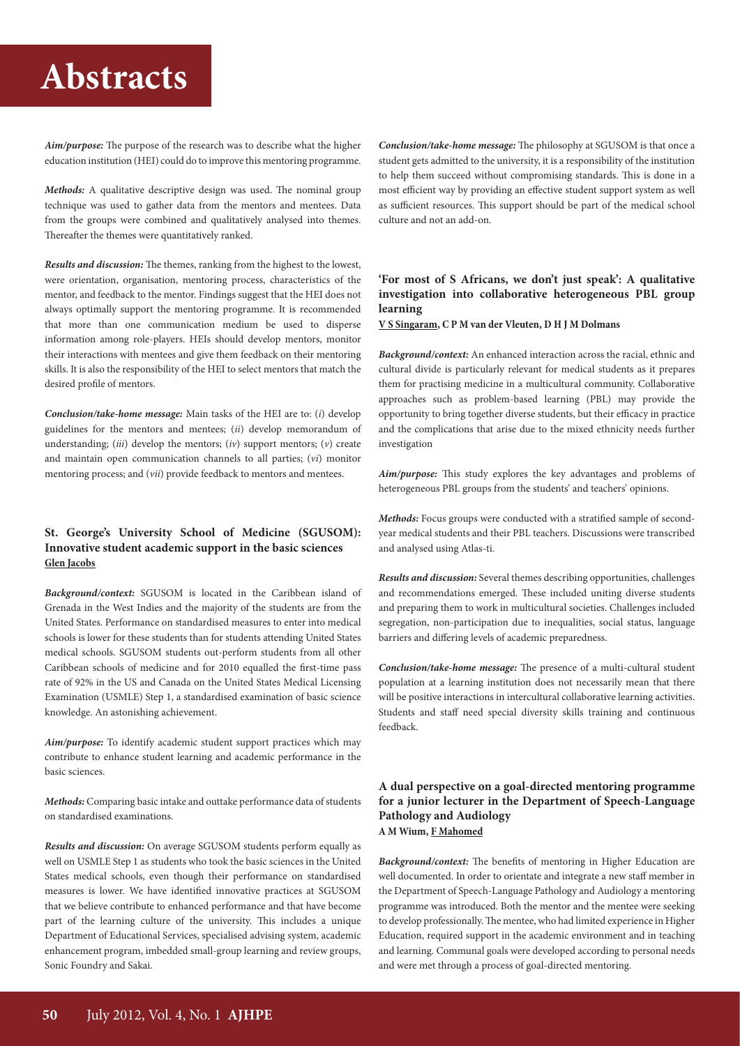# Abstracts

***Aim/purpose:*** The purpose of the research was to describe what the higher education institution (HEI) could do to improve this mentoring programme.

***Methods:*** A qualitative descriptive design was used. The nominal group technique was used to gather data from the mentors and mentees. Data from the groups were combined and qualitatively analysed into themes. Thereafter the themes were quantitatively ranked.

***Results and discussion:*** The themes, ranking from the highest to the lowest, were orientation, organisation, mentoring process, characteristics of the mentor, and feedback to the mentor. Findings suggest that the HEI does not always optimally support the mentoring programme. It is recommended that more than one communication medium be used to disperse information among role-players. HEIs should develop mentors, monitor their interactions with mentees and give them feedback on their mentoring skills. It is also the responsibility of the HEI to select mentors that match the desired profile of mentors.

***Conclusion/take-home message:*** Main tasks of the HEI are to: (*i*) develop guidelines for the mentors and mentees; (*ii*) develop memorandum of understanding; (*iii*) develop the mentors; (*iv*) support mentors; (*v*) create and maintain open communication channels to all parties; (*vi*) monitor mentoring process; and (*vii*) provide feedback to mentors and mentees.

### St. George's University School of Medicine (SGUSOM): Innovative student academic support in the basic sciences

**Glen Jacobs**

***Background/context:*** SGUSOM is located in the Caribbean island of Grenada in the West Indies and the majority of the students are from the United States. Performance on standardised measures to enter into medical schools is lower for these students than for students attending United States medical schools. SGUSOM students out-perform students from all other Caribbean schools of medicine and for 2010 equalled the first-time pass rate of 92% in the US and Canada on the United States Medical Licensing Examination (USMLE) Step 1, a standardised examination of basic science knowledge. An astonishing achievement.

***Aim/purpose:*** To identify academic student support practices which may contribute to enhance student learning and academic performance in the basic sciences.

***Methods:*** Comparing basic intake and outtake performance data of students on standardised examinations.

***Results and discussion:*** On average SGUSOM students perform equally as well on USMLE Step 1 as students who took the basic sciences in the United States medical schools, even though their performance on standardised measures is lower. We have identified innovative practices at SGUSOM that we believe contribute to enhanced performance and that have become part of the learning culture of the university. This includes a unique Department of Educational Services, specialised advising system, academic enhancement program, imbedded small-group learning and review groups, Sonic Foundry and Sakai.

***Conclusion/take-home message:*** The philosophy at SGUSOM is that once a student gets admitted to the university, it is a responsibility of the institution to help them succeed without compromising standards. This is done in a most efficient way by providing an effective student support system as well as sufficient resources. This support should be part of the medical school culture and not an add-on.

### 'For most of S Africans, we don't just speak': A qualitative investigation into collaborative heterogeneous PBL group learning

**V S Singaram, C P M van der Vleuten, D H J M Dolmans**

***Background/context:*** An enhanced interaction across the racial, ethnic and cultural divide is particularly relevant for medical students as it prepares them for practising medicine in a multicultural community. Collaborative approaches such as problem-based learning (PBL) may provide the opportunity to bring together diverse students, but their efficacy in practice and the complications that arise due to the mixed ethnicity needs further investigation

***Aim/purpose:*** This study explores the key advantages and problems of heterogeneous PBL groups from the students' and teachers' opinions.

***Methods:*** Focus groups were conducted with a stratified sample of second-year medical students and their PBL teachers. Discussions were transcribed and analysed using Atlas-ti.

***Results and discussion:*** Several themes describing opportunities, challenges and recommendations emerged. These included uniting diverse students and preparing them to work in multicultural societies. Challenges included segregation, non-participation due to inequalities, social status, language barriers and differing levels of academic preparedness.

***Conclusion/take-home message:*** The presence of a multi-cultural student population at a learning institution does not necessarily mean that there will be positive interactions in intercultural collaborative learning activities. Students and staff need special diversity skills training and continuous feedback.

### A dual perspective on a goal-directed mentoring programme for a junior lecturer in the Department of Speech-Language Pathology and Audiology

**A M Wium, F Mahomed**

***Background/context:*** The benefits of mentoring in Higher Education are well documented. In order to orientate and integrate a new staff member in the Department of Speech-Language Pathology and Audiology a mentoring programme was introduced. Both the mentor and the mentee were seeking to develop professionally. The mentee, who had limited experience in Higher Education, required support in the academic environment and in teaching and learning. Communal goals were developed according to personal needs and were met through a process of goal-directed mentoring.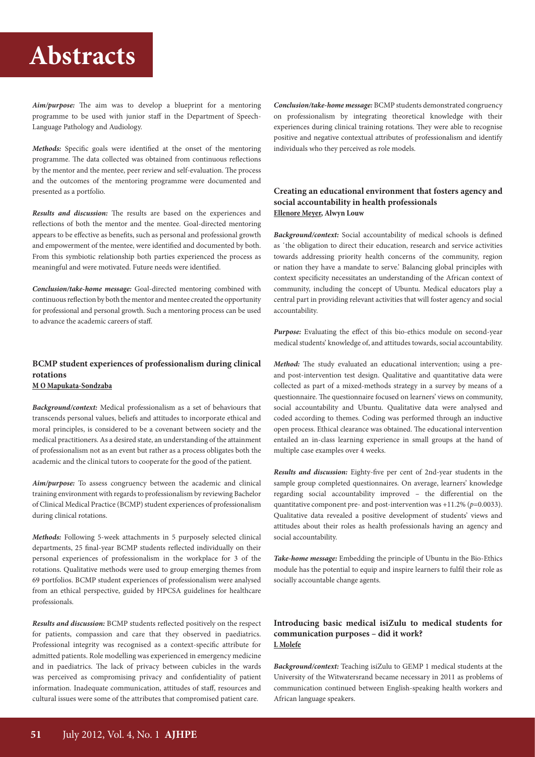*Aim/purpose:* The aim was to develop a blueprint for a mentoring programme to be used with junior staff in the Department of Speech-Language Pathology and Audiology.

*Methods:* Specific goals were identified at the onset of the mentoring programme. The data collected was obtained from continuous reflections by the mentor and the mentee, peer review and self-evaluation. The process and the outcomes of the mentoring programme were documented and presented as a portfolio.

*Results and discussion:* The results are based on the experiences and reflections of both the mentor and the mentee. Goal-directed mentoring appears to be effective as benefits, such as personal and professional growth and empowerment of the mentee, were identified and documented by both. From this symbiotic relationship both parties experienced the process as meaningful and were motivated. Future needs were identified.

*Conclusion/take-home message:* Goal-directed mentoring combined with continuous reflection by both the mentor and mentee created the opportunity for professional and personal growth. Such a mentoring process can be used to advance the academic careers of staff.

### BCMP student experiences of professionalism during clinical rotations

M O Mapukata-Sondzaba

*Background/context:* Medical professionalism as a set of behaviours that transcends personal values, beliefs and attitudes to incorporate ethical and moral principles, is considered to be a covenant between society and the medical practitioners. As a desired state, an understanding of the attainment of professionalism not as an event but rather as a process obligates both the academic and the clinical tutors to cooperate for the good of the patient.

*Aim/purpose:* To assess congruency between the academic and clinical training environment with regards to professionalism by reviewing Bachelor of Clinical Medical Practice (BCMP) student experiences of professionalism during clinical rotations.

*Methods:* Following 5-week attachments in 5 purposely selected clinical departments, 25 final-year BCMP students reflected individually on their personal experiences of professionalism in the workplace for 3 of the rotations. Qualitative methods were used to group emerging themes from 69 portfolios. BCMP student experiences of professionalism were analysed from an ethical perspective, guided by HPCSA guidelines for healthcare professionals.

*Results and discussion:* BCMP students reflected positively on the respect for patients, compassion and care that they observed in paediatrics. Professional integrity was recognised as a context-specific attribute for admitted patients. Role modelling was experienced in emergency medicine and in paediatrics. The lack of privacy between cubicles in the wards was perceived as compromising privacy and confidentiality of patient information. Inadequate communication, attitudes of staff, resources and cultural issues were some of the attributes that compromised patient care.

*Conclusion/take-home message:* BCMP students demonstrated congruency on professionalism by integrating theoretical knowledge with their experiences during clinical training rotations. They were able to recognise positive and negative contextual attributes of professionalism and identify individuals who they perceived as role models.

### Creating an educational environment that fosters agency and social accountability in health professionals

Ellenore Meyer, Alwyn Louw

*Background/context:* Social accountability of medical schools is defined as 'the obligation to direct their education, research and service activities towards addressing priority health concerns of the community, region or nation they have a mandate to serve.' Balancing global principles with context specificity necessitates an understanding of the African context of community, including the concept of Ubuntu. Medical educators play a central part in providing relevant activities that will foster agency and social accountability.

*Purpose:* Evaluating the effect of this bio-ethics module on second-year medical students' knowledge of, and attitudes towards, social accountability.

*Method:* The study evaluated an educational intervention; using a pre- and post-intervention test design. Qualitative and quantitative data were collected as part of a mixed-methods strategy in a survey by means of a questionnaire. The questionnaire focused on learners' views on community, social accountability and Ubuntu. Qualitative data were analysed and coded according to themes. Coding was performed through an inductive open process. Ethical clearance was obtained. The educational intervention entailed an in-class learning experience in small groups at the hand of multiple case examples over 4 weeks.

*Results and discussion:* Eighty-five per cent of 2nd-year students in the sample group completed questionnaires. On average, learners' knowledge regarding social accountability improved – the differential on the quantitative component pre- and post-intervention was +11.2% ($p$=0.0033). Qualitative data revealed a positive development of students' views and attitudes about their roles as health professionals having an agency and social accountability.

*Take-home message:* Embedding the principle of Ubuntu in the Bio-Ethics module has the potential to equip and inspire learners to fulfil their role as socially accountable change agents.

### Introducing basic medical isiZulu to medical students for communication purposes – did it work?

L Molefe

*Background/context:* Teaching isiZulu to GEMP 1 medical students at the University of the Witwatersrand became necessary in 2011 as problems of communication continued between English-speaking health workers and African language speakers.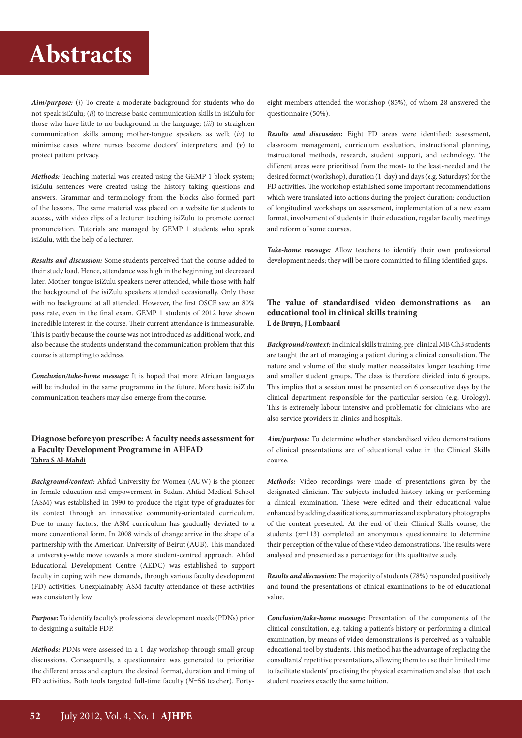# Abstracts

***Aim/purpose:*** (*i*) To create a moderate background for students who do not speak isiZulu; (*ii*) to increase basic communication skills in isiZulu for those who have little to no background in the language; (*iii*) to straighten communication skills among mother-tongue speakers as well; (*iv*) to minimise cases where nurses become doctors' interpreters; and (*v*) to protect patient privacy.

***Methods:*** Teaching material was created using the GEMP 1 block system; isiZulu sentences were created using the history taking questions and answers. Grammar and terminology from the blocks also formed part of the lessons. The same material was placed on a website for students to access., with video clips of a lecturer teaching isiZulu to promote correct pronunciation. Tutorials are managed by GEMP 1 students who speak isiZulu, with the help of a lecturer.

***Results and discussion:*** Some students perceived that the course added to their study load. Hence, attendance was high in the beginning but decreased later. Mother-tongue isiZulu speakers never attended, while those with half the background of the isiZulu speakers attended occasionally. Only those with no background at all attended. However, the first OSCE saw an 80% pass rate, even in the final exam. GEMP 1 students of 2012 have shown incredible interest in the course. Their current attendance is immeasurable. This is partly because the course was not introduced as additional work, and also because the students understand the communication problem that this course is attempting to address.

***Conclusion/take-home message:*** It is hoped that more African languages will be included in the same programme in the future. More basic isiZulu communication teachers may also emerge from the course.

### Diagnose before you prescribe: A faculty needs assessment for a Faculty Development Programme in AHFAD

**Tahra S Al-Mahdi**

***Background/context:*** Ahfad University for Women (AUW) is the pioneer in female education and empowerment in Sudan. Ahfad Medical School (ASM) was established in 1990 to produce the right type of graduates for its context through an innovative community-orientated curriculum. Due to many factors, the ASM curriculum has gradually deviated to a more conventional form. In 2008 winds of change arrive in the shape of a partnership with the American University of Beirut (AUB). This mandated a university-wide move towards a more student-centred approach. Ahfad Educational Development Centre (AEDC) was established to support faculty in coping with new demands, through various faculty development (FD) activities. Unexplainably, ASM faculty attendance of these activities was consistently low.

***Purpose:*** To identify faculty's professional development needs (PDNs) prior to designing a suitable FDP.

***Methods:*** PDNs were assessed in a 1-day workshop through small-group discussions. Consequently, a questionnaire was generated to prioritise the different areas and capture the desired format, duration and timing of FD activities. Both tools targeted full-time faculty ($N$=56 teacher). Forty-eight members attended the workshop (85%), of whom 28 answered the questionnaire (50%).

***Results and discussion:*** Eight FD areas were identified: assessment, classroom management, curriculum evaluation, instructional planning, instructional methods, research, student support, and technology. The different areas were prioritised from the most- to the least-needed and the desired format (workshop), duration (1-day) and days (e.g. Saturdays) for the FD activities. The workshop established some important recommendations which were translated into actions during the project duration: conduction of longitudinal workshops on assessment, implementation of a new exam format, involvement of students in their education, regular faculty meetings and reform of some courses.

***Take-home message:*** Allow teachers to identify their own professional development needs; they will be more committed to filling identified gaps.

### The value of standardised video demonstrations as an educational tool in clinical skills training

**L de Bruyn, J Lombaard**

***Background/context:*** In clinical skills training, pre-clinical MB ChB students are taught the art of managing a patient during a clinical consultation. The nature and volume of the study matter necessitates longer teaching time and smaller student groups. The class is therefore divided into 6 groups. This implies that a session must be presented on 6 consecutive days by the clinical department responsible for the particular session (e.g. Urology). This is extremely labour-intensive and problematic for clinicians who are also service providers in clinics and hospitals.

***Aim/purpose:*** To determine whether standardised video demonstrations of clinical presentations are of educational value in the Clinical Skills course.

***Methods:*** Video recordings were made of presentations given by the designated clinician. The subjects included history-taking or performing a clinical examination. These were edited and their educational value enhanced by adding classifications, summaries and explanatory photographs of the content presented. At the end of their Clinical Skills course, the students ($n$=113) completed an anonymous questionnaire to determine their perception of the value of these video demonstrations. The results were analysed and presented as a percentage for this qualitative study.

***Results and discussion:*** The majority of students (78%) responded positively and found the presentations of clinical examinations to be of educational value.

***Conclusion/take-home message:*** Presentation of the components of the clinical consultation, e.g. taking a patient's history or performing a clinical examination, by means of video demonstrations is perceived as a valuable educational tool by students. This method has the advantage of replacing the consultants' repetitive presentations, allowing them to use their limited time to facilitate students' practising the physical examination and also, that each student receives exactly the same tuition.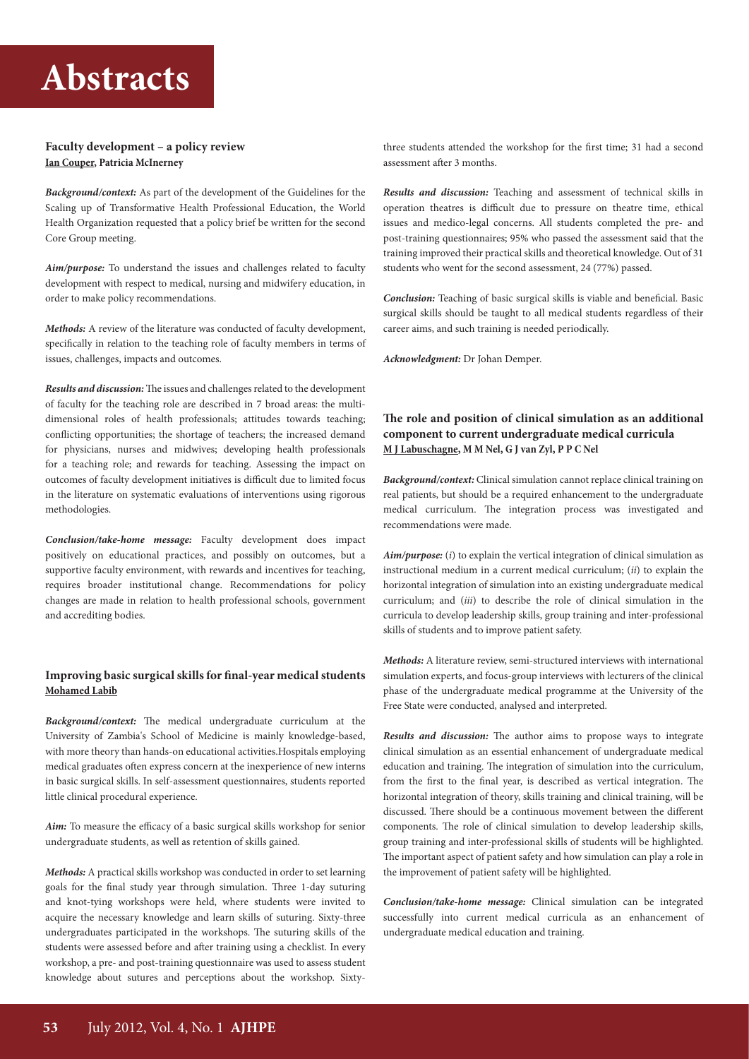# Abstracts

## Faculty development – a policy review

**Ian Couper, Patricia McInerney**

***Background/context:*** As part of the development of the Guidelines for the Scaling up of Transformative Health Professional Education, the World Health Organization requested that a policy brief be written for the second Core Group meeting.

***Aim/purpose:*** To understand the issues and challenges related to faculty development with respect to medical, nursing and midwifery education, in order to make policy recommendations.

***Methods:*** A review of the literature was conducted of faculty development, specifically in relation to the teaching role of faculty members in terms of issues, challenges, impacts and outcomes.

***Results and discussion:*** The issues and challenges related to the development of faculty for the teaching role are described in 7 broad areas: the multi-dimensional roles of health professionals; attitudes towards teaching; conflicting opportunities; the shortage of teachers; the increased demand for physicians, nurses and midwives; developing health professionals for a teaching role; and rewards for teaching. Assessing the impact on outcomes of faculty development initiatives is difficult due to limited focus in the literature on systematic evaluations of interventions using rigorous methodologies.

***Conclusion/take-home message:*** Faculty development does impact positively on educational practices, and possibly on outcomes, but a supportive faculty environment, with rewards and incentives for teaching, requires broader institutional change. Recommendations for policy changes are made in relation to health professional schools, government and accrediting bodies.

## Improving basic surgical skills for final-year medical students

**Mohamed Labib**

***Background/context:*** The medical undergraduate curriculum at the University of Zambia's School of Medicine is mainly knowledge-based, with more theory than hands-on educational activities.Hospitals employing medical graduates often express concern at the inexperience of new interns in basic surgical skills. In self-assessment questionnaires, students reported little clinical procedural experience.

***Aim:*** To measure the efficacy of a basic surgical skills workshop for senior undergraduate students, as well as retention of skills gained.

***Methods:*** A practical skills workshop was conducted in order to set learning goals for the final study year through simulation. Three 1-day suturing and knot-tying workshops were held, where students were invited to acquire the necessary knowledge and learn skills of suturing. Sixty-three undergraduates participated in the workshops. The suturing skills of the students were assessed before and after training using a checklist. In every workshop, a pre- and post-training questionnaire was used to assess student knowledge about sutures and perceptions about the workshop. Sixty-three students attended the workshop for the first time; 31 had a second assessment after 3 months.

***Results and discussion:*** Teaching and assessment of technical skills in operation theatres is difficult due to pressure on theatre time, ethical issues and medico-legal concerns. All students completed the pre- and post-training questionnaires; 95% who passed the assessment said that the training improved their practical skills and theoretical knowledge. Out of 31 students who went for the second assessment, 24 (77%) passed.

***Conclusion:*** Teaching of basic surgical skills is viable and beneficial. Basic surgical skills should be taught to all medical students regardless of their career aims, and such training is needed periodically.

***Acknowledgment:*** Dr Johan Demper.

## The role and position of clinical simulation as an additional component to current undergraduate medical curricula

**M J Labuschagne, M M Nel, G J van Zyl, P P C Nel**

***Background/context:*** Clinical simulation cannot replace clinical training on real patients, but should be a required enhancement to the undergraduate medical curriculum. The integration process was investigated and recommendations were made.

***Aim/purpose:*** (*i*) to explain the vertical integration of clinical simulation as instructional medium in a current medical curriculum; (*ii*) to explain the horizontal integration of simulation into an existing undergraduate medical curriculum; and (*iii*) to describe the role of clinical simulation in the curricula to develop leadership skills, group training and inter-professional skills of students and to improve patient safety.

***Methods:*** A literature review, semi-structured interviews with international simulation experts, and focus-group interviews with lecturers of the clinical phase of the undergraduate medical programme at the University of the Free State were conducted, analysed and interpreted.

***Results and discussion:*** The author aims to propose ways to integrate clinical simulation as an essential enhancement of undergraduate medical education and training. The integration of simulation into the curriculum, from the first to the final year, is described as vertical integration. The horizontal integration of theory, skills training and clinical training, will be discussed. There should be a continuous movement between the different components. The role of clinical simulation to develop leadership skills, group training and inter-professional skills of students will be highlighted. The important aspect of patient safety and how simulation can play a role in the improvement of patient safety will be highlighted.

***Conclusion/take-home message:*** Clinical simulation can be integrated successfully into current medical curricula as an enhancement of undergraduate medical education and training.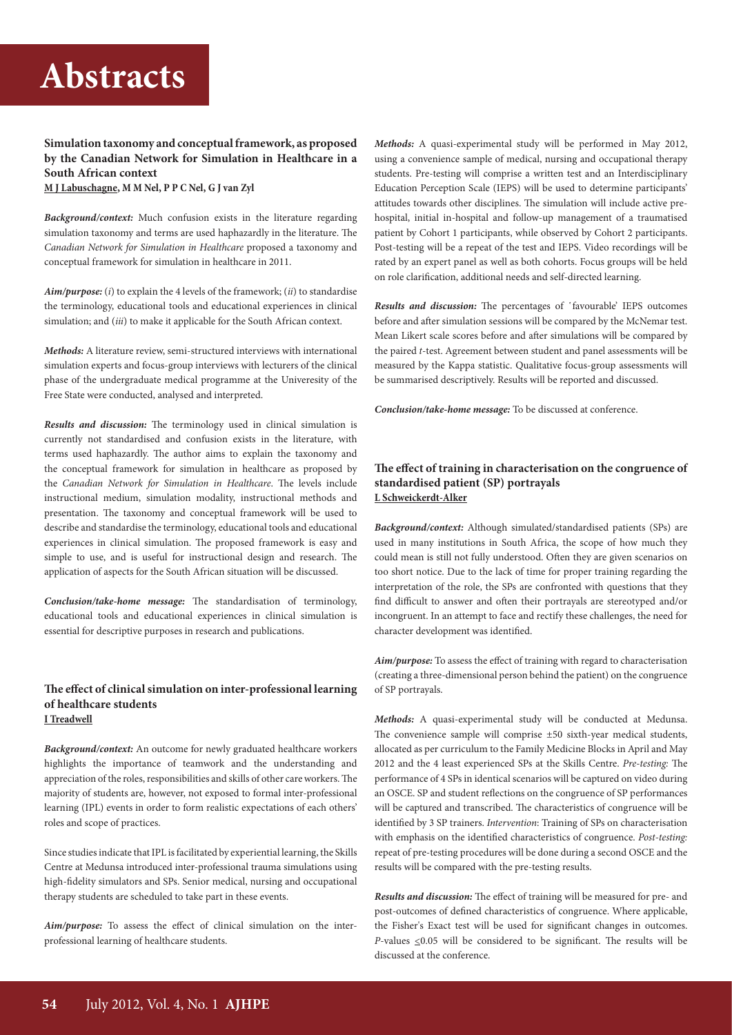# Abstracts

### Simulation taxonomy and conceptual framework, as proposed by the Canadian Network for Simulation in Healthcare in a South African context

**M J Labuschagne, M M Nel, P P C Nel, G J van Zyl**

***Background/context:*** Much confusion exists in the literature regarding simulation taxonomy and terms are used haphazardly in the literature. The *Canadian Network for Simulation in Healthcare* proposed a taxonomy and conceptual framework for simulation in healthcare in 2011.

***Aim/purpose:*** (*i*) to explain the 4 levels of the framework; (*ii*) to standardise the terminology, educational tools and educational experiences in clinical simulation; and (*iii*) to make it applicable for the South African context.

***Methods:*** A literature review, semi-structured interviews with international simulation experts and focus-group interviews with lecturers of the clinical phase of the undergraduate medical programme at the Univeresity of the Free State were conducted, analysed and interpreted.

***Results and discussion:*** The terminology used in clinical simulation is currently not standardised and confusion exists in the literature, with terms used haphazardly. The author aims to explain the taxonomy and the conceptual framework for simulation in healthcare as proposed by the *Canadian Network for Simulation in Healthcare*. The levels include instructional medium, simulation modality, instructional methods and presentation. The taxonomy and conceptual framework will be used to describe and standardise the terminology, educational tools and educational experiences in clinical simulation. The proposed framework is easy and simple to use, and is useful for instructional design and research. The application of aspects for the South African situation will be discussed.

***Conclusion/take-home message:*** The standardisation of terminology, educational tools and educational experiences in clinical simulation is essential for descriptive purposes in research and publications.

### The effect of clinical simulation on inter-professional learning of healthcare students

**I Treadwell**

***Background/context:*** An outcome for newly graduated healthcare workers highlights the importance of teamwork and the understanding and appreciation of the roles, responsibilities and skills of other care workers. The majority of students are, however, not exposed to formal inter-professional learning (IPL) events in order to form realistic expectations of each others' roles and scope of practices.

Since studies indicate that IPL is facilitated by experiential learning, the Skills Centre at Medunsa introduced inter-professional trauma simulations using high-fidelity simulators and SPs. Senior medical, nursing and occupational therapy students are scheduled to take part in these events.

***Aim/purpose:*** To assess the effect of clinical simulation on the inter-professional learning of healthcare students.

***Methods:*** A quasi-experimental study will be performed in May 2012, using a convenience sample of medical, nursing and occupational therapy students. Pre-testing will comprise a written test and an Interdisciplinary Education Perception Scale (IEPS) will be used to determine participants' attitudes towards other disciplines. The simulation will include active pre-hospital, initial in-hospital and follow-up management of a traumatised patient by Cohort 1 participants, while observed by Cohort 2 participants. Post-testing will be a repeat of the test and IEPS. Video recordings will be rated by an expert panel as well as both cohorts. Focus groups will be held on role clarification, additional needs and self-directed learning.

***Results and discussion:*** The percentages of 'favourable' IEPS outcomes before and after simulation sessions will be compared by the McNemar test. Mean Likert scale scores before and after simulations will be compared by the paired *t*-test. Agreement between student and panel assessments will be measured by the Kappa statistic. Qualitative focus-group assessments will be summarised descriptively. Results will be reported and discussed.

***Conclusion/take-home message:*** To be discussed at conference.

### The effect of training in characterisation on the congruence of standardised patient (SP) portrayals

**L Schweickerdt-Alker**

***Background/context:*** Although simulated/standardised patients (SPs) are used in many institutions in South Africa, the scope of how much they could mean is still not fully understood. Often they are given scenarios on too short notice. Due to the lack of time for proper training regarding the interpretation of the role, the SPs are confronted with questions that they find difficult to answer and often their portrayals are stereotyped and/or incongruent. In an attempt to face and rectify these challenges, the need for character development was identified.

***Aim/purpose:*** To assess the effect of training with regard to characterisation (creating a three-dimensional person behind the patient) on the congruence of SP portrayals.

***Methods:*** A quasi-experimental study will be conducted at Medunsa. The convenience sample will comprise ±50 sixth-year medical students, allocated as per curriculum to the Family Medicine Blocks in April and May 2012 and the 4 least experienced SPs at the Skills Centre. *Pre-testing:* The performance of 4 SPs in identical scenarios will be captured on video during an OSCE. SP and student reflections on the congruence of SP performances will be captured and transcribed. The characteristics of congruence will be identified by 3 SP trainers. *Intervention*: Training of SPs on characterisation with emphasis on the identified characteristics of congruence. *Post-testing:* repeat of pre-testing procedures will be done during a second OSCE and the results will be compared with the pre-testing results.

***Results and discussion:*** The effect of training will be measured for pre- and post-outcomes of defined characteristics of congruence. Where applicable, the Fisher's Exact test will be used for significant changes in outcomes. *P*-values $\leq 0.05$ will be considered to be significant. The results will be discussed at the conference.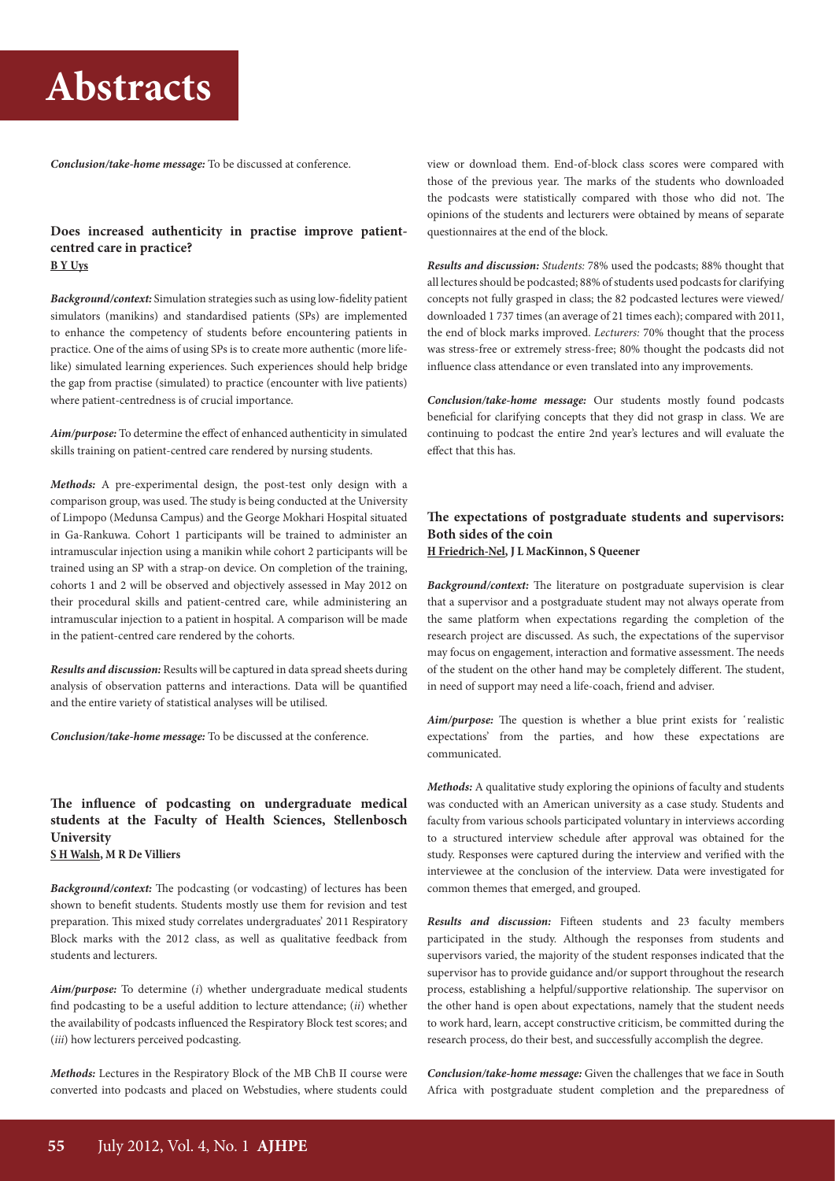***Conclusion/take-home message:*** To be discussed at conference.

### Does increased authenticity in practise improve patient-centred care in practice?

**B Y Uys**

***Background/context:*** Simulation strategies such as using low-fidelity patient simulators (manikins) and standardised patients (SPs) are implemented to enhance the competency of students before encountering patients in practice. One of the aims of using SPs is to create more authentic (more life-like) simulated learning experiences. Such experiences should help bridge the gap from practise (simulated) to practice (encounter with live patients) where patient-centredness is of crucial importance.

***Aim/purpose:*** To determine the effect of enhanced authenticity in simulated skills training on patient-centred care rendered by nursing students.

***Methods:*** A pre-experimental design, the post-test only design with a comparison group, was used. The study is being conducted at the University of Limpopo (Medunsa Campus) and the George Mokhari Hospital situated in Ga-Rankuwa. Cohort 1 participants will be trained to administer an intramuscular injection using a manikin while cohort 2 participants will be trained using an SP with a strap-on device. On completion of the training, cohorts 1 and 2 will be observed and objectively assessed in May 2012 on their procedural skills and patient-centred care, while administering an intramuscular injection to a patient in hospital. A comparison will be made in the patient-centred care rendered by the cohorts.

***Results and discussion:*** Results will be captured in data spread sheets during analysis of observation patterns and interactions. Data will be quantified and the entire variety of statistical analyses will be utilised.

***Conclusion/take-home message:*** To be discussed at the conference.

### The influence of podcasting on undergraduate medical students at the Faculty of Health Sciences, Stellenbosch University

**S H Walsh, M R De Villiers**

***Background/context:*** The podcasting (or vodcasting) of lectures has been shown to benefit students. Students mostly use them for revision and test preparation. This mixed study correlates undergraduates' 2011 Respiratory Block marks with the 2012 class, as well as qualitative feedback from students and lecturers.

***Aim/purpose:*** To determine (*i*) whether undergraduate medical students find podcasting to be a useful addition to lecture attendance; (*ii*) whether the availability of podcasts influenced the Respiratory Block test scores; and (*iii*) how lecturers perceived podcasting.

***Methods:*** Lectures in the Respiratory Block of the MB ChB II course were converted into podcasts and placed on Webstudies, where students could view or download them. End-of-block class scores were compared with those of the previous year. The marks of the students who downloaded the podcasts were statistically compared with those who did not. The opinions of the students and lecturers were obtained by means of separate questionnaires at the end of the block.

***Results and discussion:*** *Students:* 78% used the podcasts; 88% thought that all lectures should be podcasted; 88% of students used podcasts for clarifying concepts not fully grasped in class; the 82 podcasted lectures were viewed/downloaded 1 737 times (an average of 21 times each); compared with 2011, the end of block marks improved. *Lecturers:* 70% thought that the process was stress-free or extremely stress-free; 80% thought the podcasts did not influence class attendance or even translated into any improvements.

***Conclusion/take-home message:*** Our students mostly found podcasts beneficial for clarifying concepts that they did not grasp in class. We are continuing to podcast the entire 2nd year's lectures and will evaluate the effect that this has.

### The expectations of postgraduate students and supervisors: Both sides of the coin

**H Friedrich-Nel, J L MacKinnon, S Queener**

***Background/context:*** The literature on postgraduate supervision is clear that a supervisor and a postgraduate student may not always operate from the same platform when expectations regarding the completion of the research project are discussed. As such, the expectations of the supervisor may focus on engagement, interaction and formative assessment. The needs of the student on the other hand may be completely different. The student, in need of support may need a life-coach, friend and adviser.

***Aim/purpose:*** The question is whether a blue print exists for ´realistic expectations' from the parties, and how these expectations are communicated.

***Methods:*** A qualitative study exploring the opinions of faculty and students was conducted with an American university as a case study. Students and faculty from various schools participated voluntary in interviews according to a structured interview schedule after approval was obtained for the study. Responses were captured during the interview and verified with the interviewee at the conclusion of the interview. Data were investigated for common themes that emerged, and grouped.

***Results and discussion:*** Fifteen students and 23 faculty members participated in the study. Although the responses from students and supervisors varied, the majority of the student responses indicated that the supervisor has to provide guidance and/or support throughout the research process, establishing a helpful/supportive relationship. The supervisor on the other hand is open about expectations, namely that the student needs to work hard, learn, accept constructive criticism, be committed during the research process, do their best, and successfully accomplish the degree.

***Conclusion/take-home message:*** Given the challenges that we face in South Africa with postgraduate student completion and the preparedness of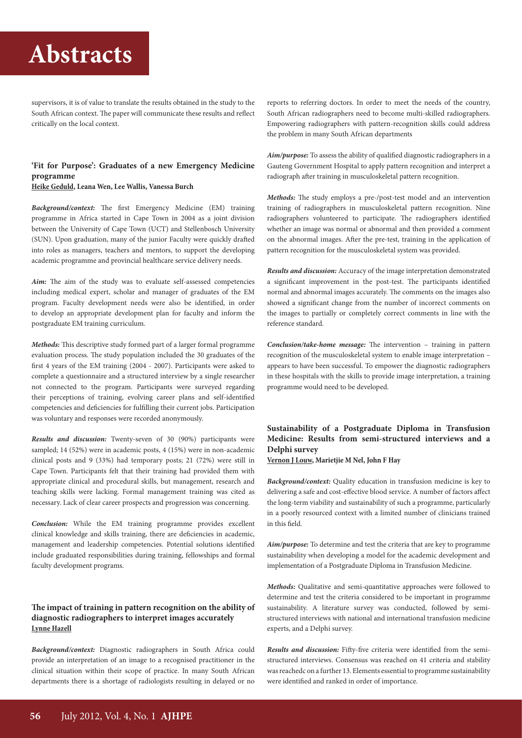supervisors, it is of value to translate the results obtained in the study to the South African context. The paper will communicate these results and reflect critically on the local context.

### 'Fit for Purpose': Graduates of a new Emergency Medicine programme

**Heike Geduld, Leana Wen, Lee Wallis, Vanessa Burch**

***Background/context:*** The first Emergency Medicine (EM) training programme in Africa started in Cape Town in 2004 as a joint division between the University of Cape Town (UCT) and Stellenbosch University (SUN). Upon graduation, many of the junior Faculty were quickly drafted into roles as managers, teachers and mentors, to support the developing academic programme and provincial healthcare service delivery needs.

***Aim:*** The aim of the study was to evaluate self-assessed competencies including medical expert, scholar and manager of graduates of the EM program. Faculty development needs were also be identified, in order to develop an appropriate development plan for faculty and inform the postgraduate EM training curriculum.

***Methods:*** This descriptive study formed part of a larger formal programme evaluation process. The study population included the 30 graduates of the first 4 years of the EM training (2004 - 2007). Participants were asked to complete a questionnaire and a structured interview by a single researcher not connected to the program. Participants were surveyed regarding their perceptions of training, evolving career plans and self-identified competencies and deficiencies for fulfilling their current jobs. Participation was voluntary and responses were recorded anonymously.

***Results and discussion:*** Twenty-seven of 30 (90%) participants were sampled; 14 (52%) were in academic posts, 4 (15%) were in non-academic clinical posts and 9 (33%) had temporary posts; 21 (72%) were still in Cape Town. Participants felt that their training had provided them with appropriate clinical and procedural skills, but management, research and teaching skills were lacking. Formal management training was cited as necessary. Lack of clear career prospects and progression was concerning.

***Conclusion:*** While the EM training programme provides excellent clinical knowledge and skills training, there are deficiencies in academic, management and leadership competencies. Potential solutions identified include graduated responsibilities during training, fellowships and formal faculty development programs.

### The impact of training in pattern recognition on the ability of diagnostic radiographers to interpret images accurately

**Lynne Hazell**

***Background/context:*** Diagnostic radiographers in South Africa could provide an interpretation of an image to a recognised practitioner in the clinical situation within their scope of practice. In many South African departments there is a shortage of radiologists resulting in delayed or no reports to referring doctors. In order to meet the needs of the country, South African radiographers need to become multi-skilled radiographers. Empowering radiographers with pattern-recognition skills could address the problem in many South African departments

***Aim/purpose:*** To assess the ability of qualified diagnostic radiographers in a Gauteng Government Hospital to apply pattern recognition and interpret a radiograph after training in musculoskeletal pattern recognition.

***Methods:*** The study employs a pre-/post-test model and an intervention training of radiographers in musculoskeletal pattern recognition. Nine radiographers volunteered to participate. The radiographers identified whether an image was normal or abnormal and then provided a comment on the abnormal images. After the pre-test, training in the application of pattern recognition for the musculoskeletal system was provided.

***Results and discussion:*** Accuracy of the image interpretation demonstrated a significant improvement in the post-test. The participants identified normal and abnormal images accurately. The comments on the images also showed a significant change from the number of incorrect comments on the images to partially or completely correct comments in line with the reference standard.

***Conclusion/take-home message:*** The intervention – training in pattern recognition of the musculoskeletal system to enable image interpretation – appears to have been successful. To empower the diagnostic radiographers in these hospitals with the skills to provide image interpretation, a training programme would need to be developed.

### Sustainability of a Postgraduate Diploma in Transfusion Medicine: Results from semi-structured interviews and a Delphi survey

**Vernon J Louw, Marietjie M Nel, John F Hay**

***Background/context:*** Quality education in transfusion medicine is key to delivering a safe and cost-effective blood service. A number of factors affect the long-term viability and sustainability of such a programme, particularly in a poorly resourced context with a limited number of clinicians trained in this field.

***Aim/purpose:*** To determine and test the criteria that are key to programme sustainability when developing a model for the academic development and implementation of a Postgraduate Diploma in Transfusion Medicine.

***Methods:*** Qualitative and semi-quantitative approaches were followed to determine and test the criteria considered to be important in programme sustainability. A literature survey was conducted, followed by semi-structured interviews with national and international transfusion medicine experts, and a Delphi survey.

***Results and discussion:*** Fifty-five criteria were identified from the semi-structured interviews. Consensus was reached on 41 criteria and stability was reachedc on a further 13. Elements essential to programme sustainability were identified and ranked in order of importance.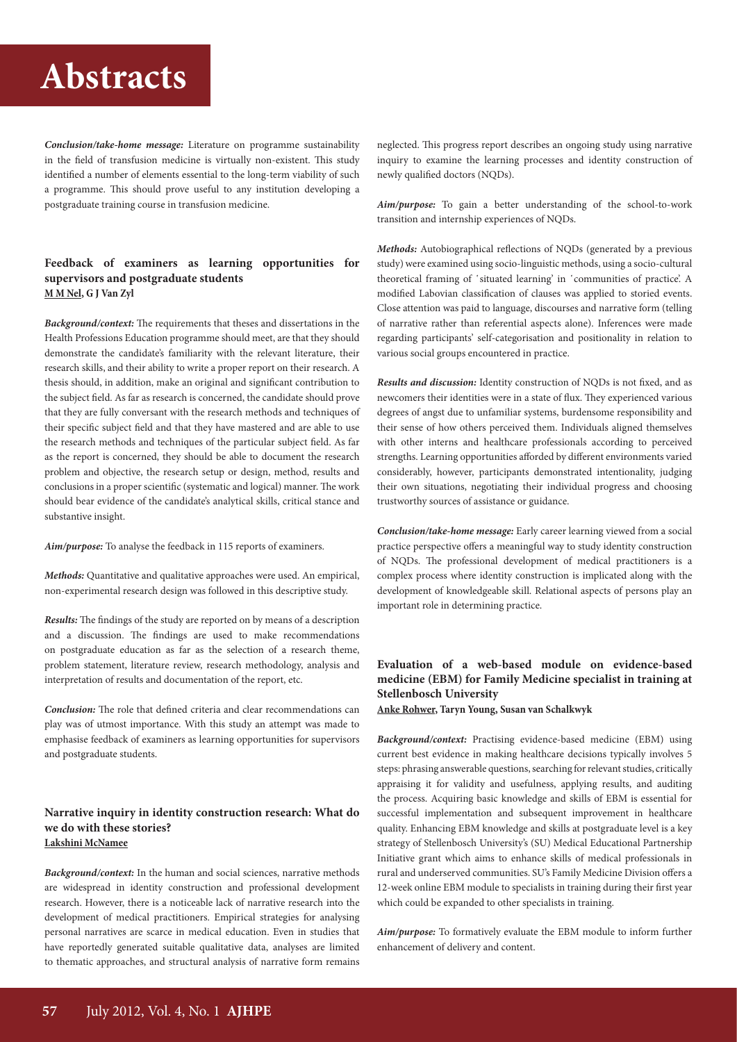*Conclusion/take-home message:* Literature on programme sustainability in the field of transfusion medicine is virtually non-existent. This study identified a number of elements essential to the long-term viability of such a programme. This should prove useful to any institution developing a postgraduate training course in transfusion medicine.

### Feedback of examiners as learning opportunities for supervisors and postgraduate students

**M M Nel, G J Van Zyl**

*Background/context:* The requirements that theses and dissertations in the Health Professions Education programme should meet, are that they should demonstrate the candidate's familiarity with the relevant literature, their research skills, and their ability to write a proper report on their research. A thesis should, in addition, make an original and significant contribution to the subject field. As far as research is concerned, the candidate should prove that they are fully conversant with the research methods and techniques of their specific subject field and that they have mastered and are able to use the research methods and techniques of the particular subject field. As far as the report is concerned, they should be able to document the research problem and objective, the research setup or design, method, results and conclusions in a proper scientific (systematic and logical) manner. The work should bear evidence of the candidate's analytical skills, critical stance and substantive insight.

*Aim/purpose:* To analyse the feedback in 115 reports of examiners.

*Methods:* Quantitative and qualitative approaches were used. An empirical, non-experimental research design was followed in this descriptive study.

*Results:* The findings of the study are reported on by means of a description and a discussion. The findings are used to make recommendations on postgraduate education as far as the selection of a research theme, problem statement, literature review, research methodology, analysis and interpretation of results and documentation of the report, etc.

*Conclusion:* The role that defined criteria and clear recommendations can play was of utmost importance. With this study an attempt was made to emphasise feedback of examiners as learning opportunities for supervisors and postgraduate students.

### Narrative inquiry in identity construction research: What do we do with these stories?

**Lakshini McNamee**

*Background/context:* In the human and social sciences, narrative methods are widespread in identity construction and professional development research. However, there is a noticeable lack of narrative research into the development of medical practitioners. Empirical strategies for analysing personal narratives are scarce in medical education. Even in studies that have reportedly generated suitable qualitative data, analyses are limited to thematic approaches, and structural analysis of narrative form remains neglected. This progress report describes an ongoing study using narrative inquiry to examine the learning processes and identity construction of newly qualified doctors (NQDs).

*Aim/purpose:* To gain a better understanding of the school-to-work transition and internship experiences of NQDs.

*Methods:* Autobiographical reflections of NQDs (generated by a previous study) were examined using socio-linguistic methods, using a socio-cultural theoretical framing of ´situated learning' in ´communities of practice'. A modified Labovian classification of clauses was applied to storied events. Close attention was paid to language, discourses and narrative form (telling of narrative rather than referential aspects alone). Inferences were made regarding participants' self-categorisation and positionality in relation to various social groups encountered in practice.

*Results and discussion:* Identity construction of NQDs is not fixed, and as newcomers their identities were in a state of flux. They experienced various degrees of angst due to unfamiliar systems, burdensome responsibility and their sense of how others perceived them. Individuals aligned themselves with other interns and healthcare professionals according to perceived strengths. Learning opportunities afforded by different environments varied considerably, however, participants demonstrated intentionality, judging their own situations, negotiating their individual progress and choosing trustworthy sources of assistance or guidance.

*Conclusion/take-home message:* Early career learning viewed from a social practice perspective offers a meaningful way to study identity construction of NQDs. The professional development of medical practitioners is a complex process where identity construction is implicated along with the development of knowledgeable skill. Relational aspects of persons play an important role in determining practice.

### Evaluation of a web-based module on evidence-based medicine (EBM) for Family Medicine specialist in training at Stellenbosch University

**Anke Rohwer, Taryn Young, Susan van Schalkwyk**

*Background/context:* Practising evidence-based medicine (EBM) using current best evidence in making healthcare decisions typically involves 5 steps: phrasing answerable questions, searching for relevant studies, critically appraising it for validity and usefulness, applying results, and auditing the process. Acquiring basic knowledge and skills of EBM is essential for successful implementation and subsequent improvement in healthcare quality. Enhancing EBM knowledge and skills at postgraduate level is a key strategy of Stellenbosch University's (SU) Medical Educational Partnership Initiative grant which aims to enhance skills of medical professionals in rural and underserved communities. SU's Family Medicine Division offers a 12-week online EBM module to specialists in training during their first year which could be expanded to other specialists in training.

*Aim/purpose:* To formatively evaluate the EBM module to inform further enhancement of delivery and content.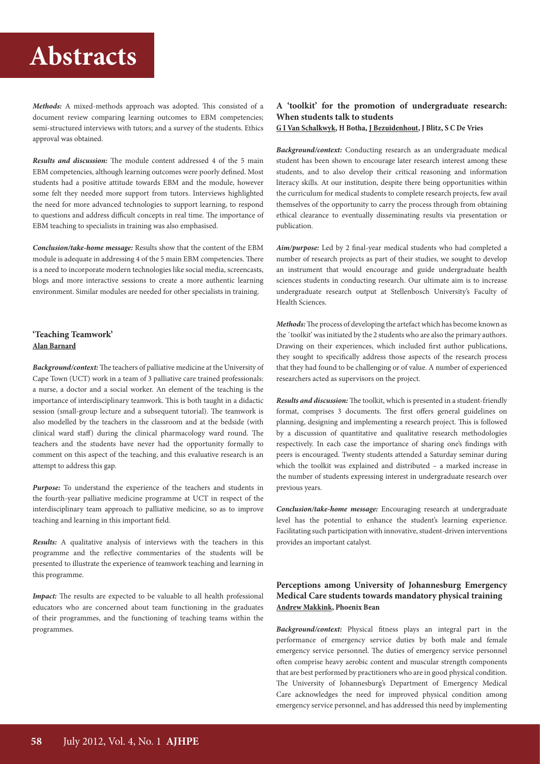***Methods:*** A mixed-methods approach was adopted. This consisted of a document review comparing learning outcomes to EBM competencies; semi-structured interviews with tutors; and a survey of the students. Ethics approval was obtained.

***Results and discussion:*** The module content addressed 4 of the 5 main EBM competencies, although learning outcomes were poorly defined. Most students had a positive attitude towards EBM and the module, however some felt they needed more support from tutors. Interviews highlighted the need for more advanced technologies to support learning, to respond to questions and address difficult concepts in real time. The importance of EBM teaching to specialists in training was also emphasised.

***Conclusion/take-home message:*** Results show that the content of the EBM module is adequate in addressing 4 of the 5 main EBM competencies. There is a need to incorporate modern technologies like social media, screencasts, blogs and more interactive sessions to create a more authentic learning environment. Similar modules are needed for other specialists in training.

### 'Teaching Teamwork'

**Alan Barnard**

***Background/context:*** The teachers of palliative medicine at the University of Cape Town (UCT) work in a team of 3 palliative care trained professionals: a nurse, a doctor and a social worker. An element of the teaching is the importance of interdisciplinary teamwork. This is both taught in a didactic session (small-group lecture and a subsequent tutorial). The teamwork is also modelled by the teachers in the classroom and at the bedside (with clinical ward staff) during the clinical pharmacology ward round. The teachers and the students have never had the opportunity formally to comment on this aspect of the teaching, and this evaluative research is an attempt to address this gap.

***Purpose:*** To understand the experience of the teachers and students in the fourth-year palliative medicine programme at UCT in respect of the interdisciplinary team approach to palliative medicine, so as to improve teaching and learning in this important field.

***Results:*** A qualitative analysis of interviews with the teachers in this programme and the reflective commentaries of the students will be presented to illustrate the experience of teamwork teaching and learning in this programme.

***Impact:*** The results are expected to be valuable to all health professional educators who are concerned about team functioning in the graduates of their programmes, and the functioning of teaching teams within the programmes.

### A 'toolkit' for the promotion of undergraduate research: When students talk to students

**G I Van Schalkwyk, H Botha, J Bezuidenhout, J Blitz, S C De Vries**

***Background/context:*** Conducting research as an undergraduate medical student has been shown to encourage later research interest among these students, and to also develop their critical reasoning and information literacy skills. At our institution, despite there being opportunities within the curriculum for medical students to complete research projects, few avail themselves of the opportunity to carry the process through from obtaining ethical clearance to eventually disseminating results via presentation or publication.

***Aim/purpose:*** Led by 2 final-year medical students who had completed a number of research projects as part of their studies, we sought to develop an instrument that would encourage and guide undergraduate health sciences students in conducting research. Our ultimate aim is to increase undergraduate research output at Stellenbosch University's Faculty of Health Sciences.

***Methods:*** The process of developing the artefact which has become known as the 'toolkit' was initiated by the 2 students who are also the primary authors. Drawing on their experiences, which included first author publications, they sought to specifically address those aspects of the research process that they had found to be challenging or of value. A number of experienced researchers acted as supervisors on the project.

***Results and discussion:*** The toolkit, which is presented in a student-friendly format, comprises 3 documents. The first offers general guidelines on planning, designing and implementing a research project. This is followed by a discussion of quantitative and qualitative research methodologies respectively. In each case the importance of sharing one's findings with peers is encouraged. Twenty students attended a Saturday seminar during which the toolkit was explained and distributed – a marked increase in the number of students expressing interest in undergraduate research over previous years.

***Conclusion/take-home message:*** Encouraging research at undergraduate level has the potential to enhance the student's learning experience. Facilitating such participation with innovative, student-driven interventions provides an important catalyst.

### Perceptions among University of Johannesburg Emergency Medical Care students towards mandatory physical training

**Andrew Makkink, Phoenix Bean**

***Background/context:*** Physical fitness plays an integral part in the performance of emergency service duties by both male and female emergency service personnel. The duties of emergency service personnel often comprise heavy aerobic content and muscular strength components that are best performed by practitioners who are in good physical condition. The University of Johannesburg's Department of Emergency Medical Care acknowledges the need for improved physical condition among emergency service personnel, and has addressed this need by implementing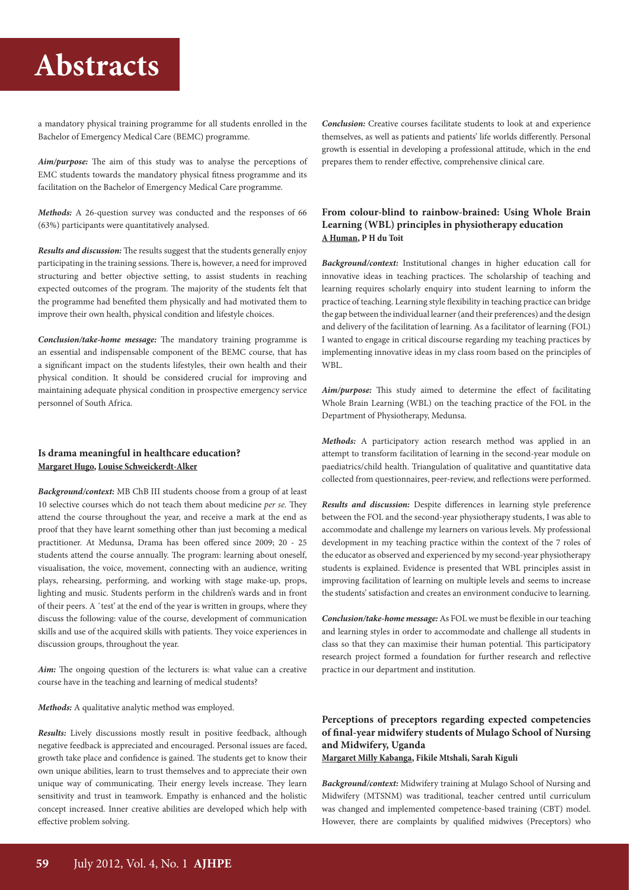a mandatory physical training programme for all students enrolled in the Bachelor of Emergency Medical Care (BEMC) programme.

***Aim/purpose:*** The aim of this study was to analyse the perceptions of EMC students towards the mandatory physical fitness programme and its facilitation on the Bachelor of Emergency Medical Care programme.

***Methods:*** A 26-question survey was conducted and the responses of 66 (63%) participants were quantitatively analysed.

***Results and discussion:*** The results suggest that the students generally enjoy participating in the training sessions. There is, however, a need for improved structuring and better objective setting, to assist students in reaching expected outcomes of the program. The majority of the students felt that the programme had benefited them physically and had motivated them to improve their own health, physical condition and lifestyle choices.

***Conclusion/take-home message:*** The mandatory training programme is an essential and indispensable component of the BEMC course, that has a significant impact on the students lifestyles, their own health and their physical condition. It should be considered crucial for improving and maintaining adequate physical condition in prospective emergency service personnel of South Africa.

### Is drama meaningful in healthcare education?

**Margaret Hugo, Louise Schweickerdt-Alker**

***Background/context:*** MB ChB III students choose from a group of at least 10 selective courses which do not teach them about medicine *per se.* They attend the course throughout the year, and receive a mark at the end as proof that they have learnt something other than just becoming a medical practitioner. At Medunsa, Drama has been offered since 2009; 20 - 25 students attend the course annually. The program: learning about oneself, visualisation, the voice, movement, connecting with an audience, writing plays, rehearsing, performing, and working with stage make-up, props, lighting and music. Students perform in the children's wards and in front of their peers. A 'test' at the end of the year is written in groups, where they discuss the following: value of the course, development of communication skills and use of the acquired skills with patients. They voice experiences in discussion groups, throughout the year.

***Aim:*** The ongoing question of the lecturers is: what value can a creative course have in the teaching and learning of medical students?

***Methods:*** A qualitative analytic method was employed.

***Results:*** Lively discussions mostly result in positive feedback, although negative feedback is appreciated and encouraged. Personal issues are faced, growth take place and confidence is gained. The students get to know their own unique abilities, learn to trust themselves and to appreciate their own unique way of communicating. Their energy levels increase. They learn sensitivity and trust in teamwork. Empathy is enhanced and the holistic concept increased. Inner creative abilities are developed which help with effective problem solving.

***Conclusion:*** Creative courses facilitate students to look at and experience themselves, as well as patients and patients' life worlds differently. Personal growth is essential in developing a professional attitude, which in the end prepares them to render effective, comprehensive clinical care.

### From colour-blind to rainbow-brained: Using Whole Brain Learning (WBL) principles in physiotherapy education

**A Human, P H du Toit**

***Background/context:*** Institutional changes in higher education call for innovative ideas in teaching practices. The scholarship of teaching and learning requires scholarly enquiry into student learning to inform the practice of teaching. Learning style flexibility in teaching practice can bridge the gap between the individual learner (and their preferences) and the design and delivery of the facilitation of learning. As a facilitator of learning (FOL) I wanted to engage in critical discourse regarding my teaching practices by implementing innovative ideas in my class room based on the principles of WBL.

***Aim/purpose:*** This study aimed to determine the effect of facilitating Whole Brain Learning (WBL) on the teaching practice of the FOL in the Department of Physiotherapy, Medunsa.

***Methods:*** A participatory action research method was applied in an attempt to transform facilitation of learning in the second-year module on paediatrics/child health. Triangulation of qualitative and quantitative data collected from questionnaires, peer-review, and reflections were performed.

***Results and discussion:*** Despite differences in learning style preference between the FOL and the second-year physiotherapy students, I was able to accommodate and challenge my learners on various levels. My professional development in my teaching practice within the context of the 7 roles of the educator as observed and experienced by my second-year physiotherapy students is explained. Evidence is presented that WBL principles assist in improving facilitation of learning on multiple levels and seems to increase the students' satisfaction and creates an environment conducive to learning.

***Conclusion/take-home message:*** As FOL we must be flexible in our teaching and learning styles in order to accommodate and challenge all students in class so that they can maximise their human potential. This participatory research project formed a foundation for further research and reflective practice in our department and institution.

### Perceptions of preceptors regarding expected competencies of final-year midwifery students of Mulago School of Nursing and Midwifery, Uganda

**Margaret Milly Kabanga, Fikile Mtshali, Sarah Kiguli**

***Background/context:*** Midwifery training at Mulago School of Nursing and Midwifery (MTSNM) was traditional, teacher centred until curriculum was changed and implemented competence-based training (CBT) model. However, there are complaints by qualified midwives (Preceptors) who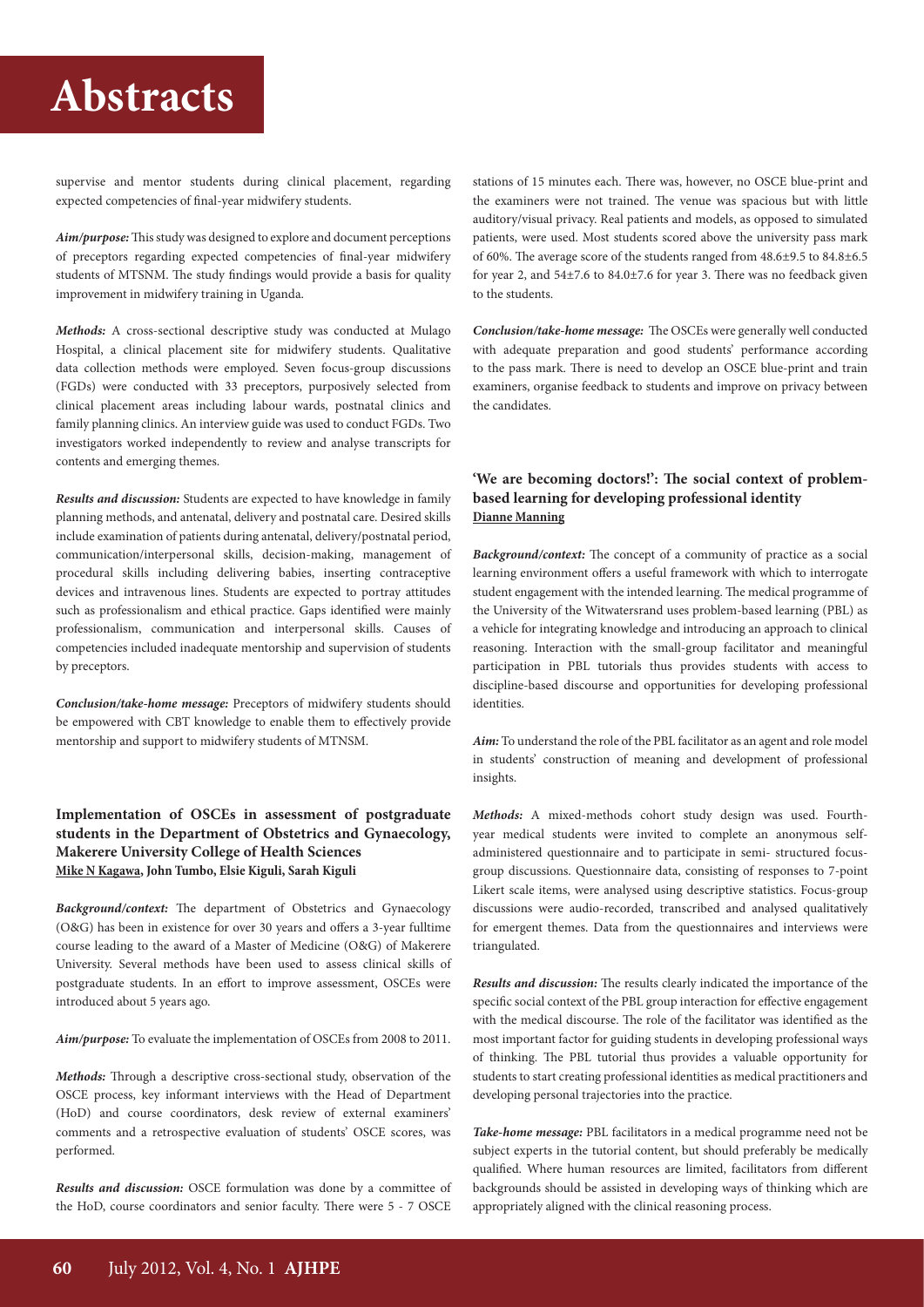supervise and mentor students during clinical placement, regarding expected competencies of final-year midwifery students.

***Aim/purpose:*** This study was designed to explore and document perceptions of preceptors regarding expected competencies of final-year midwifery students of MTSNM. The study findings would provide a basis for quality improvement in midwifery training in Uganda.

***Methods:*** A cross-sectional descriptive study was conducted at Mulago Hospital, a clinical placement site for midwifery students. Qualitative data collection methods were employed. Seven focus-group discussions (FGDs) were conducted with 33 preceptors, purposively selected from clinical placement areas including labour wards, postnatal clinics and family planning clinics. An interview guide was used to conduct FGDs. Two investigators worked independently to review and analyse transcripts for contents and emerging themes.

***Results and discussion:*** Students are expected to have knowledge in family planning methods, and antenatal, delivery and postnatal care. Desired skills include examination of patients during antenatal, delivery/postnatal period, communication/interpersonal skills, decision-making, management of procedural skills including delivering babies, inserting contraceptive devices and intravenous lines. Students are expected to portray attitudes such as professionalism and ethical practice. Gaps identified were mainly professionalism, communication and interpersonal skills. Causes of competencies included inadequate mentorship and supervision of students by preceptors.

***Conclusion/take-home message:*** Preceptors of midwifery students should be empowered with CBT knowledge to enable them to effectively provide mentorship and support to midwifery students of MTNSM.

### Implementation of OSCEs in assessment of postgraduate students in the Department of Obstetrics and Gynaecology, Makerere University College of Health Sciences

**Mike N Kagawa, John Tumbo, Elsie Kiguli, Sarah Kiguli**

***Background/context:*** The department of Obstetrics and Gynaecology (O&G) has been in existence for over 30 years and offers a 3-year fulltime course leading to the award of a Master of Medicine (O&G) of Makerere University. Several methods have been used to assess clinical skills of postgraduate students. In an effort to improve assessment, OSCEs were introduced about 5 years ago.

***Aim/purpose:*** To evaluate the implementation of OSCEs from 2008 to 2011.

***Methods:*** Through a descriptive cross-sectional study, observation of the OSCE process, key informant interviews with the Head of Department (HoD) and course coordinators, desk review of external examiners' comments and a retrospective evaluation of students' OSCE scores, was performed.

***Results and discussion:*** OSCE formulation was done by a committee of the HoD, course coordinators and senior faculty. There were 5 - 7 OSCE stations of 15 minutes each. There was, however, no OSCE blue-print and the examiners were not trained. The venue was spacious but with little auditory/visual privacy. Real patients and models, as opposed to simulated patients, were used. Most students scored above the university pass mark of 60%. The average score of the students ranged from 48.6±9.5 to 84.8±6.5 for year 2, and 54±7.6 to 84.0±7.6 for year 3. There was no feedback given to the students.

***Conclusion/take-home message:*** The OSCEs were generally well conducted with adequate preparation and good students' performance according to the pass mark. There is need to develop an OSCE blue-print and train examiners, organise feedback to students and improve on privacy between the candidates.

### 'We are becoming doctors!': The social context of problem-based learning for developing professional identity

**Dianne Manning**

***Background/context:*** The concept of a community of practice as a social learning environment offers a useful framework with which to interrogate student engagement with the intended learning. The medical programme of the University of the Witwatersrand uses problem-based learning (PBL) as a vehicle for integrating knowledge and introducing an approach to clinical reasoning. Interaction with the small-group facilitator and meaningful participation in PBL tutorials thus provides students with access to discipline-based discourse and opportunities for developing professional identities.

***Aim:*** To understand the role of the PBL facilitator as an agent and role model in students' construction of meaning and development of professional insights.

***Methods:*** A mixed-methods cohort study design was used. Fourth-year medical students were invited to complete an anonymous self-administered questionnaire and to participate in semi- structured focus-group discussions. Questionnaire data, consisting of responses to 7-point Likert scale items, were analysed using descriptive statistics. Focus-group discussions were audio-recorded, transcribed and analysed qualitatively for emergent themes. Data from the questionnaires and interviews were triangulated.

***Results and discussion:*** The results clearly indicated the importance of the specific social context of the PBL group interaction for effective engagement with the medical discourse. The role of the facilitator was identified as the most important factor for guiding students in developing professional ways of thinking. The PBL tutorial thus provides a valuable opportunity for students to start creating professional identities as medical practitioners and developing personal trajectories into the practice.

***Take-home message:*** PBL facilitators in a medical programme need not be subject experts in the tutorial content, but should preferably be medically qualified. Where human resources are limited, facilitators from different backgrounds should be assisted in developing ways of thinking which are appropriately aligned with the clinical reasoning process.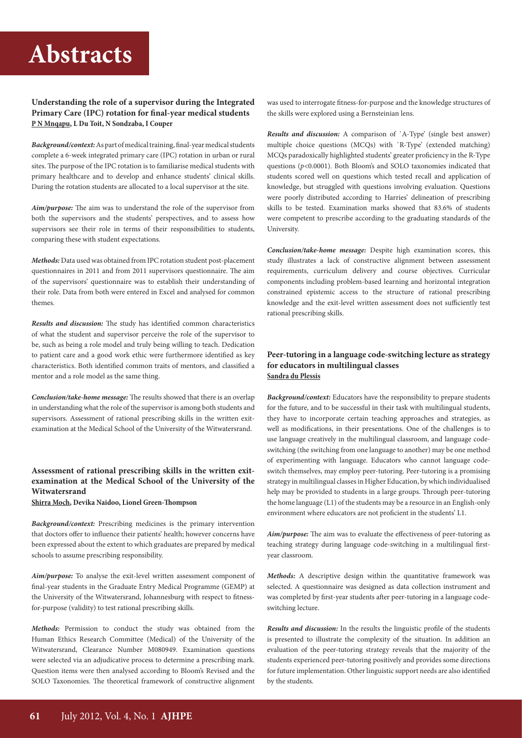# Abstracts

### Understanding the role of a supervisor during the Integrated Primary Care (IPC) rotation for final-year medical students

**P N Mnqapu, L Du Toit, N Sondzaba, I Couper**

***Background/context:*** As part of medical training, final-year medical students complete a 6-week integrated primary care (IPC) rotation in urban or rural sites. The purpose of the IPC rotation is to familiarise medical students with primary healthcare and to develop and enhance students' clinical skills. During the rotation students are allocated to a local supervisor at the site.

***Aim/purpose:*** The aim was to understand the role of the supervisor from both the supervisors and the students' perspectives, and to assess how supervisors see their role in terms of their responsibilities to students, comparing these with student expectations.

***Methods:*** Data used was obtained from IPC rotation student post-placement questionnaires in 2011 and from 2011 supervisors questionnaire. The aim of the supervisors' questionnaire was to establish their understanding of their role. Data from both were entered in Excel and analysed for common themes.

***Results and discussion:*** The study has identified common characteristics of what the student and supervisor perceive the role of the supervisor to be, such as being a role model and truly being willing to teach. Dedication to patient care and a good work ethic were furthermore identified as key characteristics. Both identified common traits of mentors, and classified a mentor and a role model as the same thing.

***Conclusion/take-home message:*** The results showed that there is an overlap in understanding what the role of the supervisor is among both students and supervisors. Assessment of rational prescribing skills in the written exit-examination at the Medical School of the University of the Witwatersrand.

### Assessment of rational prescribing skills in the written exit-examination at the Medical School of the University of the Witwatersrand

**Shirra Moch, Devika Naidoo, Lionel Green-Thompson**

***Background/context:*** Prescribing medicines is the primary intervention that doctors offer to influence their patients' health; however concerns have been expressed about the extent to which graduates are prepared by medical schools to assume prescribing responsibility.

***Aim/purpose:*** To analyse the exit-level written assessment component of final-year students in the Graduate Entry Medical Programme (GEMP) at the University of the Witwatersrand, Johannesburg with respect to fitness-for-purpose (validity) to test rational prescribing skills.

***Methods:*** Permission to conduct the study was obtained from the Human Ethics Research Committee (Medical) of the University of the Witwatersrand, Clearance Number M080949. Examination questions were selected via an adjudicative process to determine a prescribing mark. Question items were then analysed according to Bloom's Revised and the SOLO Taxonomies. The theoretical framework of constructive alignment was used to interrogate fitness-for-purpose and the knowledge structures of the skills were explored using a Bernsteinian lens.

***Results and discussion:*** A comparison of 'A-Type' (single best answer) multiple choice questions (MCQs) with 'R-Type' (extended matching) MCQs paradoxically highlighted students' greater proficiency in the R-Type questions ($p<0.0001$). Both Bloom's and SOLO taxonomies indicated that students scored well on questions which tested recall and application of knowledge, but struggled with questions involving evaluation. Questions were poorly distributed according to Harries' delineation of prescribing skills to be tested. Examination marks showed that 83.6% of students were competent to prescribe according to the graduating standards of the University.

***Conclusion/take-home message:*** Despite high examination scores, this study illustrates a lack of constructive alignment between assessment requirements, curriculum delivery and course objectives. Curricular components including problem-based learning and horizontal integration constrained epistemic access to the structure of rational prescribing knowledge and the exit-level written assessment does not sufficiently test rational prescribing skills.

### Peer-tutoring in a language code-switching lecture as strategy for educators in multilingual classes

**Sandra du Plessis**

***Background/context:*** Educators have the responsibility to prepare students for the future, and to be successful in their task with multilingual students, they have to incorporate certain teaching approaches and strategies, as well as modifications, in their presentations. One of the challenges is to use language creatively in the multilingual classroom, and language code-switching (the switching from one language to another) may be one method of experimenting with language. Educators who cannot language code-switch themselves, may employ peer-tutoring. Peer-tutoring is a promising strategy in multilingual classes in Higher Education, by which individualised help may be provided to students in a large groups. Through peer-tutoring the home language (L1) of the students may be a resource in an English-only environment where educators are not proficient in the students' L1.

***Aim/purpose:*** The aim was to evaluate the effectiveness of peer-tutoring as teaching strategy during language code-switching in a multilingual first-year classroom.

***Methods:*** A descriptive design within the quantitative framework was selected. A questionnaire was designed as data collection instrument and was completed by first-year students after peer-tutoring in a language code-switching lecture.

***Results and discussion:*** In the results the linguistic profile of the students is presented to illustrate the complexity of the situation. In addition an evaluation of the peer-tutoring strategy reveals that the majority of the students experienced peer-tutoring positively and provides some directions for future implementation. Other linguistic support needs are also identified by the students.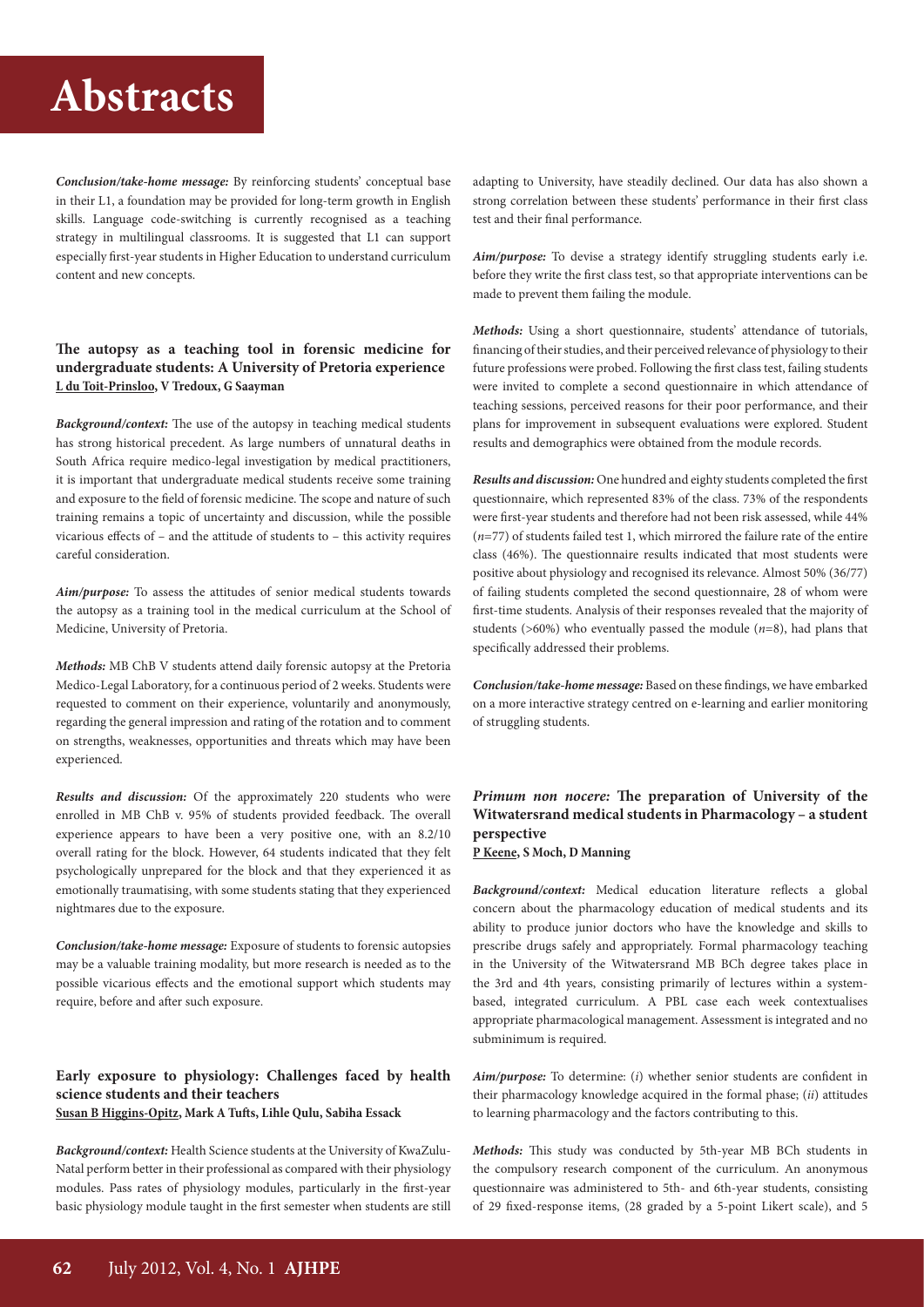***Conclusion/take-home message:*** By reinforcing students' conceptual base in their L1, a foundation may be provided for long-term growth in English skills. Language code-switching is currently recognised as a teaching strategy in multilingual classrooms. It is suggested that L1 can support especially first-year students in Higher Education to understand curriculum content and new concepts.

### The autopsy as a teaching tool in forensic medicine for undergraduate students: A University of Pretoria experience

**L du Toit-Prinsloo, V Tredoux, G Saayman**

***Background/context:*** The use of the autopsy in teaching medical students has strong historical precedent. As large numbers of unnatural deaths in South Africa require medico-legal investigation by medical practitioners, it is important that undergraduate medical students receive some training and exposure to the field of forensic medicine. The scope and nature of such training remains a topic of uncertainty and discussion, while the possible vicarious effects of – and the attitude of students to – this activity requires careful consideration.

***Aim/purpose:*** To assess the attitudes of senior medical students towards the autopsy as a training tool in the medical curriculum at the School of Medicine, University of Pretoria.

***Methods:*** MB ChB V students attend daily forensic autopsy at the Pretoria Medico-Legal Laboratory, for a continuous period of 2 weeks. Students were requested to comment on their experience, voluntarily and anonymously, regarding the general impression and rating of the rotation and to comment on strengths, weaknesses, opportunities and threats which may have been experienced.

***Results and discussion:*** Of the approximately 220 students who were enrolled in MB ChB v. 95% of students provided feedback. The overall experience appears to have been a very positive one, with an 8.2/10 overall rating for the block. However, 64 students indicated that they felt psychologically unprepared for the block and that they experienced it as emotionally traumatising, with some students stating that they experienced nightmares due to the exposure.

***Conclusion/take-home message:*** Exposure of students to forensic autopsies may be a valuable training modality, but more research is needed as to the possible vicarious effects and the emotional support which students may require, before and after such exposure.

### Early exposure to physiology: Challenges faced by health science students and their teachers

**Susan B Higgins-Opitz, Mark A Tufts, Lihle Qulu, Sabiha Essack**

***Background/context:*** Health Science students at the University of KwaZulu-Natal perform better in their professional as compared with their physiology modules. Pass rates of physiology modules, particularly in the first-year basic physiology module taught in the first semester when students are still adapting to University, have steadily declined. Our data has also shown a strong correlation between these students' performance in their first class test and their final performance.

***Aim/purpose:*** To devise a strategy identify struggling students early i.e. before they write the first class test, so that appropriate interventions can be made to prevent them failing the module.

***Methods:*** Using a short questionnaire, students' attendance of tutorials, financing of their studies, and their perceived relevance of physiology to their future professions were probed. Following the first class test, failing students were invited to complete a second questionnaire in which attendance of teaching sessions, perceived reasons for their poor performance, and their plans for improvement in subsequent evaluations were explored. Student results and demographics were obtained from the module records.

***Results and discussion:*** One hundred and eighty students completed the first questionnaire, which represented 83% of the class. 73% of the respondents were first-year students and therefore had not been risk assessed, while 44% (*n*=77) of students failed test 1, which mirrored the failure rate of the entire class (46%). The questionnaire results indicated that most students were positive about physiology and recognised its relevance. Almost 50% (36/77) of failing students completed the second questionnaire, 28 of whom were first-time students. Analysis of their responses revealed that the majority of students (>60%) who eventually passed the module (*n*=8), had plans that specifically addressed their problems.

***Conclusion/take-home message:*** Based on these findings, we have embarked on a more interactive strategy centred on e-learning and earlier monitoring of struggling students.

### *Primum non nocere:* The preparation of University of the Witwatersrand medical students in Pharmacology – a student perspective

**P Keene, S Moch, D Manning**

***Background/context:*** Medical education literature reflects a global concern about the pharmacology education of medical students and its ability to produce junior doctors who have the knowledge and skills to prescribe drugs safely and appropriately. Formal pharmacology teaching in the University of the Witwatersrand MB BCh degree takes place in the 3rd and 4th years, consisting primarily of lectures within a system-based, integrated curriculum. A PBL case each week contextualises appropriate pharmacological management. Assessment is integrated and no subminimum is required.

***Aim/purpose:*** To determine: (*i*) whether senior students are confident in their pharmacology knowledge acquired in the formal phase; (*ii*) attitudes to learning pharmacology and the factors contributing to this.

***Methods:*** This study was conducted by 5th-year MB BCh students in the compulsory research component of the curriculum. An anonymous questionnaire was administered to 5th- and 6th-year students, consisting of 29 fixed-response items, (28 graded by a 5-point Likert scale), and 5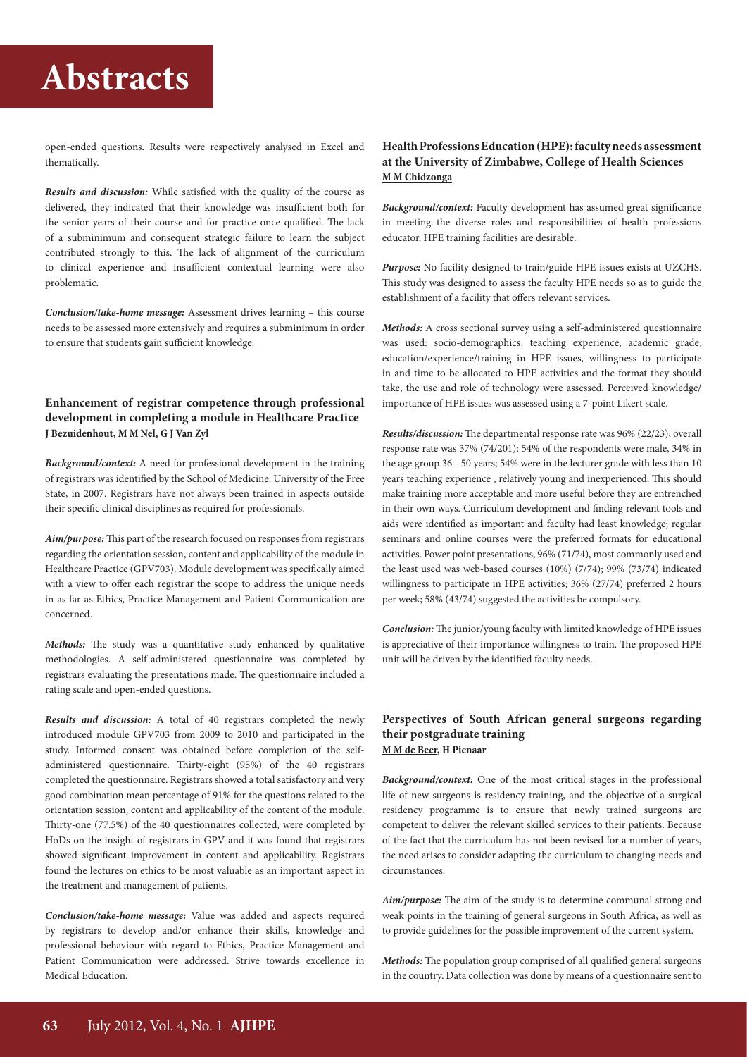open-ended questions. Results were respectively analysed in Excel and thematically.

***Results and discussion:*** While satisfied with the quality of the course as delivered, they indicated that their knowledge was insufficient both for the senior years of their course and for practice once qualified. The lack of a subminimum and consequent strategic failure to learn the subject contributed strongly to this. The lack of alignment of the curriculum to clinical experience and insufficient contextual learning were also problematic.

***Conclusion/take-home message:*** Assessment drives learning – this course needs to be assessed more extensively and requires a subminimum in order to ensure that students gain sufficient knowledge.

### Enhancement of registrar competence through professional development in completing a module in Healthcare Practice

**J Bezuidenhout, M M Nel, G J Van Zyl**

***Background/context:*** A need for professional development in the training of registrars was identified by the School of Medicine, University of the Free State, in 2007. Registrars have not always been trained in aspects outside their specific clinical disciplines as required for professionals.

***Aim/purpose:*** This part of the research focused on responses from registrars regarding the orientation session, content and applicability of the module in Healthcare Practice (GPV703). Module development was specifically aimed with a view to offer each registrar the scope to address the unique needs in as far as Ethics, Practice Management and Patient Communication are concerned.

***Methods:*** The study was a quantitative study enhanced by qualitative methodologies. A self-administered questionnaire was completed by registrars evaluating the presentations made. The questionnaire included a rating scale and open-ended questions.

***Results and discussion:*** A total of 40 registrars completed the newly introduced module GPV703 from 2009 to 2010 and participated in the study. Informed consent was obtained before completion of the self-administered questionnaire. Thirty-eight (95%) of the 40 registrars completed the questionnaire. Registrars showed a total satisfactory and very good combination mean percentage of 91% for the questions related to the orientation session, content and applicability of the content of the module. Thirty-one (77.5%) of the 40 questionnaires collected, were completed by HoDs on the insight of registrars in GPV and it was found that registrars showed significant improvement in content and applicability. Registrars found the lectures on ethics to be most valuable as an important aspect in the treatment and management of patients.

***Conclusion/take-home message:*** Value was added and aspects required by registrars to develop and/or enhance their skills, knowledge and professional behaviour with regard to Ethics, Practice Management and Patient Communication were addressed. Strive towards excellence in Medical Education.

### Health Professions Education (HPE): faculty needs assessment at the University of Zimbabwe, College of Health Sciences

**M M Chidzonga**

***Background/context:*** Faculty development has assumed great significance in meeting the diverse roles and responsibilities of health professions educator. HPE training facilities are desirable.

***Purpose:*** No facility designed to train/guide HPE issues exists at UZCHS. This study was designed to assess the faculty HPE needs so as to guide the establishment of a facility that offers relevant services.

***Methods:*** A cross sectional survey using a self-administered questionnaire was used: socio-demographics, teaching experience, academic grade, education/experience/training in HPE issues, willingness to participate in and time to be allocated to HPE activities and the format they should take, the use and role of technology were assessed. Perceived knowledge/importance of HPE issues was assessed using a 7-point Likert scale.

***Results/discussion:*** The departmental response rate was 96% (22/23); overall response rate was 37% (74/201); 54% of the respondents were male, 34% in the age group 36 - 50 years; 54% were in the lecturer grade with less than 10 years teaching experience , relatively young and inexperienced. This should make training more acceptable and more useful before they are entrenched in their own ways. Curriculum development and finding relevant tools and aids were identified as important and faculty had least knowledge; regular seminars and online courses were the preferred formats for educational activities. Power point presentations, 96% (71/74), most commonly used and the least used was web-based courses (10%) (7/74); 99% (73/74) indicated willingness to participate in HPE activities; 36% (27/74) preferred 2 hours per week; 58% (43/74) suggested the activities be compulsory.

***Conclusion:*** The junior/young faculty with limited knowledge of HPE issues is appreciative of their importance willingness to train. The proposed HPE unit will be driven by the identified faculty needs.

### Perspectives of South African general surgeons regarding their postgraduate training

**M M de Beer, H Pienaar**

***Background/context:*** One of the most critical stages in the professional life of new surgeons is residency training, and the objective of a surgical residency programme is to ensure that newly trained surgeons are competent to deliver the relevant skilled services to their patients. Because of the fact that the curriculum has not been revised for a number of years, the need arises to consider adapting the curriculum to changing needs and circumstances.

***Aim/purpose:*** The aim of the study is to determine communal strong and weak points in the training of general surgeons in South Africa, as well as to provide guidelines for the possible improvement of the current system.

***Methods:*** The population group comprised of all qualified general surgeons in the country. Data collection was done by means of a questionnaire sent to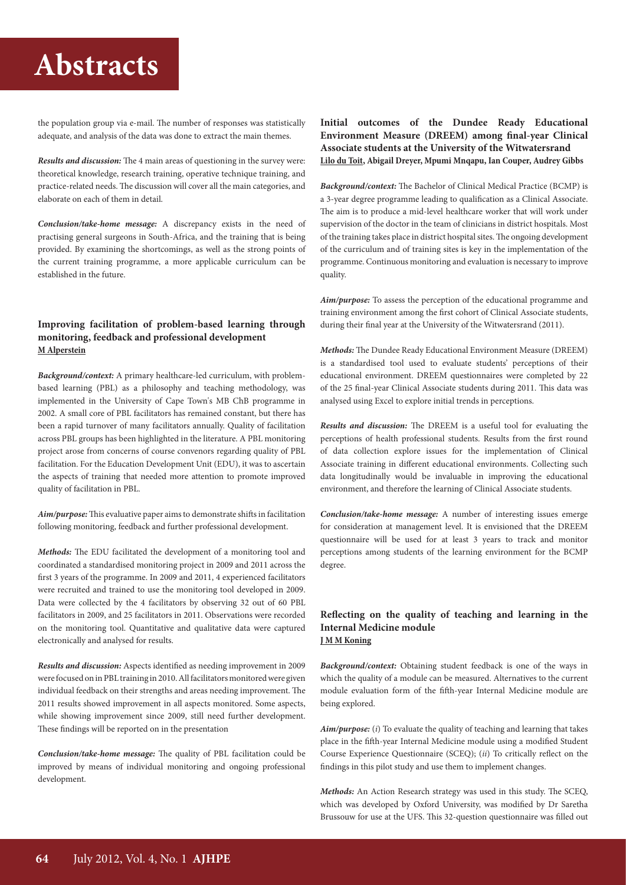the population group via e-mail. The number of responses was statistically adequate, and analysis of the data was done to extract the main themes.

***Results and discussion:*** The 4 main areas of questioning in the survey were: theoretical knowledge, research training, operative technique training, and practice-related needs. The discussion will cover all the main categories, and elaborate on each of them in detail.

***Conclusion/take-home message:*** A discrepancy exists in the need of practising general surgeons in South-Africa, and the training that is being provided. By examining the shortcomings, as well as the strong points of the current training programme, a more applicable curriculum can be established in the future.

### Improving facilitation of problem-based learning through monitoring, feedback and professional development

**M Alperstein**

***Background/context:*** A primary healthcare-led curriculum, with problem-based learning (PBL) as a philosophy and teaching methodology, was implemented in the University of Cape Town's MB ChB programme in 2002. A small core of PBL facilitators has remained constant, but there has been a rapid turnover of many facilitators annually. Quality of facilitation across PBL groups has been highlighted in the literature. A PBL monitoring project arose from concerns of course convenors regarding quality of PBL facilitation. For the Education Development Unit (EDU), it was to ascertain the aspects of training that needed more attention to promote improved quality of facilitation in PBL.

***Aim/purpose:*** This evaluative paper aims to demonstrate shifts in facilitation following monitoring, feedback and further professional development.

***Methods:*** The EDU facilitated the development of a monitoring tool and coordinated a standardised monitoring project in 2009 and 2011 across the first 3 years of the programme. In 2009 and 2011, 4 experienced facilitators were recruited and trained to use the monitoring tool developed in 2009. Data were collected by the 4 facilitators by observing 32 out of 60 PBL facilitators in 2009, and 25 facilitators in 2011. Observations were recorded on the monitoring tool. Quantitative and qualitative data were captured electronically and analysed for results.

***Results and discussion:*** Aspects identified as needing improvement in 2009 were focused on in PBL training in 2010. All facilitators monitored were given individual feedback on their strengths and areas needing improvement. The 2011 results showed improvement in all aspects monitored. Some aspects, while showing improvement since 2009, still need further development. These findings will be reported on in the presentation

***Conclusion/take-home message:*** The quality of PBL facilitation could be improved by means of individual monitoring and ongoing professional development.

### Initial outcomes of the Dundee Ready Educational Environment Measure (DREEM) among final-year Clinical Associate students at the University of the Witwatersrand

**Lilo du Toit, Abigail Dreyer, Mpumi Mnqapu, Ian Couper, Audrey Gibbs**

***Background/context:*** The Bachelor of Clinical Medical Practice (BCMP) is a 3-year degree programme leading to qualification as a Clinical Associate. The aim is to produce a mid-level healthcare worker that will work under supervision of the doctor in the team of clinicians in district hospitals. Most of the training takes place in district hospital sites. The ongoing development of the curriculum and of training sites is key in the implementation of the programme. Continuous monitoring and evaluation is necessary to improve quality.

***Aim/purpose:*** To assess the perception of the educational programme and training environment among the first cohort of Clinical Associate students, during their final year at the University of the Witwatersrand (2011).

***Methods:*** The Dundee Ready Educational Environment Measure (DREEM) is a standardised tool used to evaluate students' perceptions of their educational environment. DREEM questionnaires were completed by 22 of the 25 final-year Clinical Associate students during 2011. This data was analysed using Excel to explore initial trends in perceptions.

***Results and discussion:*** The DREEM is a useful tool for evaluating the perceptions of health professional students. Results from the first round of data collection explore issues for the implementation of Clinical Associate training in different educational environments. Collecting such data longitudinally would be invaluable in improving the educational environment, and therefore the learning of Clinical Associate students.

***Conclusion/take-home message:*** A number of interesting issues emerge for consideration at management level. It is envisioned that the DREEM questionnaire will be used for at least 3 years to track and monitor perceptions among students of the learning environment for the BCMP degree.

### Reflecting on the quality of teaching and learning in the Internal Medicine module

**J M M Koning**

***Background/context:*** Obtaining student feedback is one of the ways in which the quality of a module can be measured. Alternatives to the current module evaluation form of the fifth-year Internal Medicine module are being explored.

***Aim/purpose:*** (*i*) To evaluate the quality of teaching and learning that takes place in the fifth-year Internal Medicine module using a modified Student Course Experience Questionnaire (SCEQ); (*ii*) To critically reflect on the findings in this pilot study and use them to implement changes.

***Methods:*** An Action Research strategy was used in this study. The SCEQ, which was developed by Oxford University, was modified by Dr Saretha Brussouw for use at the UFS. This 32-question questionnaire was filled out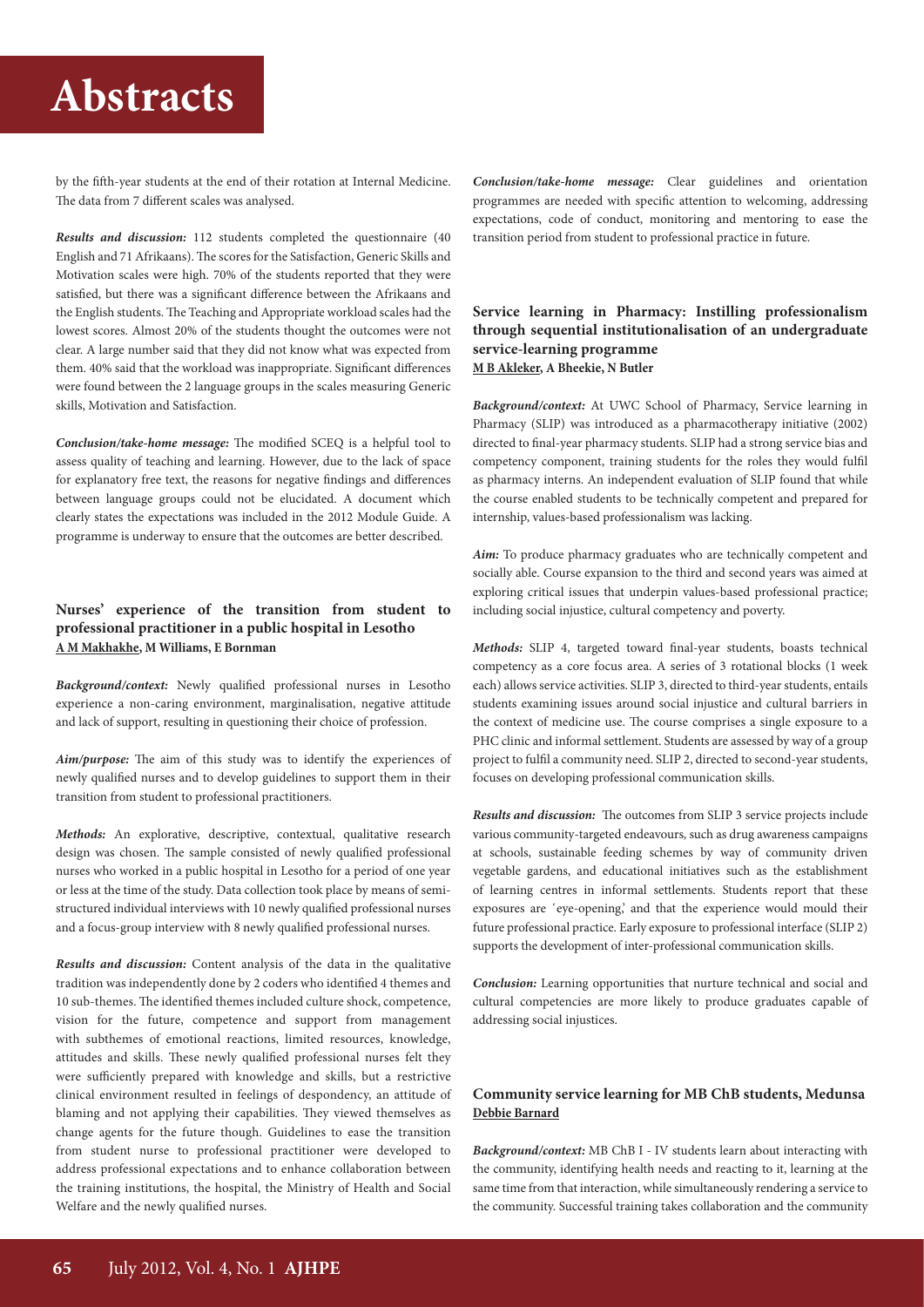by the fifth-year students at the end of their rotation at Internal Medicine. The data from 7 different scales was analysed.

***Results and discussion:*** 112 students completed the questionnaire (40 English and 71 Afrikaans). The scores for the Satisfaction, Generic Skills and Motivation scales were high. 70% of the students reported that they were satisfied, but there was a significant difference between the Afrikaans and the English students. The Teaching and Appropriate workload scales had the lowest scores. Almost 20% of the students thought the outcomes were not clear. A large number said that they did not know what was expected from them. 40% said that the workload was inappropriate. Significant differences were found between the 2 language groups in the scales measuring Generic skills, Motivation and Satisfaction.

***Conclusion/take-home message:*** The modified SCEQ is a helpful tool to assess quality of teaching and learning. However, due to the lack of space for explanatory free text, the reasons for negative findings and differences between language groups could not be elucidated. A document which clearly states the expectations was included in the 2012 Module Guide. A programme is underway to ensure that the outcomes are better described.

### Nurses' experience of the transition from student to professional practitioner in a public hospital in Lesotho

**A M Makhakhe, M Williams, E Bornman**

***Background/context:*** Newly qualified professional nurses in Lesotho experience a non-caring environment, marginalisation, negative attitude and lack of support, resulting in questioning their choice of profession.

***Aim/purpose:*** The aim of this study was to identify the experiences of newly qualified nurses and to develop guidelines to support them in their transition from student to professional practitioners.

***Methods:*** An explorative, descriptive, contextual, qualitative research design was chosen. The sample consisted of newly qualified professional nurses who worked in a public hospital in Lesotho for a period of one year or less at the time of the study. Data collection took place by means of semi-structured individual interviews with 10 newly qualified professional nurses and a focus-group interview with 8 newly qualified professional nurses.

***Results and discussion:*** Content analysis of the data in the qualitative tradition was independently done by 2 coders who identified 4 themes and 10 sub-themes. The identified themes included culture shock, competence, vision for the future, competence and support from management with subthemes of emotional reactions, limited resources, knowledge, attitudes and skills. These newly qualified professional nurses felt they were sufficiently prepared with knowledge and skills, but a restrictive clinical environment resulted in feelings of despondency, an attitude of blaming and not applying their capabilities. They viewed themselves as change agents for the future though. Guidelines to ease the transition from student nurse to professional practitioner were developed to address professional expectations and to enhance collaboration between the training institutions, the hospital, the Ministry of Health and Social Welfare and the newly qualified nurses.

***Conclusion/take-home message:*** Clear guidelines and orientation programmes are needed with specific attention to welcoming, addressing expectations, code of conduct, monitoring and mentoring to ease the transition period from student to professional practice in future.

### Service learning in Pharmacy: Instilling professionalism through sequential institutionalisation of an undergraduate service-learning programme

**M B Akleker, A Bheekie, N Butler**

***Background/context:*** At UWC School of Pharmacy, Service learning in Pharmacy (SLIP) was introduced as a pharmacotherapy initiative (2002) directed to final-year pharmacy students. SLIP had a strong service bias and competency component, training students for the roles they would fulfil as pharmacy interns. An independent evaluation of SLIP found that while the course enabled students to be technically competent and prepared for internship, values-based professionalism was lacking.

***Aim:*** To produce pharmacy graduates who are technically competent and socially able. Course expansion to the third and second years was aimed at exploring critical issues that underpin values-based professional practice; including social injustice, cultural competency and poverty.

***Methods:*** SLIP 4, targeted toward final-year students, boasts technical competency as a core focus area. A series of 3 rotational blocks (1 week each) allows service activities. SLIP 3, directed to third-year students, entails students examining issues around social injustice and cultural barriers in the context of medicine use. The course comprises a single exposure to a PHC clinic and informal settlement. Students are assessed by way of a group project to fulfil a community need. SLIP 2, directed to second-year students, focuses on developing professional communication skills.

***Results and discussion:*** The outcomes from SLIP 3 service projects include various community-targeted endeavours, such as drug awareness campaigns at schools, sustainable feeding schemes by way of community driven vegetable gardens, and educational initiatives such as the establishment of learning centres in informal settlements. Students report that these exposures are ´eye-opening,' and that the experience would mould their future professional practice. Early exposure to professional interface (SLIP 2) supports the development of inter-professional communication skills.

***Conclusion:*** Learning opportunities that nurture technical and social and cultural competencies are more likely to produce graduates capable of addressing social injustices.

### Community service learning for MB ChB students, Medunsa

**Debbie Barnard**

***Background/context:*** MB ChB I - IV students learn about interacting with the community, identifying health needs and reacting to it, learning at the same time from that interaction, while simultaneously rendering a service to the community. Successful training takes collaboration and the community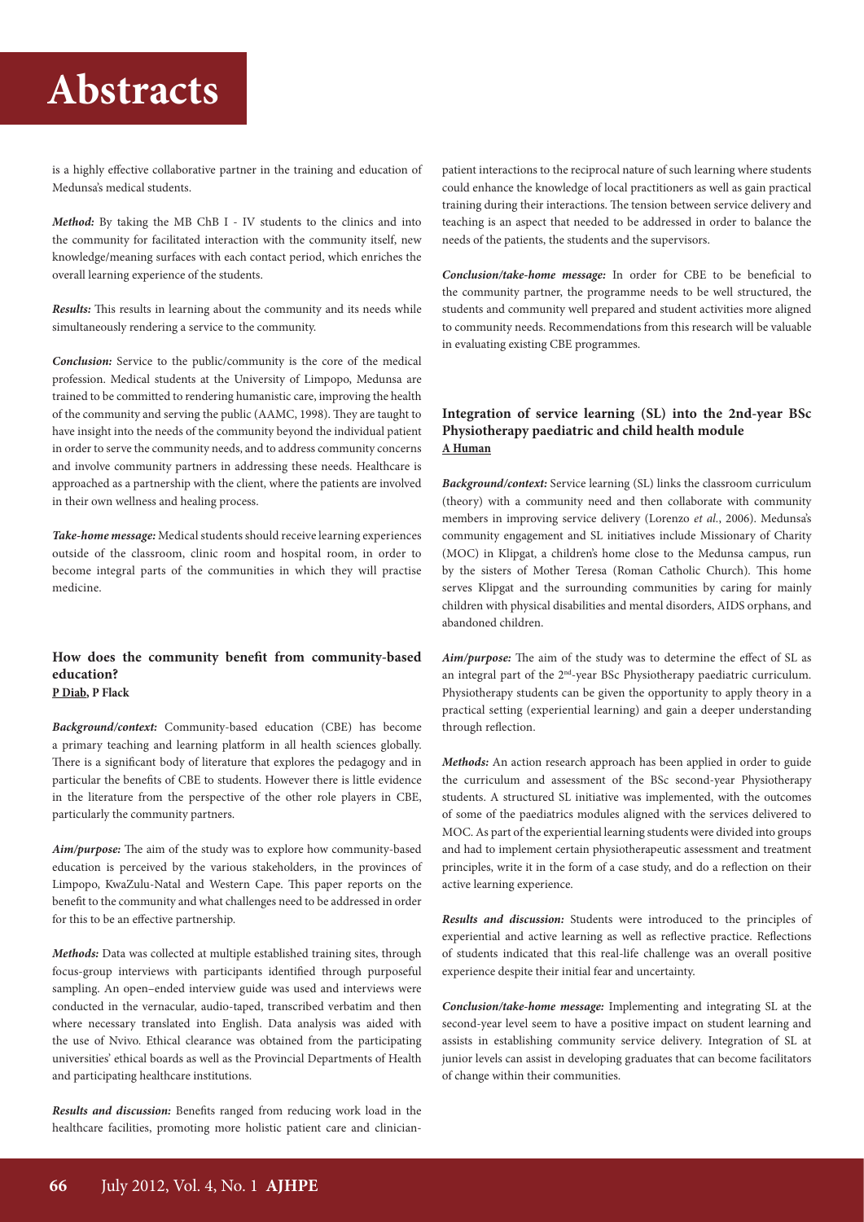is a highly effective collaborative partner in the training and education of Medunsa's medical students.

***Method:*** By taking the MB ChB I - IV students to the clinics and into the community for facilitated interaction with the community itself, new knowledge/meaning surfaces with each contact period, which enriches the overall learning experience of the students.

***Results:*** This results in learning about the community and its needs while simultaneously rendering a service to the community.

***Conclusion:*** Service to the public/community is the core of the medical profession. Medical students at the University of Limpopo, Medunsa are trained to be committed to rendering humanistic care, improving the health of the community and serving the public (AAMC, 1998). They are taught to have insight into the needs of the community beyond the individual patient in order to serve the community needs, and to address community concerns and involve community partners in addressing these needs. Healthcare is approached as a partnership with the client, where the patients are involved in their own wellness and healing process.

***Take-home message:*** Medical students should receive learning experiences outside of the classroom, clinic room and hospital room, in order to become integral parts of the communities in which they will practise medicine.

### How does the community benefit from community-based education?

**P Diab, P Flack**

***Background/context:*** Community-based education (CBE) has become a primary teaching and learning platform in all health sciences globally. There is a significant body of literature that explores the pedagogy and in particular the benefits of CBE to students. However there is little evidence in the literature from the perspective of the other role players in CBE, particularly the community partners.

***Aim/purpose:*** The aim of the study was to explore how community-based education is perceived by the various stakeholders, in the provinces of Limpopo, KwaZulu-Natal and Western Cape. This paper reports on the benefit to the community and what challenges need to be addressed in order for this to be an effective partnership.

***Methods:*** Data was collected at multiple established training sites, through focus-group interviews with participants identified through purposeful sampling. An open–ended interview guide was used and interviews were conducted in the vernacular, audio-taped, transcribed verbatim and then where necessary translated into English. Data analysis was aided with the use of Nvivo. Ethical clearance was obtained from the participating universities' ethical boards as well as the Provincial Departments of Health and participating healthcare institutions.

***Results and discussion:*** Benefits ranged from reducing work load in the healthcare facilities, promoting more holistic patient care and clinician-patient interactions to the reciprocal nature of such learning where students could enhance the knowledge of local practitioners as well as gain practical training during their interactions. The tension between service delivery and teaching is an aspect that needed to be addressed in order to balance the needs of the patients, the students and the supervisors.

***Conclusion/take-home message:*** In order for CBE to be beneficial to the community partner, the programme needs to be well structured, the students and community well prepared and student activities more aligned to community needs. Recommendations from this research will be valuable in evaluating existing CBE programmes.

### Integration of service learning (SL) into the 2nd-year BSc Physiotherapy paediatric and child health module

**A Human**

***Background/context:*** Service learning (SL) links the classroom curriculum (theory) with a community need and then collaborate with community members in improving service delivery (Lorenzo *et al.*, 2006). Medunsa's community engagement and SL initiatives include Missionary of Charity (MOC) in Klipgat, a children's home close to the Medunsa campus, run by the sisters of Mother Teresa (Roman Catholic Church). This home serves Klipgat and the surrounding communities by caring for mainly children with physical disabilities and mental disorders, AIDS orphans, and abandoned children.

***Aim/purpose:*** The aim of the study was to determine the effect of SL as an integral part of the 2nd-year BSc Physiotherapy paediatric curriculum. Physiotherapy students can be given the opportunity to apply theory in a practical setting (experiential learning) and gain a deeper understanding through reflection.

***Methods:*** An action research approach has been applied in order to guide the curriculum and assessment of the BSc second-year Physiotherapy students. A structured SL initiative was implemented, with the outcomes of some of the paediatrics modules aligned with the services delivered to MOC. As part of the experiential learning students were divided into groups and had to implement certain physiotherapeutic assessment and treatment principles, write it in the form of a case study, and do a reflection on their active learning experience.

***Results and discussion:*** Students were introduced to the principles of experiential and active learning as well as reflective practice. Reflections of students indicated that this real-life challenge was an overall positive experience despite their initial fear and uncertainty.

***Conclusion/take-home message:*** Implementing and integrating SL at the second-year level seem to have a positive impact on student learning and assists in establishing community service delivery. Integration of SL at junior levels can assist in developing graduates that can become facilitators of change within their communities.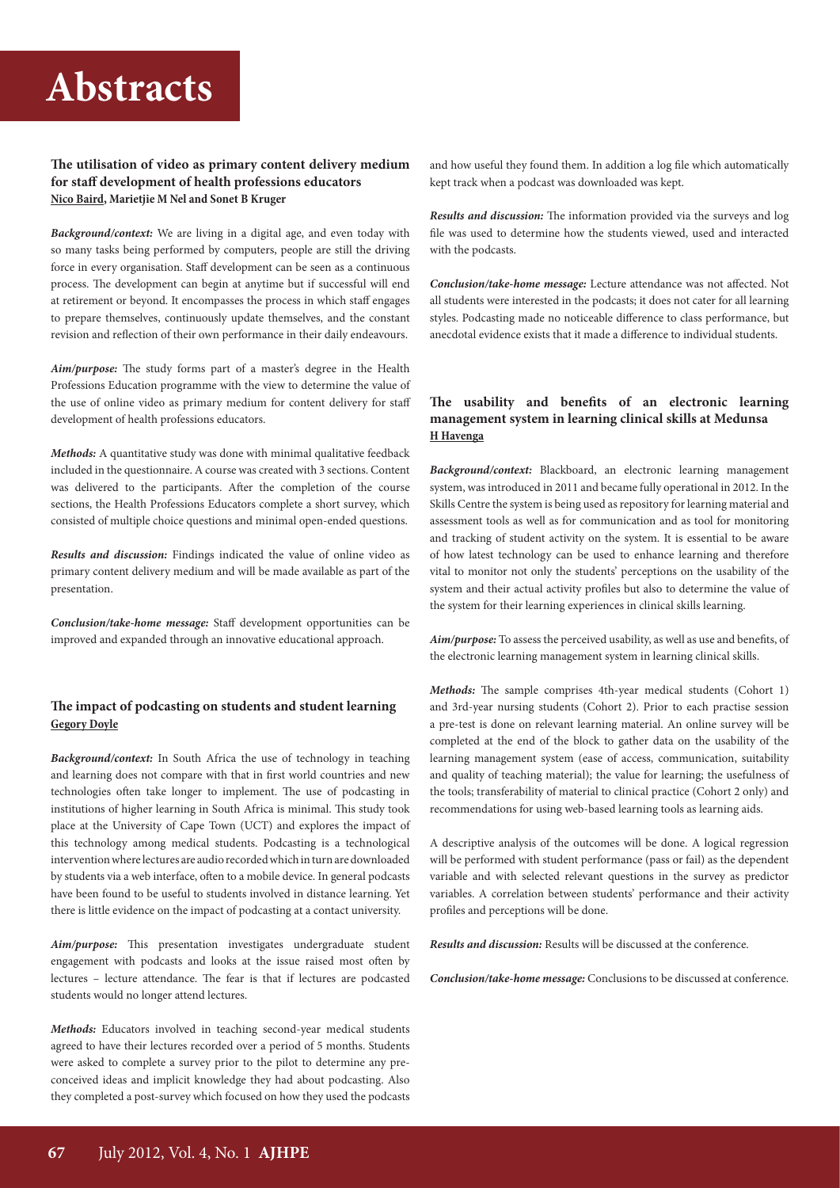# Abstracts

### The utilisation of video as primary content delivery medium for staff development of health professions educators

**Nico Baird, Marietjie M Nel and Sonet B Kruger**

***Background/context:*** We are living in a digital age, and even today with so many tasks being performed by computers, people are still the driving force in every organisation. Staff development can be seen as a continuous process. The development can begin at anytime but if successful will end at retirement or beyond. It encompasses the process in which staff engages to prepare themselves, continuously update themselves, and the constant revision and reflection of their own performance in their daily endeavours.

***Aim/purpose:*** The study forms part of a master's degree in the Health Professions Education programme with the view to determine the value of the use of online video as primary medium for content delivery for staff development of health professions educators.

***Methods:*** A quantitative study was done with minimal qualitative feedback included in the questionnaire. A course was created with 3 sections. Content was delivered to the participants. After the completion of the course sections, the Health Professions Educators complete a short survey, which consisted of multiple choice questions and minimal open-ended questions.

***Results and discussion:*** Findings indicated the value of online video as primary content delivery medium and will be made available as part of the presentation.

***Conclusion/take-home message:*** Staff development opportunities can be improved and expanded through an innovative educational approach.

### The impact of podcasting on students and student learning

**Gregory Doyle**

***Background/context:*** In South Africa the use of technology in teaching and learning does not compare with that in first world countries and new technologies often take longer to implement. The use of podcasting in institutions of higher learning in South Africa is minimal. This study took place at the University of Cape Town (UCT) and explores the impact of this technology among medical students. Podcasting is a technological intervention where lectures are audio recorded which in turn are downloaded by students via a web interface, often to a mobile device. In general podcasts have been found to be useful to students involved in distance learning. Yet there is little evidence on the impact of podcasting at a contact university.

***Aim/purpose:*** This presentation investigates undergraduate student engagement with podcasts and looks at the issue raised most often by lectures – lecture attendance. The fear is that if lectures are podcasted students would no longer attend lectures.

***Methods:*** Educators involved in teaching second-year medical students agreed to have their lectures recorded over a period of 5 months. Students were asked to complete a survey prior to the pilot to determine any pre-conceived ideas and implicit knowledge they had about podcasting. Also they completed a post-survey which focused on how they used the podcasts and how useful they found them. In addition a log file which automatically kept track when a podcast was downloaded was kept.

***Results and discussion:*** The information provided via the surveys and log file was used to determine how the students viewed, used and interacted with the podcasts.

***Conclusion/take-home message:*** Lecture attendance was not affected. Not all students were interested in the podcasts; it does not cater for all learning styles. Podcasting made no noticeable difference to class performance, but anecdotal evidence exists that it made a difference to individual students.

### The usability and benefits of an electronic learning management system in learning clinical skills at Medunsa

**H Havenga**

***Background/context:*** Blackboard, an electronic learning management system, was introduced in 2011 and became fully operational in 2012. In the Skills Centre the system is being used as repository for learning material and assessment tools as well as for communication and as tool for monitoring and tracking of student activity on the system. It is essential to be aware of how latest technology can be used to enhance learning and therefore vital to monitor not only the students' perceptions on the usability of the system and their actual activity profiles but also to determine the value of the system for their learning experiences in clinical skills learning.

***Aim/purpose:*** To assess the perceived usability, as well as use and benefits, of the electronic learning management system in learning clinical skills.

***Methods:*** The sample comprises 4th-year medical students (Cohort 1) and 3rd-year nursing students (Cohort 2). Prior to each practise session a pre-test is done on relevant learning material. An online survey will be completed at the end of the block to gather data on the usability of the learning management system (ease of access, communication, suitability and quality of teaching material); the value for learning; the usefulness of the tools; transferability of material to clinical practice (Cohort 2 only) and recommendations for using web-based learning tools as learning aids.

A descriptive analysis of the outcomes will be done. A logical regression will be performed with student performance (pass or fail) as the dependent variable and with selected relevant questions in the survey as predictor variables. A correlation between students' performance and their activity profiles and perceptions will be done.

***Results and discussion:*** Results will be discussed at the conference.

***Conclusion/take-home message:*** Conclusions to be discussed at conference.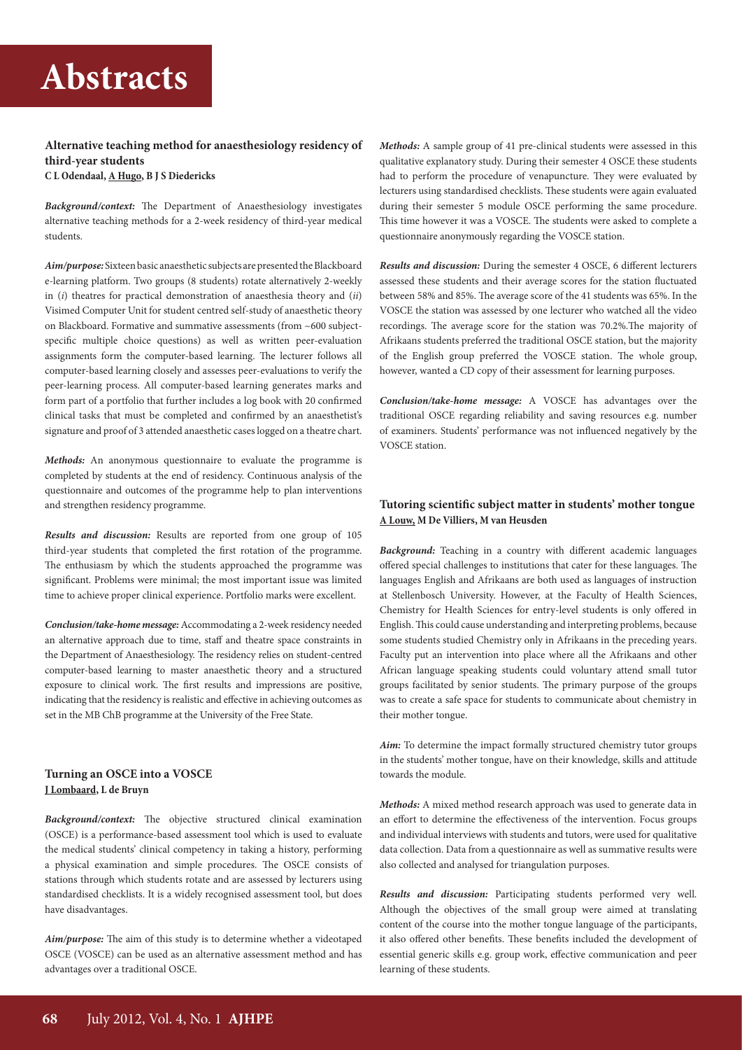# Abstracts

### Alternative teaching method for anaesthesiology residency of third-year students

**C L Odendaal, A Hugo, B J S Diedericks**

***Background/context:*** The Department of Anaesthesiology investigates alternative teaching methods for a 2-week residency of third-year medical students.

***Aim/purpose:*** Sixteen basic anaesthetic subjects are presented the Blackboard e-learning platform. Two groups (8 students) rotate alternatively 2-weekly in (*i*) theatres for practical demonstration of anaesthesia theory and (*ii*) Visimed Computer Unit for student centred self-study of anaesthetic theory on Blackboard. Formative and summative assessments (from ~600 subject-specific multiple choice questions) as well as written peer-evaluation assignments form the computer-based learning. The lecturer follows all computer-based learning closely and assesses peer-evaluations to verify the peer-learning process. All computer-based learning generates marks and form part of a portfolio that further includes a log book with 20 confirmed clinical tasks that must be completed and confirmed by an anaesthetist's signature and proof of 3 attended anaesthetic cases logged on a theatre chart.

***Methods:*** An anonymous questionnaire to evaluate the programme is completed by students at the end of residency. Continuous analysis of the questionnaire and outcomes of the programme help to plan interventions and strengthen residency programme.

***Results and discussion:*** Results are reported from one group of 105 third-year students that completed the first rotation of the programme. The enthusiasm by which the students approached the programme was significant. Problems were minimal; the most important issue was limited time to achieve proper clinical experience. Portfolio marks were excellent.

***Conclusion/take-home message:*** Accommodating a 2-week residency needed an alternative approach due to time, staff and theatre space constraints in the Department of Anaesthesiology. The residency relies on student-centred computer-based learning to master anaesthetic theory and a structured exposure to clinical work. The first results and impressions are positive, indicating that the residency is realistic and effective in achieving outcomes as set in the MB ChB programme at the University of the Free State.

### Turning an OSCE into a VOSCE

**J Lombaard, L de Bruyn**

***Background/context:*** The objective structured clinical examination (OSCE) is a performance-based assessment tool which is used to evaluate the medical students' clinical competency in taking a history, performing a physical examination and simple procedures. The OSCE consists of stations through which students rotate and are assessed by lecturers using standardised checklists. It is a widely recognised assessment tool, but does have disadvantages.

***Aim/purpose:*** The aim of this study is to determine whether a videotaped OSCE (VOSCE) can be used as an alternative assessment method and has advantages over a traditional OSCE.

***Methods:*** A sample group of 41 pre-clinical students were assessed in this qualitative explanatory study. During their semester 4 OSCE these students had to perform the procedure of venapuncture. They were evaluated by lecturers using standardised checklists. These students were again evaluated during their semester 5 module OSCE performing the same procedure. This time however it was a VOSCE. The students were asked to complete a questionnaire anonymously regarding the VOSCE station.

***Results and discussion:*** During the semester 4 OSCE, 6 different lecturers assessed these students and their average scores for the station fluctuated between 58% and 85%. The average score of the 41 students was 65%. In the VOSCE the station was assessed by one lecturer who watched all the video recordings. The average score for the station was 70.2%.The majority of Afrikaans students preferred the traditional OSCE station, but the majority of the English group preferred the VOSCE station. The whole group, however, wanted a CD copy of their assessment for learning purposes.

***Conclusion/take-home message:*** A VOSCE has advantages over the traditional OSCE regarding reliability and saving resources e.g. number of examiners. Students' performance was not influenced negatively by the VOSCE station.

### Tutoring scientific subject matter in students' mother tongue

**A Louw, M De Villiers, M van Heusden**

***Background:*** Teaching in a country with different academic languages offered special challenges to institutions that cater for these languages. The languages English and Afrikaans are both used as languages of instruction at Stellenbosch University. However, at the Faculty of Health Sciences, Chemistry for Health Sciences for entry-level students is only offered in English. This could cause understanding and interpreting problems, because some students studied Chemistry only in Afrikaans in the preceding years. Faculty put an intervention into place where all the Afrikaans and other African language speaking students could voluntary attend small tutor groups facilitated by senior students. The primary purpose of the groups was to create a safe space for students to communicate about chemistry in their mother tongue.

***Aim:*** To determine the impact formally structured chemistry tutor groups in the students' mother tongue, have on their knowledge, skills and attitude towards the module.

***Methods:*** A mixed method research approach was used to generate data in an effort to determine the effectiveness of the intervention. Focus groups and individual interviews with students and tutors, were used for qualitative data collection. Data from a questionnaire as well as summative results were also collected and analysed for triangulation purposes.

***Results and discussion:*** Participating students performed very well. Although the objectives of the small group were aimed at translating content of the course into the mother tongue language of the participants, it also offered other benefits. These benefits included the development of essential generic skills e.g. group work, effective communication and peer learning of these students.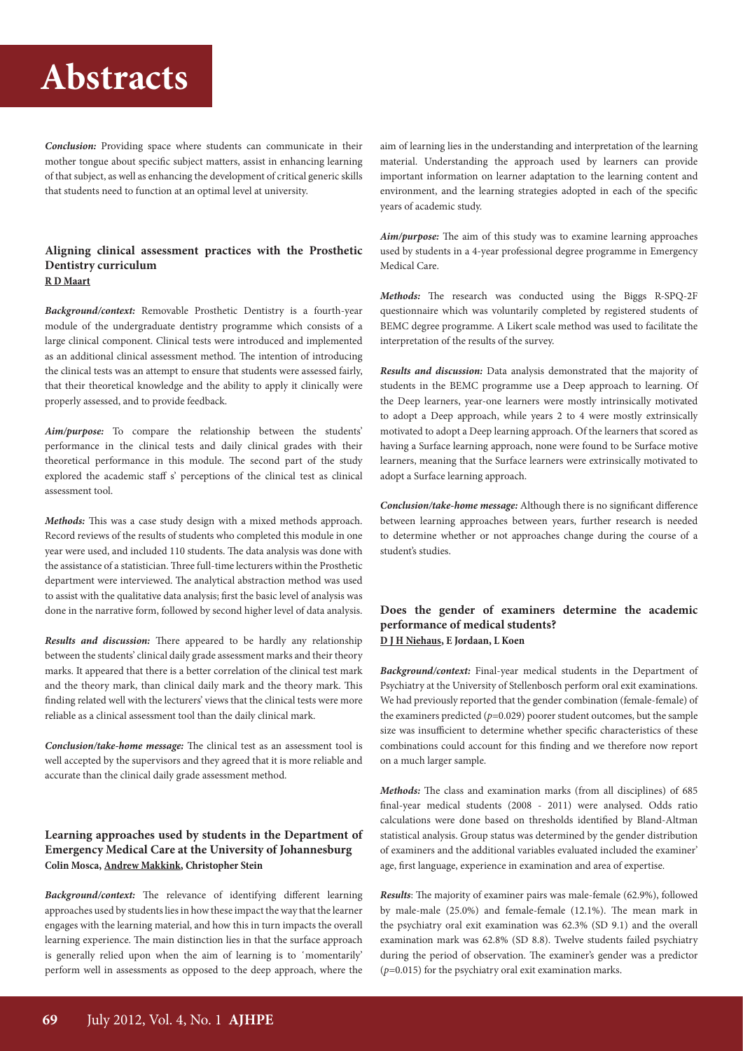***Conclusion:*** Providing space where students can communicate in their mother tongue about specific subject matters, assist in enhancing learning of that subject, as well as enhancing the development of critical generic skills that students need to function at an optimal level at university.

### Aligning clinical assessment practices with the Prosthetic Dentistry curriculum

**R D Maart**

***Background/context:*** Removable Prosthetic Dentistry is a fourth-year module of the undergraduate dentistry programme which consists of a large clinical component. Clinical tests were introduced and implemented as an additional clinical assessment method. The intention of introducing the clinical tests was an attempt to ensure that students were assessed fairly, that their theoretical knowledge and the ability to apply it clinically were properly assessed, and to provide feedback.

***Aim/purpose:*** To compare the relationship between the students' performance in the clinical tests and daily clinical grades with their theoretical performance in this module. The second part of the study explored the academic staff s' perceptions of the clinical test as clinical assessment tool.

***Methods:*** This was a case study design with a mixed methods approach. Record reviews of the results of students who completed this module in one year were used, and included 110 students. The data analysis was done with the assistance of a statistician. Three full-time lecturers within the Prosthetic department were interviewed. The analytical abstraction method was used to assist with the qualitative data analysis; first the basic level of analysis was done in the narrative form, followed by second higher level of data analysis.

***Results and discussion:*** There appeared to be hardly any relationship between the students' clinical daily grade assessment marks and their theory marks. It appeared that there is a better correlation of the clinical test mark and the theory mark, than clinical daily mark and the theory mark. This finding related well with the lecturers' views that the clinical tests were more reliable as a clinical assessment tool than the daily clinical mark.

***Conclusion/take-home message:*** The clinical test as an assessment tool is well accepted by the supervisors and they agreed that it is more reliable and accurate than the clinical daily grade assessment method.

### Learning approaches used by students in the Department of Emergency Medical Care at the University of Johannesburg

**Colin Mosca, Andrew Makkink, Christopher Stein**

***Background/context:*** The relevance of identifying different learning approaches used by students lies in how these impact the way that the learner engages with the learning material, and how this in turn impacts the overall learning experience. The main distinction lies in that the surface approach is generally relied upon when the aim of learning is to 'momentarily' perform well in assessments as opposed to the deep approach, where the aim of learning lies in the understanding and interpretation of the learning material. Understanding the approach used by learners can provide important information on learner adaptation to the learning content and environment, and the learning strategies adopted in each of the specific years of academic study.

***Aim/purpose:*** The aim of this study was to examine learning approaches used by students in a 4-year professional degree programme in Emergency Medical Care.

***Methods:*** The research was conducted using the Biggs R-SPQ-2F questionnaire which was voluntarily completed by registered students of BEMC degree programme. A Likert scale method was used to facilitate the interpretation of the results of the survey.

***Results and discussion:*** Data analysis demonstrated that the majority of students in the BEMC programme use a Deep approach to learning. Of the Deep learners, year-one learners were mostly intrinsically motivated to adopt a Deep approach, while years 2 to 4 were mostly extrinsically motivated to adopt a Deep learning approach. Of the learners that scored as having a Surface learning approach, none were found to be Surface motive learners, meaning that the Surface learners were extrinsically motivated to adopt a Surface learning approach.

***Conclusion/take-home message:*** Although there is no significant difference between learning approaches between years, further research is needed to determine whether or not approaches change during the course of a student's studies.

### Does the gender of examiners determine the academic performance of medical students?

**D J H Niehaus, E Jordaan, L Koen**

***Background/context:*** Final-year medical students in the Department of Psychiatry at the University of Stellenbosch perform oral exit examinations. We had previously reported that the gender combination (female-female) of the examiners predicted ($p$=0.029) poorer student outcomes, but the sample size was insufficient to determine whether specific characteristics of these combinations could account for this finding and we therefore now report on a much larger sample.

***Methods:*** The class and examination marks (from all disciplines) of 685 final-year medical students (2008 - 2011) were analysed. Odds ratio calculations were done based on thresholds identified by Bland-Altman statistical analysis. Group status was determined by the gender distribution of examiners and the additional variables evaluated included the examiner' age, first language, experience in examination and area of expertise.

***Results***: The majority of examiner pairs was male-female (62.9%), followed by male-male (25.0%) and female-female (12.1%). The mean mark in the psychiatry oral exit examination was 62.3% (SD 9.1) and the overall examination mark was 62.8% (SD 8.8). Twelve students failed psychiatry during the period of observation. The examiner's gender was a predictor ($p$=0.015) for the psychiatry oral exit examination marks.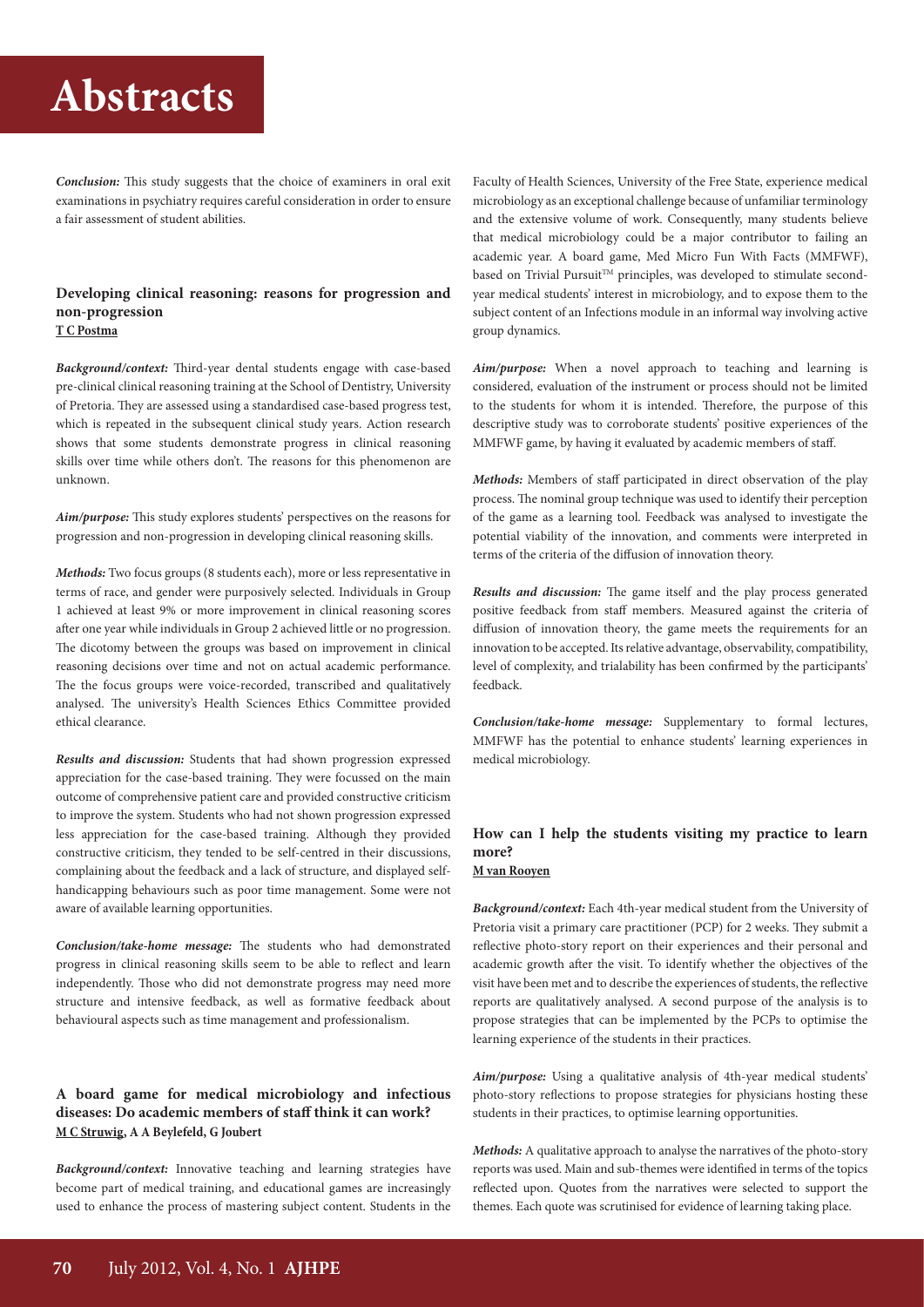***Conclusion:*** This study suggests that the choice of examiners in oral exit examinations in psychiatry requires careful consideration in order to ensure a fair assessment of student abilities.

### Developing clinical reasoning: reasons for progression and non-progression

**T C Postma**

***Background/context:*** Third-year dental students engage with case-based pre-clinical clinical reasoning training at the School of Dentistry, University of Pretoria. They are assessed using a standardised case-based progress test, which is repeated in the subsequent clinical study years. Action research shows that some students demonstrate progress in clinical reasoning skills over time while others don't. The reasons for this phenomenon are unknown.

***Aim/purpose:*** This study explores students' perspectives on the reasons for progression and non-progression in developing clinical reasoning skills.

***Methods:*** Two focus groups (8 students each), more or less representative in terms of race, and gender were purposively selected. Individuals in Group 1 achieved at least 9% or more improvement in clinical reasoning scores after one year while individuals in Group 2 achieved little or no progression. The dicotomy between the groups was based on improvement in clinical reasoning decisions over time and not on actual academic performance. The the focus groups were voice-recorded, transcribed and qualitatively analysed. The university's Health Sciences Ethics Committee provided ethical clearance.

***Results and discussion:*** Students that had shown progression expressed appreciation for the case-based training. They were focussed on the main outcome of comprehensive patient care and provided constructive criticism to improve the system. Students who had not shown progression expressed less appreciation for the case-based training. Although they provided constructive criticism, they tended to be self-centred in their discussions, complaining about the feedback and a lack of structure, and displayed self-handicapping behaviours such as poor time management. Some were not aware of available learning opportunities.

***Conclusion/take-home message:*** The students who had demonstrated progress in clinical reasoning skills seem to be able to reflect and learn independently. Those who did not demonstrate progress may need more structure and intensive feedback, as well as formative feedback about behavioural aspects such as time management and professionalism.

### A board game for medical microbiology and infectious diseases: Do academic members of staff think it can work?

**M C Struwig, A A Beylefeld, G Joubert**

***Background/context:*** Innovative teaching and learning strategies have become part of medical training, and educational games are increasingly used to enhance the process of mastering subject content. Students in the Faculty of Health Sciences, University of the Free State, experience medical microbiology as an exceptional challenge because of unfamiliar terminology and the extensive volume of work. Consequently, many students believe that medical microbiology could be a major contributor to failing an academic year. A board game, Med Micro Fun With Facts (MMFWF), based on Trivial Pursuit™ principles, was developed to stimulate second-year medical students' interest in microbiology, and to expose them to the subject content of an Infections module in an informal way involving active group dynamics.

***Aim/purpose:*** When a novel approach to teaching and learning is considered, evaluation of the instrument or process should not be limited to the students for whom it is intended. Therefore, the purpose of this descriptive study was to corroborate students' positive experiences of the MMFWF game, by having it evaluated by academic members of staff.

***Methods:*** Members of staff participated in direct observation of the play process. The nominal group technique was used to identify their perception of the game as a learning tool. Feedback was analysed to investigate the potential viability of the innovation, and comments were interpreted in terms of the criteria of the diffusion of innovation theory.

***Results and discussion:*** The game itself and the play process generated positive feedback from staff members. Measured against the criteria of diffusion of innovation theory, the game meets the requirements for an innovation to be accepted. Its relative advantage, observability, compatibility, level of complexity, and trialability has been confirmed by the participants' feedback.

***Conclusion/take-home message:*** Supplementary to formal lectures, MMFWF has the potential to enhance students' learning experiences in medical microbiology.

### How can I help the students visiting my practice to learn more?

**M van Rooyen**

***Background/context:*** Each 4th-year medical student from the University of Pretoria visit a primary care practitioner (PCP) for 2 weeks. They submit a reflective photo-story report on their experiences and their personal and academic growth after the visit. To identify whether the objectives of the visit have been met and to describe the experiences of students, the reflective reports are qualitatively analysed. A second purpose of the analysis is to propose strategies that can be implemented by the PCPs to optimise the learning experience of the students in their practices.

***Aim/purpose:*** Using a qualitative analysis of 4th-year medical students' photo-story reflections to propose strategies for physicians hosting these students in their practices, to optimise learning opportunities.

***Methods:*** A qualitative approach to analyse the narratives of the photo-story reports was used. Main and sub-themes were identified in terms of the topics reflected upon. Quotes from the narratives were selected to support the themes. Each quote was scrutinised for evidence of learning taking place.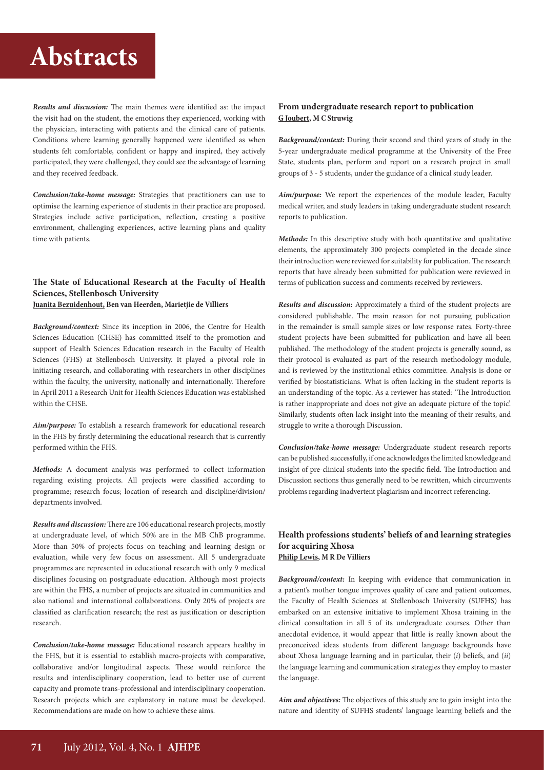***Results and discussion:*** The main themes were identified as: the impact the visit had on the student, the emotions they experienced, working with the physician, interacting with patients and the clinical care of patients. Conditions where learning generally happened were identified as when students felt comfortable, confident or happy and inspired, they actively participated, they were challenged, they could see the advantage of learning and they received feedback.

***Conclusion/take-home message:*** Strategies that practitioners can use to optimise the learning experience of students in their practice are proposed. Strategies include active participation, reflection, creating a positive environment, challenging experiences, active learning plans and quality time with patients.

### The State of Educational Research at the Faculty of Health Sciences, Stellenbosch University

**Juanita Bezuidenhout, Ben van Heerden, Marietjie de Villiers**

***Background/context:*** Since its inception in 2006, the Centre for Health Sciences Education (CHSE) has committed itself to the promotion and support of Health Sciences Education research in the Faculty of Health Sciences (FHS) at Stellenbosch University. It played a pivotal role in initiating research, and collaborating with researchers in other disciplines within the faculty, the university, nationally and internationally. Therefore in April 2011 a Research Unit for Health Sciences Education was established within the CHSE.

***Aim/purpose:*** To establish a research framework for educational research in the FHS by firstly determining the educational research that is currently performed within the FHS.

***Methods:*** A document analysis was performed to collect information regarding existing projects. All projects were classified according to programme; research focus; location of research and discipline/division/departments involved.

***Results and discussion:*** There are 106 educational research projects, mostly at undergraduate level, of which 50% are in the MB ChB programme. More than 50% of projects focus on teaching and learning design or evaluation, while very few focus on assessment. All 5 undergraduate programmes are represented in educational research with only 9 medical disciplines focusing on postgraduate education. Although most projects are within the FHS, a number of projects are situated in communities and also national and international collaborations. Only 20% of projects are classified as clarification research; the rest as justification or description research.

***Conclusion/take-home message:*** Educational research appears healthy in the FHS, but it is essential to establish macro-projects with comparative, collaborative and/or longitudinal aspects. These would reinforce the results and interdisciplinary cooperation, lead to better use of current capacity and promote trans-professional and interdisciplinary cooperation. Research projects which are explanatory in nature must be developed. Recommendations are made on how to achieve these aims.

### From undergraduate research report to publication

**G Joubert, M C Struwig**

***Background/context:*** During their second and third years of study in the 5-year undergraduate medical programme at the University of the Free State, students plan, perform and report on a research project in small groups of 3 - 5 students, under the guidance of a clinical study leader.

***Aim/purpose:*** We report the experiences of the module leader, Faculty medical writer, and study leaders in taking undergraduate student research reports to publication.

***Methods:*** In this descriptive study with both quantitative and qualitative elements, the approximately 300 projects completed in the decade since their introduction were reviewed for suitability for publication. The research reports that have already been submitted for publication were reviewed in terms of publication success and comments received by reviewers.

***Results and discussion:*** Approximately a third of the student projects are considered publishable. The main reason for not pursuing publication in the remainder is small sample sizes or low response rates. Forty-three student projects have been submitted for publication and have all been published. The methodology of the student projects is generally sound, as their protocol is evaluated as part of the research methodology module, and is reviewed by the institutional ethics committee. Analysis is done or verified by biostatisticians. What is often lacking in the student reports is an understanding of the topic. As a reviewer has stated: 'The Introduction is rather inappropriate and does not give an adequate picture of the topic'. Similarly, students often lack insight into the meaning of their results, and struggle to write a thorough Discussion.

***Conclusion/take-home message:*** Undergraduate student research reports can be published successfully, if one acknowledges the limited knowledge and insight of pre-clinical students into the specific field. The Introduction and Discussion sections thus generally need to be rewritten, which circumvents problems regarding inadvertent plagiarism and incorrect referencing.

### Health professions students' beliefs of and learning strategies for acquiring Xhosa

**Philip Lewis, M R De Villiers**

***Background/context:*** In keeping with evidence that communication in a patient's mother tongue improves quality of care and patient outcomes, the Faculty of Health Sciences at Stellenbosch University (SUFHS) has embarked on an extensive initiative to implement Xhosa training in the clinical consultation in all 5 of its undergraduate courses. Other than anecdotal evidence, it would appear that little is really known about the preconceived ideas students from different language backgrounds have about Xhosa language learning and in particular, their (*i*) beliefs, and (*ii*) the language learning and communication strategies they employ to master the language.

***Aim and objectives:*** The objectives of this study are to gain insight into the nature and identity of SUFHS students' language learning beliefs and the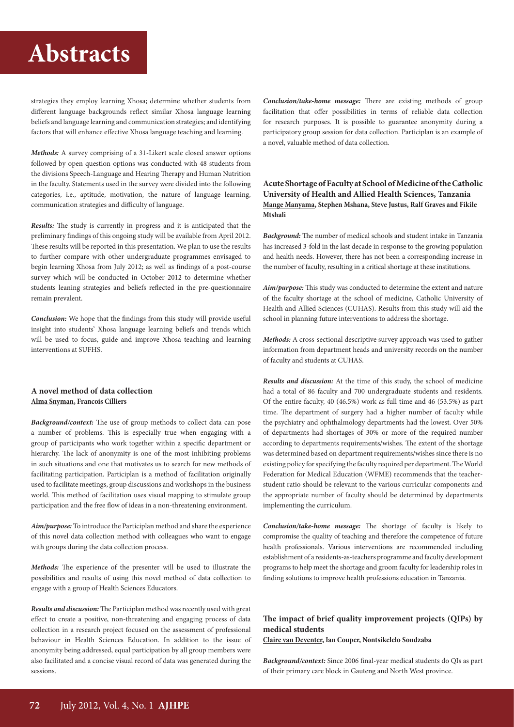strategies they employ learning Xhosa; determine whether students from different language backgrounds reflect similar Xhosa language learning beliefs and language learning and communication strategies; and identifying factors that will enhance effective Xhosa language teaching and learning.

***Methods:*** A survey comprising of a 31-Likert scale closed answer options followed by open question options was conducted with 48 students from the divisions Speech-Language and Hearing Therapy and Human Nutrition in the faculty. Statements used in the survey were divided into the following categories, i.e., aptitude, motivation, the nature of language learning, communication strategies and difficulty of language.

***Results:*** The study is currently in progress and it is anticipated that the preliminary findings of this ongoing study will be available from April 2012. These results will be reported in this presentation. We plan to use the results to further compare with other undergraduate programmes envisaged to begin learning Xhosa from July 2012; as well as findings of a post-course survey which will be conducted in October 2012 to determine whether students leaning strategies and beliefs reflected in the pre-questionnaire remain prevalent.

***Conclusion:*** We hope that the findings from this study will provide useful insight into students' Xhosa language learning beliefs and trends which will be used to focus, guide and improve Xhosa teaching and learning interventions at SUFHS.

### A novel method of data collection

**Alma Snyman, Francois Cilliers**

***Background/context:*** The use of group methods to collect data can pose a number of problems. This is especially true when engaging with a group of participants who work together within a specific department or hierarchy. The lack of anonymity is one of the most inhibiting problems in such situations and one that motivates us to search for new methods of facilitating participation. Participlan is a method of facilitation originally used to facilitate meetings, group discussions and workshops in the business world. This method of facilitation uses visual mapping to stimulate group participation and the free flow of ideas in a non-threatening environment.

***Aim/purpose:*** To introduce the Participlan method and share the experience of this novel data collection method with colleagues who want to engage with groups during the data collection process.

***Methods:*** The experience of the presenter will be used to illustrate the possibilities and results of using this novel method of data collection to engage with a group of Health Sciences Educators.

***Results and discussion:*** The Participlan method was recently used with great effect to create a positive, non-threatening and engaging process of data collection in a research project focused on the assessment of professional behaviour in Health Sciences Education. In addition to the issue of anonymity being addressed, equal participation by all group members were also facilitated and a concise visual record of data was generated during the sessions.

***Conclusion/take-home message:*** There are existing methods of group facilitation that offer possibilities in terms of reliable data collection for research purposes. It is possible to guarantee anonymity during a participatory group session for data collection. Participlan is an example of a novel, valuable method of data collection.

### Acute Shortage of Faculty at School of Medicine of the Catholic University of Health and Allied Health Sciences, Tanzania

**Mange Manyama, Stephen Mshana, Steve Justus, Ralf Graves and Fikile Mtshali**

***Background:*** The number of medical schools and student intake in Tanzania has increased 3-fold in the last decade in response to the growing population and health needs. However, there has not been a corresponding increase in the number of faculty, resulting in a critical shortage at these institutions.

***Aim/purpose:*** This study was conducted to determine the extent and nature of the faculty shortage at the school of medicine, Catholic University of Health and Allied Sciences (CUHAS). Results from this study will aid the school in planning future interventions to address the shortage.

***Methods:*** A cross-sectional descriptive survey approach was used to gather information from department heads and university records on the number of faculty and students at CUHAS.

***Results and discussion:*** At the time of this study, the school of medicine had a total of 86 faculty and 700 undergraduate students and residents. Of the entire faculty, 40 (46.5%) work as full time and 46 (53.5%) as part time. The department of surgery had a higher number of faculty while the psychiatry and ophthalmology departments had the lowest. Over 50% of departments had shortages of 30% or more of the required number according to departments requirements/wishes. The extent of the shortage was determined based on department requirements/wishes since there is no existing policy for specifying the faculty required per department. The World Federation for Medical Education (WFME) recommends that the teacher-student ratio should be relevant to the various curricular components and the appropriate number of faculty should be determined by departments implementing the curriculum.

***Conclusion/take-home message:*** The shortage of faculty is likely to compromise the quality of teaching and therefore the competence of future health professionals. Various interventions are recommended including establishment of a residents-as-teachers programme and faculty development programs to help meet the shortage and groom faculty for leadership roles in finding solutions to improve health professions education in Tanzania.

### The impact of brief quality improvement projects (QIPs) by medical students

**Claire van Deventer, Ian Couper, Nontsikelelo Sondzaba**

***Background/context:*** Since 2006 final-year medical students do QIs as part of their primary care block in Gauteng and North West province.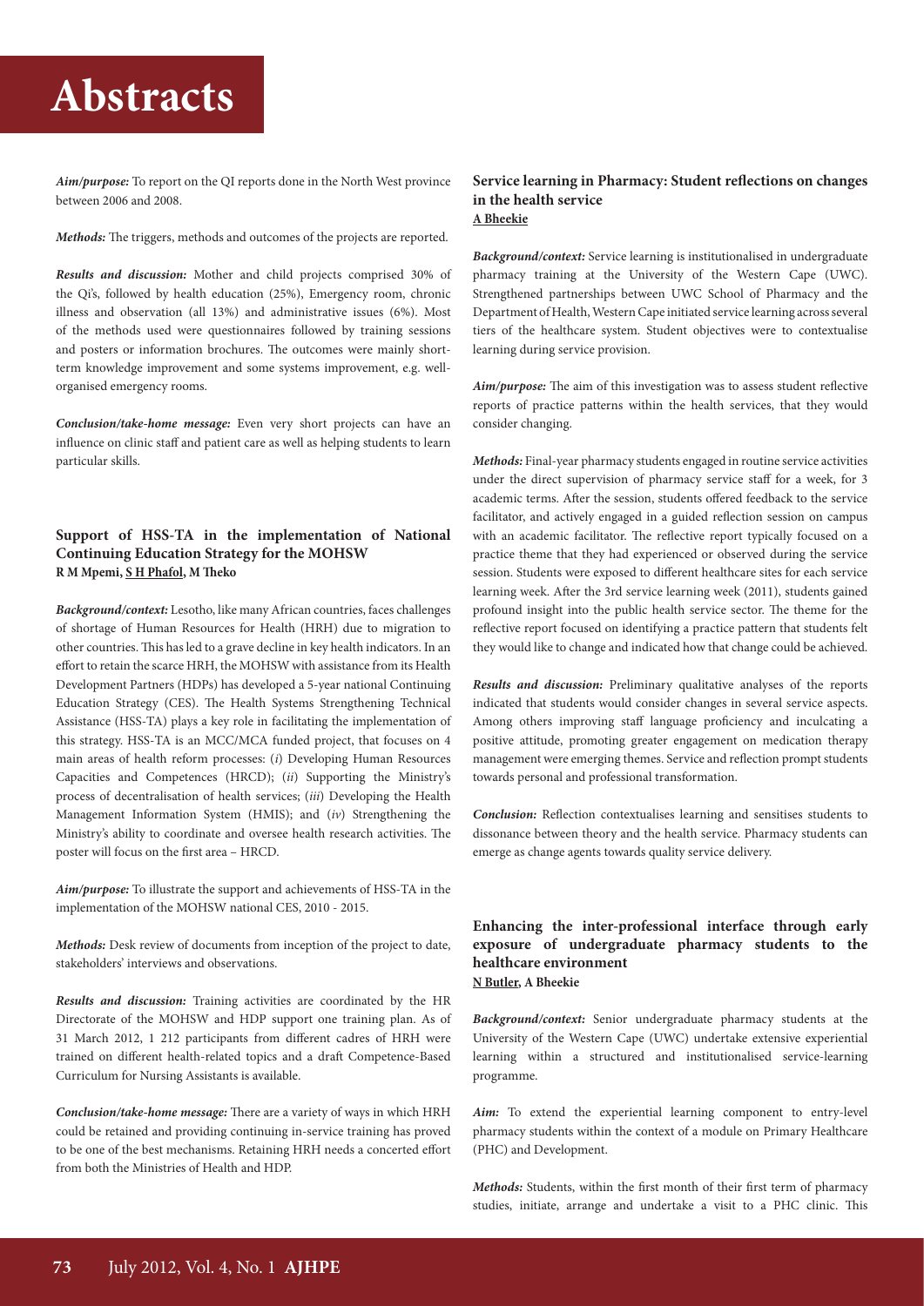*Aim/purpose:* To report on the QI reports done in the North West province between 2006 and 2008.

*Methods:* The triggers, methods and outcomes of the projects are reported.

*Results and discussion:* Mother and child projects comprised 30% of the Qi's, followed by health education (25%), Emergency room, chronic illness and observation (all 13%) and administrative issues (6%). Most of the methods used were questionnaires followed by training sessions and posters or information brochures. The outcomes were mainly short-term knowledge improvement and some systems improvement, e.g. well-organised emergency rooms.

*Conclusion/take-home message:* Even very short projects can have an influence on clinic staff and patient care as well as helping students to learn particular skills.

### Support of HSS-TA in the implementation of National Continuing Education Strategy for the MOHSW

**R M Mpemi, S H Phafol, M Theko**

*Background/context:* Lesotho, like many African countries, faces challenges of shortage of Human Resources for Health (HRH) due to migration to other countries. This has led to a grave decline in key health indicators. In an effort to retain the scarce HRH, the MOHSW with assistance from its Health Development Partners (HDPs) has developed a 5-year national Continuing Education Strategy (CES). The Health Systems Strengthening Technical Assistance (HSS-TA) plays a key role in facilitating the implementation of this strategy. HSS-TA is an MCC/MCA funded project, that focuses on 4 main areas of health reform processes: (*i*) Developing Human Resources Capacities and Competences (HRCD); (*ii*) Supporting the Ministry's process of decentralisation of health services; (*iii*) Developing the Health Management Information System (HMIS); and (*iv*) Strengthening the Ministry's ability to coordinate and oversee health research activities. The poster will focus on the first area – HRCD.

*Aim/purpose:* To illustrate the support and achievements of HSS-TA in the implementation of the MOHSW national CES, 2010 - 2015.

*Methods:* Desk review of documents from inception of the project to date, stakeholders' interviews and observations.

*Results and discussion:* Training activities are coordinated by the HR Directorate of the MOHSW and HDP support one training plan. As of 31 March 2012, 1 212 participants from different cadres of HRH were trained on different health-related topics and a draft Competence-Based Curriculum for Nursing Assistants is available.

*Conclusion/take-home message:* There are a variety of ways in which HRH could be retained and providing continuing in-service training has proved to be one of the best mechanisms. Retaining HRH needs a concerted effort from both the Ministries of Health and HDP.

### Service learning in Pharmacy: Student reflections on changes in the health service

**A Bheekie**

*Background/context:* Service learning is institutionalised in undergraduate pharmacy training at the University of the Western Cape (UWC). Strengthened partnerships between UWC School of Pharmacy and the Department of Health, Western Cape initiated service learning across several tiers of the healthcare system. Student objectives were to contextualise learning during service provision.

*Aim/purpose:* The aim of this investigation was to assess student reflective reports of practice patterns within the health services, that they would consider changing.

*Methods:* Final-year pharmacy students engaged in routine service activities under the direct supervision of pharmacy service staff for a week, for 3 academic terms. After the session, students offered feedback to the service facilitator, and actively engaged in a guided reflection session on campus with an academic facilitator. The reflective report typically focused on a practice theme that they had experienced or observed during the service session. Students were exposed to different healthcare sites for each service learning week. After the 3rd service learning week (2011), students gained profound insight into the public health service sector. The theme for the reflective report focused on identifying a practice pattern that students felt they would like to change and indicated how that change could be achieved.

*Results and discussion:* Preliminary qualitative analyses of the reports indicated that students would consider changes in several service aspects. Among others improving staff language proficiency and inculcating a positive attitude, promoting greater engagement on medication therapy management were emerging themes. Service and reflection prompt students towards personal and professional transformation.

*Conclusion:* Reflection contextualises learning and sensitises students to dissonance between theory and the health service. Pharmacy students can emerge as change agents towards quality service delivery.

### Enhancing the inter-professional interface through early exposure of undergraduate pharmacy students to the healthcare environment

**N Butler, A Bheekie**

*Background/context:* Senior undergraduate pharmacy students at the University of the Western Cape (UWC) undertake extensive experiential learning within a structured and institutionalised service-learning programme.

*Aim:* To extend the experiential learning component to entry-level pharmacy students within the context of a module on Primary Healthcare (PHC) and Development.

*Methods:* Students, within the first month of their first term of pharmacy studies, initiate, arrange and undertake a visit to a PHC clinic. This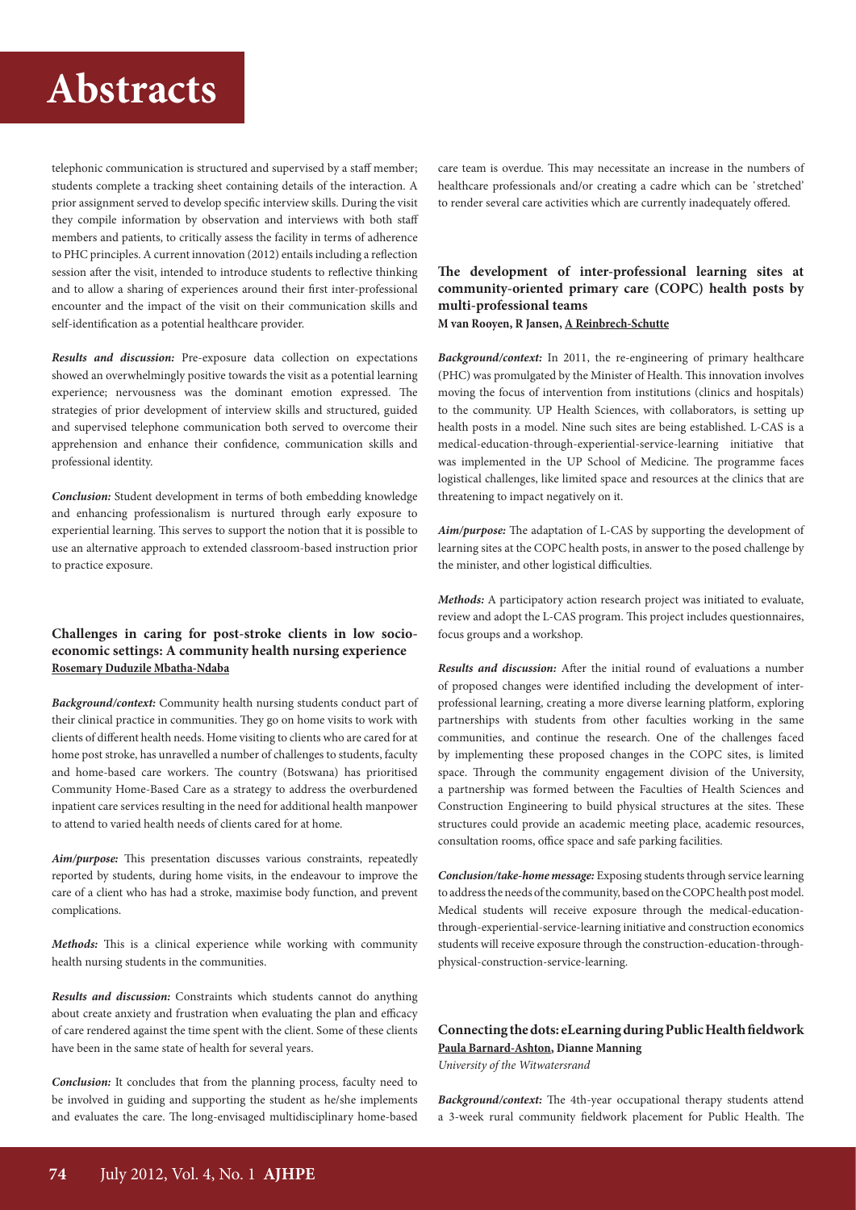telephonic communication is structured and supervised by a staff member; students complete a tracking sheet containing details of the interaction. A prior assignment served to develop specific interview skills. During the visit they compile information by observation and interviews with both staff members and patients, to critically assess the facility in terms of adherence to PHC principles. A current innovation (2012) entails including a reflection session after the visit, intended to introduce students to reflective thinking and to allow a sharing of experiences around their first inter-professional encounter and the impact of the visit on their communication skills and self-identification as a potential healthcare provider.

***Results and discussion:*** Pre-exposure data collection on expectations showed an overwhelmingly positive towards the visit as a potential learning experience; nervousness was the dominant emotion expressed. The strategies of prior development of interview skills and structured, guided and supervised telephone communication both served to overcome their apprehension and enhance their confidence, communication skills and professional identity.

***Conclusion:*** Student development in terms of both embedding knowledge and enhancing professionalism is nurtured through early exposure to experiential learning. This serves to support the notion that it is possible to use an alternative approach to extended classroom-based instruction prior to practice exposure.

### Challenges in caring for post-stroke clients in low socio-economic settings: A community health nursing experience

**Rosemary Duduzile Mbatha-Ndaba**

***Background/context:*** Community health nursing students conduct part of their clinical practice in communities. They go on home visits to work with clients of different health needs. Home visiting to clients who are cared for at home post stroke, has unravelled a number of challenges to students, faculty and home-based care workers. The country (Botswana) has prioritised Community Home-Based Care as a strategy to address the overburdened inpatient care services resulting in the need for additional health manpower to attend to varied health needs of clients cared for at home.

***Aim/purpose:*** This presentation discusses various constraints, repeatedly reported by students, during home visits, in the endeavour to improve the care of a client who has had a stroke, maximise body function, and prevent complications.

***Methods:*** This is a clinical experience while working with community health nursing students in the communities.

***Results and discussion:*** Constraints which students cannot do anything about create anxiety and frustration when evaluating the plan and efficacy of care rendered against the time spent with the client. Some of these clients have been in the same state of health for several years.

***Conclusion:*** It concludes that from the planning process, faculty need to be involved in guiding and supporting the student as he/she implements and evaluates the care. The long-envisaged multidisciplinary home-based care team is overdue. This may necessitate an increase in the numbers of healthcare professionals and/or creating a cadre which can be 'stretched' to render several care activities which are currently inadequately offered.

### The development of inter-professional learning sites at community-oriented primary care (COPC) health posts by multi-professional teams

**M van Rooyen, R Jansen, A Reinbrech-Schutte**

***Background/context:*** In 2011, the re-engineering of primary healthcare (PHC) was promulgated by the Minister of Health. This innovation involves moving the focus of intervention from institutions (clinics and hospitals) to the community. UP Health Sciences, with collaborators, is setting up health posts in a model. Nine such sites are being established. L-CAS is a medical-education-through-experiential-service-learning initiative that was implemented in the UP School of Medicine. The programme faces logistical challenges, like limited space and resources at the clinics that are threatening to impact negatively on it.

***Aim/purpose:*** The adaptation of L-CAS by supporting the development of learning sites at the COPC health posts, in answer to the posed challenge by the minister, and other logistical difficulties.

***Methods:*** A participatory action research project was initiated to evaluate, review and adopt the L-CAS program. This project includes questionnaires, focus groups and a workshop.

***Results and discussion:*** After the initial round of evaluations a number of proposed changes were identified including the development of inter-professional learning, creating a more diverse learning platform, exploring partnerships with students from other faculties working in the same communities, and continue the research. One of the challenges faced by implementing these proposed changes in the COPC sites, is limited space. Through the community engagement division of the University, a partnership was formed between the Faculties of Health Sciences and Construction Engineering to build physical structures at the sites. These structures could provide an academic meeting place, academic resources, consultation rooms, office space and safe parking facilities.

***Conclusion/take-home message:*** Exposing students through service learning to address the needs of the community, based on the COPC health post model. Medical students will receive exposure through the medical-education-through-experiential-service-learning initiative and construction economics students will receive exposure through the construction-education-through-physical-construction-service-learning.

### Connecting the dots: eLearning during Public Health fieldwork

**Paula Barnard-Ashton, Dianne Manning**

*University of the Witwatersrand*

***Background/context:*** The 4th-year occupational therapy students attend a 3-week rural community fieldwork placement for Public Health. The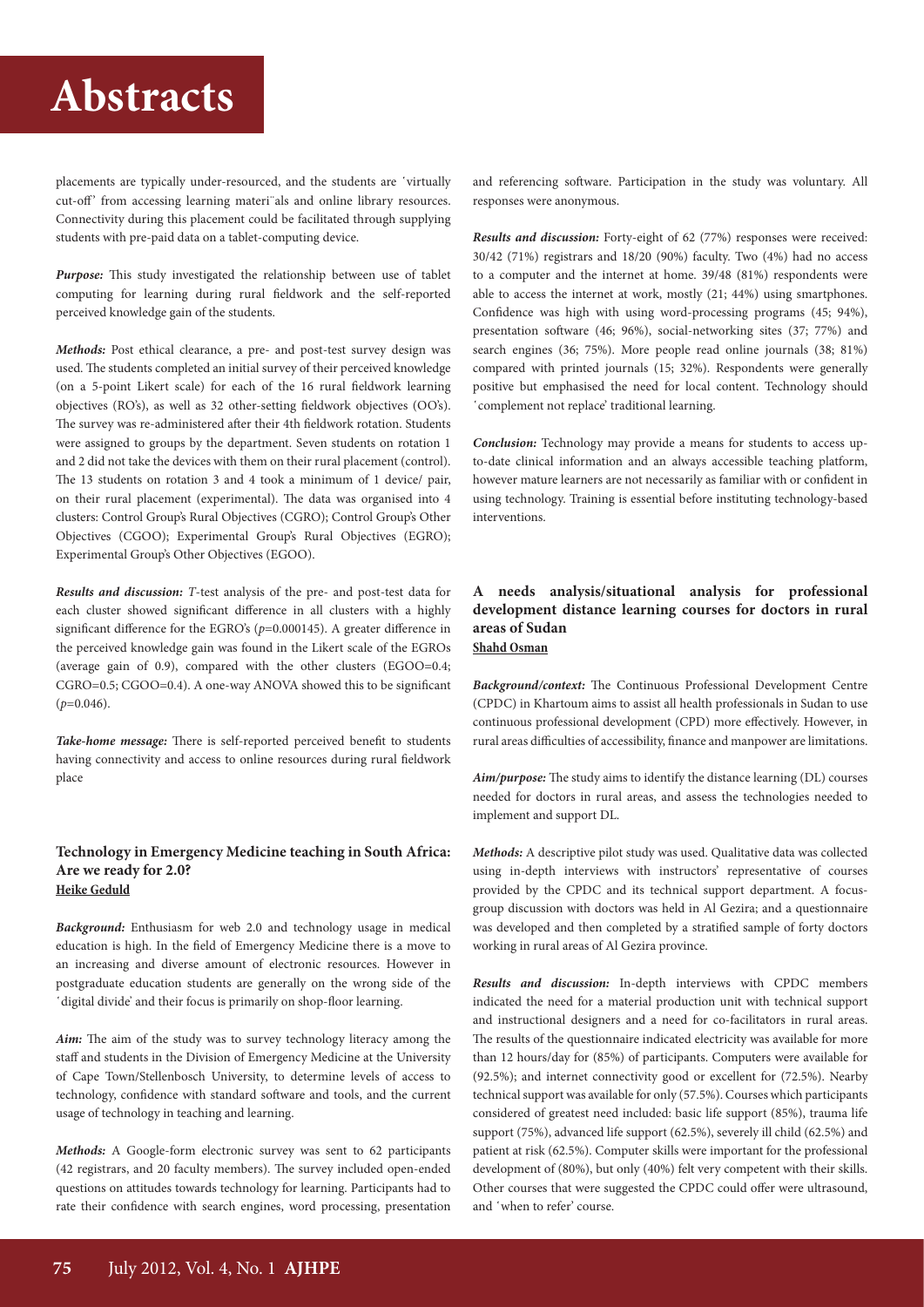placements are typically under-resourced, and the students are 'virtually cut-off' from accessing learning materi¨als and online library resources. Connectivity during this placement could be facilitated through supplying students with pre-paid data on a tablet-computing device.

***Purpose:*** This study investigated the relationship between use of tablet computing for learning during rural fieldwork and the self-reported perceived knowledge gain of the students.

***Methods:*** Post ethical clearance, a pre- and post-test survey design was used. The students completed an initial survey of their perceived knowledge (on a 5-point Likert scale) for each of the 16 rural fieldwork learning objectives (RO's), as well as 32 other-setting fieldwork objectives (OO's). The survey was re-administered after their 4th fieldwork rotation. Students were assigned to groups by the department. Seven students on rotation 1 and 2 did not take the devices with them on their rural placement (control). The 13 students on rotation 3 and 4 took a minimum of 1 device/ pair, on their rural placement (experimental). The data was organised into 4 clusters: Control Group's Rural Objectives (CGRO); Control Group's Other Objectives (CGOO); Experimental Group's Rural Objectives (EGRO); Experimental Group's Other Objectives (EGOO).

***Results and discussion:*** *T*-test analysis of the pre- and post-test data for each cluster showed significant difference in all clusters with a highly significant difference for the EGRO's ($p$=0.000145). A greater difference in the perceived knowledge gain was found in the Likert scale of the EGROs (average gain of 0.9), compared with the other clusters (EGOO=0.4; CGRO=0.5; CGOO=0.4). A one-way ANOVA showed this to be significant ($p$=0.046).

***Take-home message:*** There is self-reported perceived benefit to students having connectivity and access to online resources during rural fieldwork place

### Technology in Emergency Medicine teaching in South Africa: Are we ready for 2.0?

**Heike Geduld**

***Background:*** Enthusiasm for web 2.0 and technology usage in medical education is high. In the field of Emergency Medicine there is a move to an increasing and diverse amount of electronic resources. However in postgraduate education students are generally on the wrong side of the 'digital divide' and their focus is primarily on shop-floor learning.

***Aim:*** The aim of the study was to survey technology literacy among the staff and students in the Division of Emergency Medicine at the University of Cape Town/Stellenbosch University, to determine levels of access to technology, confidence with standard software and tools, and the current usage of technology in teaching and learning.

***Methods:*** A Google-form electronic survey was sent to 62 participants (42 registrars, and 20 faculty members). The survey included open-ended questions on attitudes towards technology for learning. Participants had to rate their confidence with search engines, word processing, presentation and referencing software. Participation in the study was voluntary. All responses were anonymous.

***Results and discussion:*** Forty-eight of 62 (77%) responses were received: 30/42 (71%) registrars and 18/20 (90%) faculty. Two (4%) had no access to a computer and the internet at home. 39/48 (81%) respondents were able to access the internet at work, mostly (21; 44%) using smartphones. Confidence was high with using word-processing programs (45; 94%), presentation software (46; 96%), social-networking sites (37; 77%) and search engines (36; 75%). More people read online journals (38; 81%) compared with printed journals (15; 32%). Respondents were generally positive but emphasised the need for local content. Technology should 'complement not replace' traditional learning.

***Conclusion:*** Technology may provide a means for students to access up-to-date clinical information and an always accessible teaching platform, however mature learners are not necessarily as familiar with or confident in using technology. Training is essential before instituting technology-based interventions.

### A needs analysis/situational analysis for professional development distance learning courses for doctors in rural areas of Sudan

**Shahd Osman**

***Background/context:*** The Continuous Professional Development Centre (CPDC) in Khartoum aims to assist all health professionals in Sudan to use continuous professional development (CPD) more effectively. However, in rural areas difficulties of accessibility, finance and manpower are limitations.

***Aim/purpose:*** The study aims to identify the distance learning (DL) courses needed for doctors in rural areas, and assess the technologies needed to implement and support DL.

***Methods:*** A descriptive pilot study was used. Qualitative data was collected using in-depth interviews with instructors' representative of courses provided by the CPDC and its technical support department. A focus-group discussion with doctors was held in Al Gezira; and a questionnaire was developed and then completed by a stratified sample of forty doctors working in rural areas of Al Gezira province.

***Results and discussion:*** In-depth interviews with CPDC members indicated the need for a material production unit with technical support and instructional designers and a need for co-facilitators in rural areas. The results of the questionnaire indicated electricity was available for more than 12 hours/day for (85%) of participants. Computers were available for (92.5%); and internet connectivity good or excellent for (72.5%). Nearby technical support was available for only (57.5%). Courses which participants considered of greatest need included: basic life support (85%), trauma life support (75%), advanced life support (62.5%), severely ill child (62.5%) and patient at risk (62.5%). Computer skills were important for the professional development of (80%), but only (40%) felt very competent with their skills. Other courses that were suggested the CPDC could offer were ultrasound, and 'when to refer' course.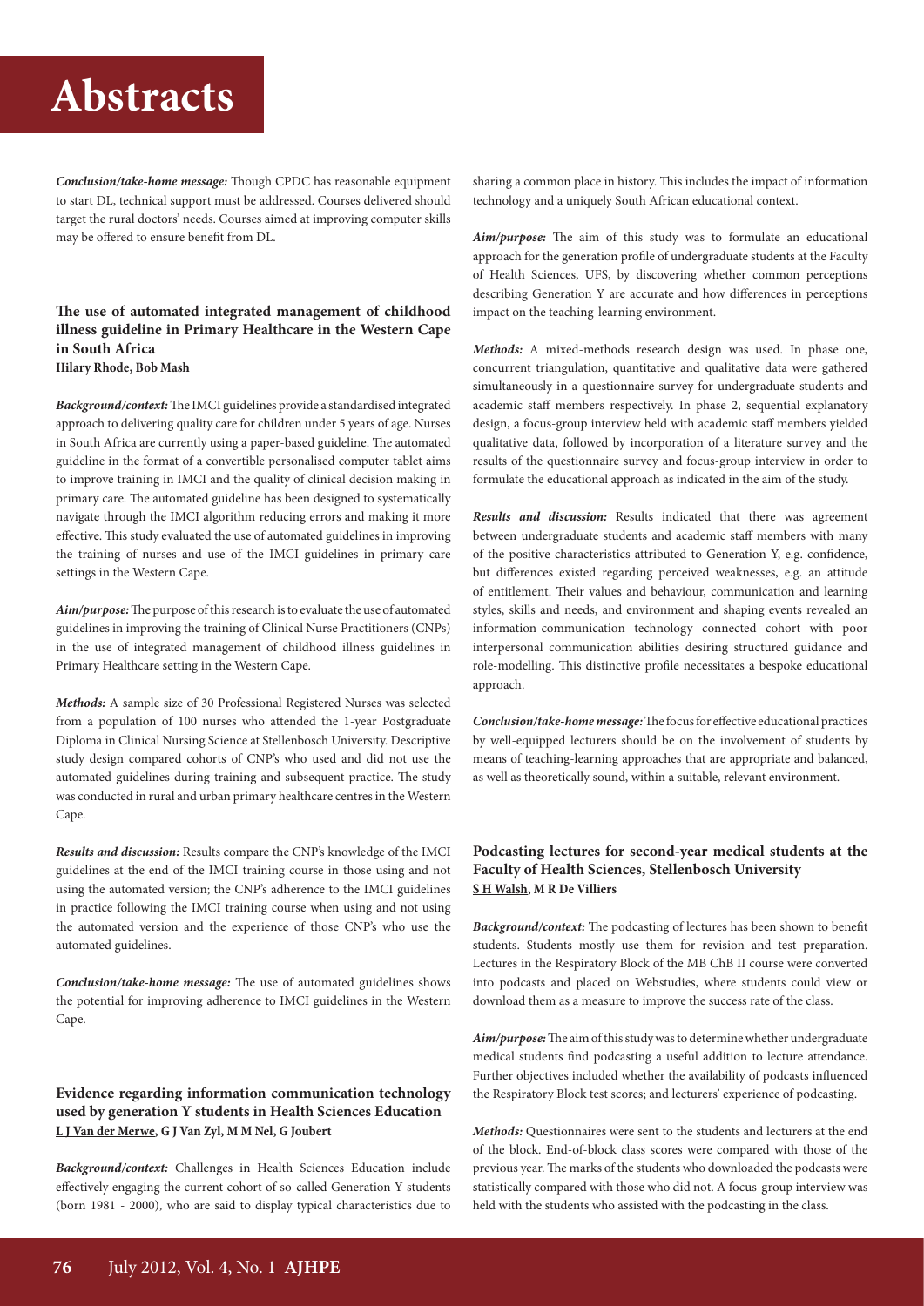***Conclusion/take-home message:*** Though CPDC has reasonable equipment to start DL, technical support must be addressed. Courses delivered should target the rural doctors' needs. Courses aimed at improving computer skills may be offered to ensure benefit from DL.

### The use of automated integrated management of childhood illness guideline in Primary Healthcare in the Western Cape in South Africa

**Hilary Rhode, Bob Mash**

***Background/context:*** The IMCI guidelines provide a standardised integrated approach to delivering quality care for children under 5 years of age. Nurses in South Africa are currently using a paper-based guideline. The automated guideline in the format of a convertible personalised computer tablet aims to improve training in IMCI and the quality of clinical decision making in primary care. The automated guideline has been designed to systematically navigate through the IMCI algorithm reducing errors and making it more effective. This study evaluated the use of automated guidelines in improving the training of nurses and use of the IMCI guidelines in primary care settings in the Western Cape.

***Aim/purpose:*** The purpose of this research is to evaluate the use of automated guidelines in improving the training of Clinical Nurse Practitioners (CNPs) in the use of integrated management of childhood illness guidelines in Primary Healthcare setting in the Western Cape.

***Methods:*** A sample size of 30 Professional Registered Nurses was selected from a population of 100 nurses who attended the 1-year Postgraduate Diploma in Clinical Nursing Science at Stellenbosch University. Descriptive study design compared cohorts of CNP's who used and did not use the automated guidelines during training and subsequent practice. The study was conducted in rural and urban primary healthcare centres in the Western Cape.

***Results and discussion:*** Results compare the CNP's knowledge of the IMCI guidelines at the end of the IMCI training course in those using and not using the automated version; the CNP's adherence to the IMCI guidelines in practice following the IMCI training course when using and not using the automated version and the experience of those CNP's who use the automated guidelines.

***Conclusion/take-home message:*** The use of automated guidelines shows the potential for improving adherence to IMCI guidelines in the Western Cape.

### Evidence regarding information communication technology used by generation Y students in Health Sciences Education

**L J Van der Merwe, G J Van Zyl, M M Nel, G Joubert**

***Background/context:*** Challenges in Health Sciences Education include effectively engaging the current cohort of so-called Generation Y students (born 1981 - 2000), who are said to display typical characteristics due to sharing a common place in history. This includes the impact of information technology and a uniquely South African educational context.

***Aim/purpose:*** The aim of this study was to formulate an educational approach for the generation profile of undergraduate students at the Faculty of Health Sciences, UFS, by discovering whether common perceptions describing Generation Y are accurate and how differences in perceptions impact on the teaching-learning environment.

***Methods:*** A mixed-methods research design was used. In phase one, concurrent triangulation, quantitative and qualitative data were gathered simultaneously in a questionnaire survey for undergraduate students and academic staff members respectively. In phase 2, sequential explanatory design, a focus-group interview held with academic staff members yielded qualitative data, followed by incorporation of a literature survey and the results of the questionnaire survey and focus-group interview in order to formulate the educational approach as indicated in the aim of the study.

***Results and discussion:*** Results indicated that there was agreement between undergraduate students and academic staff members with many of the positive characteristics attributed to Generation Y, e.g. confidence, but differences existed regarding perceived weaknesses, e.g. an attitude of entitlement. Their values and behaviour, communication and learning styles, skills and needs, and environment and shaping events revealed an information-communication technology connected cohort with poor interpersonal communication abilities desiring structured guidance and role-modelling. This distinctive profile necessitates a bespoke educational approach.

***Conclusion/take-home message:*** The focus for effective educational practices by well-equipped lecturers should be on the involvement of students by means of teaching-learning approaches that are appropriate and balanced, as well as theoretically sound, within a suitable, relevant environment.

### Podcasting lectures for second-year medical students at the Faculty of Health Sciences, Stellenbosch University

**S H Walsh, M R De Villiers**

***Background/context:*** The podcasting of lectures has been shown to benefit students. Students mostly use them for revision and test preparation. Lectures in the Respiratory Block of the MB ChB II course were converted into podcasts and placed on Webstudies, where students could view or download them as a measure to improve the success rate of the class.

***Aim/purpose:*** The aim of this study was to determine whether undergraduate medical students find podcasting a useful addition to lecture attendance. Further objectives included whether the availability of podcasts influenced the Respiratory Block test scores; and lecturers' experience of podcasting.

***Methods:*** Questionnaires were sent to the students and lecturers at the end of the block. End-of-block class scores were compared with those of the previous year. The marks of the students who downloaded the podcasts were statistically compared with those who did not. A focus-group interview was held with the students who assisted with the podcasting in the class.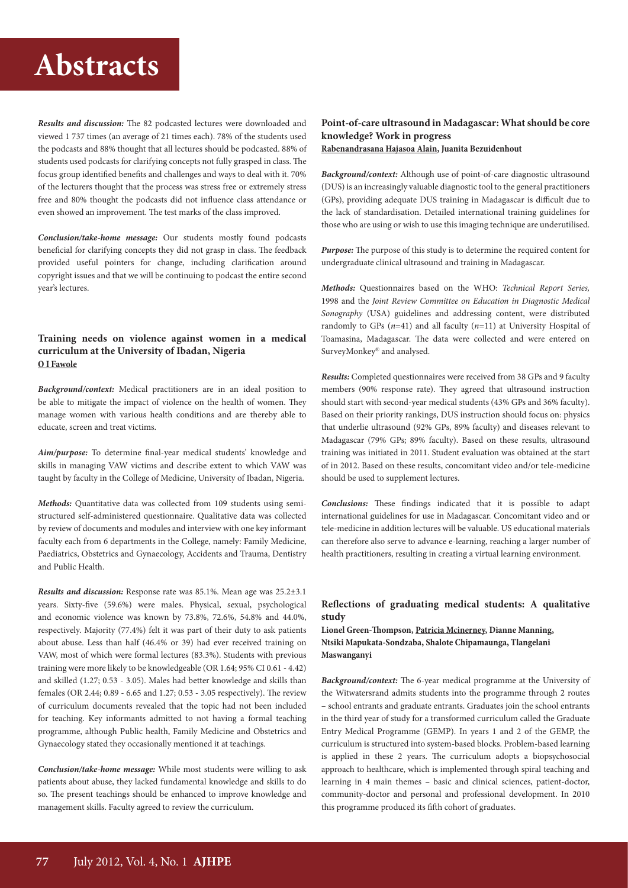*Results and discussion:* The 82 podcasted lectures were downloaded and viewed 1 737 times (an average of 21 times each). 78% of the students used the podcasts and 88% thought that all lectures should be podcasted. 88% of students used podcasts for clarifying concepts not fully grasped in class. The focus group identified benefits and challenges and ways to deal with it. 70% of the lecturers thought that the process was stress free or extremely stress free and 80% thought the podcasts did not influence class attendance or even showed an improvement. The test marks of the class improved.

*Conclusion/take-home message:* Our students mostly found podcasts beneficial for clarifying concepts they did not grasp in class. The feedback provided useful pointers for change, including clarification around copyright issues and that we will be continuing to podcast the entire second year's lectures.

### Training needs on violence against women in a medical curriculum at the University of Ibadan, Nigeria

**O I Fawole**

*Background/context:* Medical practitioners are in an ideal position to be able to mitigate the impact of violence on the health of women. They manage women with various health conditions and are thereby able to educate, screen and treat victims.

*Aim/purpose:* To determine final-year medical students' knowledge and skills in managing VAW victims and describe extent to which VAW was taught by faculty in the College of Medicine, University of Ibadan, Nigeria.

*Methods:* Quantitative data was collected from 109 students using semi-structured self-administered questionnaire. Qualitative data was collected by review of documents and modules and interview with one key informant faculty each from 6 departments in the College, namely: Family Medicine, Paediatrics, Obstetrics and Gynaecology, Accidents and Trauma, Dentistry and Public Health.

*Results and discussion:* Response rate was 85.1%. Mean age was 25.2±3.1 years. Sixty-five (59.6%) were males. Physical, sexual, psychological and economic violence was known by 73.8%, 72.6%, 54.8% and 44.0%, respectively. Majority (77.4%) felt it was part of their duty to ask patients about abuse. Less than half (46.4% or 39) had ever received training on VAW, most of which were formal lectures (83.3%). Students with previous training were more likely to be knowledgeable (OR 1.64; 95% CI 0.61 - 4.42) and skilled (1.27; 0.53 - 3.05). Males had better knowledge and skills than females (OR 2.44; 0.89 - 6.65 and 1.27; 0.53 - 3.05 respectively). The review of curriculum documents revealed that the topic had not been included for teaching. Key informants admitted to not having a formal teaching programme, although Public health, Family Medicine and Obstetrics and Gynaecology stated they occasionally mentioned it at teachings.

*Conclusion/take-home message:* While most students were willing to ask patients about abuse, they lacked fundamental knowledge and skills to do so. The present teachings should be enhanced to improve knowledge and management skills. Faculty agreed to review the curriculum.

### Point-of-care ultrasound in Madagascar: What should be core knowledge? Work in progress

**Rabenandrasana Hajasoa Alain, Juanita Bezuidenhout**

*Background/context:* Although use of point-of-care diagnostic ultrasound (DUS) is an increasingly valuable diagnostic tool to the general practitioners (GPs), providing adequate DUS training in Madagascar is difficult due to the lack of standardisation. Detailed international training guidelines for those who are using or wish to use this imaging technique are underutilised.

*Purpose:* The purpose of this study is to determine the required content for undergraduate clinical ultrasound and training in Madagascar.

*Methods:* Questionnaires based on the WHO: *Technical Report Series*, 1998 and the *Joint Review Committee on Education in Diagnostic Medical Sonography* (USA) guidelines and addressing content, were distributed randomly to GPs (*n*=41) and all faculty (*n*=11) at University Hospital of Toamasina, Madagascar. The data were collected and were entered on SurveyMonkey® and analysed.

*Results:* Completed questionnaires were received from 38 GPs and 9 faculty members (90% response rate). They agreed that ultrasound instruction should start with second-year medical students (43% GPs and 36% faculty). Based on their priority rankings, DUS instruction should focus on: physics that underlie ultrasound (92% GPs, 89% faculty) and diseases relevant to Madagascar (79% GPs; 89% faculty). Based on these results, ultrasound training was initiated in 2011. Student evaluation was obtained at the start of in 2012. Based on these results, concomitant video and/or tele-medicine should be used to supplement lectures.

*Conclusions:* These findings indicated that it is possible to adapt international guidelines for use in Madagascar. Concomitant video and or tele-medicine in addition lectures will be valuable. US educational materials can therefore also serve to advance e-learning, reaching a larger number of health practitioners, resulting in creating a virtual learning environment.

### Reflections of graduating medical students: A qualitative study

**Lionel Green-Thompson, Patricia Mcinerney, Dianne Manning, Ntsiki Mapukata-Sondzaba, Shalote Chipamaunga, Tlangelani Maswanganyi**

*Background/context:* The 6-year medical programme at the University of the Witwatersrand admits students into the programme through 2 routes – school entrants and graduate entrants. Graduates join the school entrants in the third year of study for a transformed curriculum called the Graduate Entry Medical Programme (GEMP). In years 1 and 2 of the GEMP, the curriculum is structured into system-based blocks. Problem-based learning is applied in these 2 years. The curriculum adopts a biopsychosocial approach to healthcare, which is implemented through spiral teaching and learning in 4 main themes – basic and clinical sciences, patient-doctor, community-doctor and personal and professional development. In 2010 this programme produced its fifth cohort of graduates.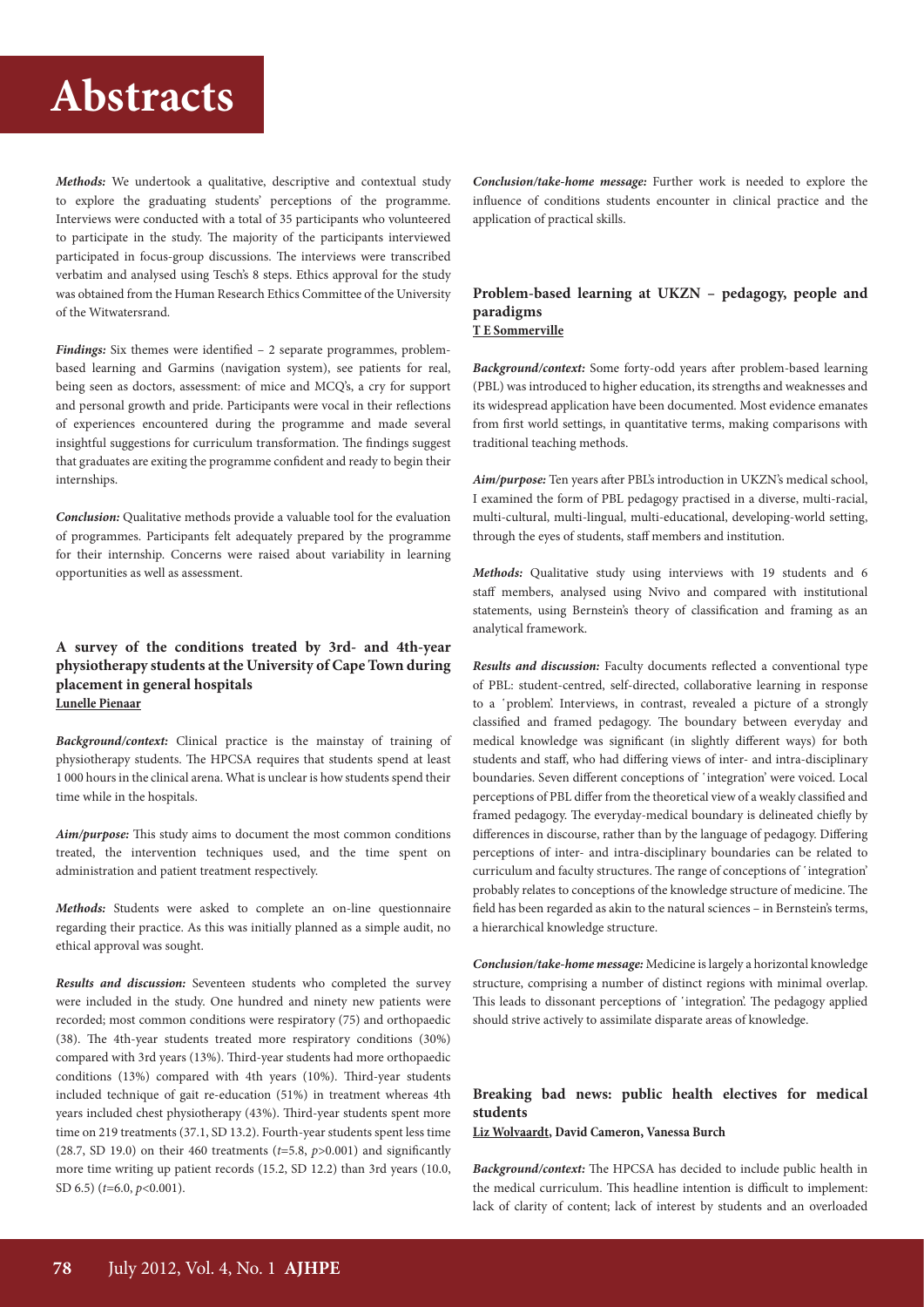***Methods:*** We undertook a qualitative, descriptive and contextual study to explore the graduating students' perceptions of the programme. Interviews were conducted with a total of 35 participants who volunteered to participate in the study. The majority of the participants interviewed participated in focus-group discussions. The interviews were transcribed verbatim and analysed using Tesch's 8 steps. Ethics approval for the study was obtained from the Human Research Ethics Committee of the University of the Witwatersrand.

***Findings:*** Six themes were identified – 2 separate programmes, problem-based learning and Garmins (navigation system), see patients for real, being seen as doctors, assessment: of mice and MCQ's, a cry for support and personal growth and pride. Participants were vocal in their reflections of experiences encountered during the programme and made several insightful suggestions for curriculum transformation. The findings suggest that graduates are exiting the programme confident and ready to begin their internships.

***Conclusion:*** Qualitative methods provide a valuable tool for the evaluation of programmes. Participants felt adequately prepared by the programme for their internship. Concerns were raised about variability in learning opportunities as well as assessment.

### A survey of the conditions treated by 3rd- and 4th-year physiotherapy students at the University of Cape Town during placement in general hospitals

**Lunelle Pienaar**

***Background/context:*** Clinical practice is the mainstay of training of physiotherapy students. The HPCSA requires that students spend at least 1 000 hours in the clinical arena. What is unclear is how students spend their time while in the hospitals.

***Aim/purpose:*** This study aims to document the most common conditions treated, the intervention techniques used, and the time spent on administration and patient treatment respectively.

***Methods:*** Students were asked to complete an on-line questionnaire regarding their practice. As this was initially planned as a simple audit, no ethical approval was sought.

***Results and discussion:*** Seventeen students who completed the survey were included in the study. One hundred and ninety new patients were recorded; most common conditions were respiratory (75) and orthopaedic (38). The 4th-year students treated more respiratory conditions (30%) compared with 3rd years (13%). Third-year students had more orthopaedic conditions (13%) compared with 4th years (10%). Third-year students included technique of gait re-education (51%) in treatment whereas 4th years included chest physiotherapy (43%). Third-year students spent more time on 219 treatments (37.1, SD 13.2). Fourth-year students spent less time (28.7, SD 19.0) on their 460 treatments ($t$=5.8, $p$>0.001) and significantly more time writing up patient records (15.2, SD 12.2) than 3rd years (10.0, SD 6.5) ($t$=6.0, $p$<0.001).

***Conclusion/take-home message:*** Further work is needed to explore the influence of conditions students encounter in clinical practice and the application of practical skills.

### Problem-based learning at UKZN – pedagogy, people and paradigms

**T E Sommerville**

***Background/context:*** Some forty-odd years after problem-based learning (PBL) was introduced to higher education, its strengths and weaknesses and its widespread application have been documented. Most evidence emanates from first world settings, in quantitative terms, making comparisons with traditional teaching methods.

***Aim/purpose:*** Ten years after PBL's introduction in UKZN's medical school, I examined the form of PBL pedagogy practised in a diverse, multi-racial, multi-cultural, multi-lingual, multi-educational, developing-world setting, through the eyes of students, staff members and institution.

***Methods:*** Qualitative study using interviews with 19 students and 6 staff members, analysed using Nvivo and compared with institutional statements, using Bernstein's theory of classification and framing as an analytical framework.

***Results and discussion:*** Faculty documents reflected a conventional type of PBL: student-centred, self-directed, collaborative learning in response to a 'problem'. Interviews, in contrast, revealed a picture of a strongly classified and framed pedagogy. The boundary between everyday and medical knowledge was significant (in slightly different ways) for both students and staff, who had differing views of inter- and intra-disciplinary boundaries. Seven different conceptions of 'integration' were voiced. Local perceptions of PBL differ from the theoretical view of a weakly classified and framed pedagogy. The everyday-medical boundary is delineated chiefly by differences in discourse, rather than by the language of pedagogy. Differing perceptions of inter- and intra-disciplinary boundaries can be related to curriculum and faculty structures. The range of conceptions of 'integration' probably relates to conceptions of the knowledge structure of medicine. The field has been regarded as akin to the natural sciences – in Bernstein's terms, a hierarchical knowledge structure.

***Conclusion/take-home message:*** Medicine is largely a horizontal knowledge structure, comprising a number of distinct regions with minimal overlap. This leads to dissonant perceptions of 'integration'. The pedagogy applied should strive actively to assimilate disparate areas of knowledge.

### Breaking bad news: public health electives for medical students

**Liz Wolvaardt, David Cameron, Vanessa Burch**

***Background/context:*** The HPCSA has decided to include public health in the medical curriculum. This headline intention is difficult to implement: lack of clarity of content; lack of interest by students and an overloaded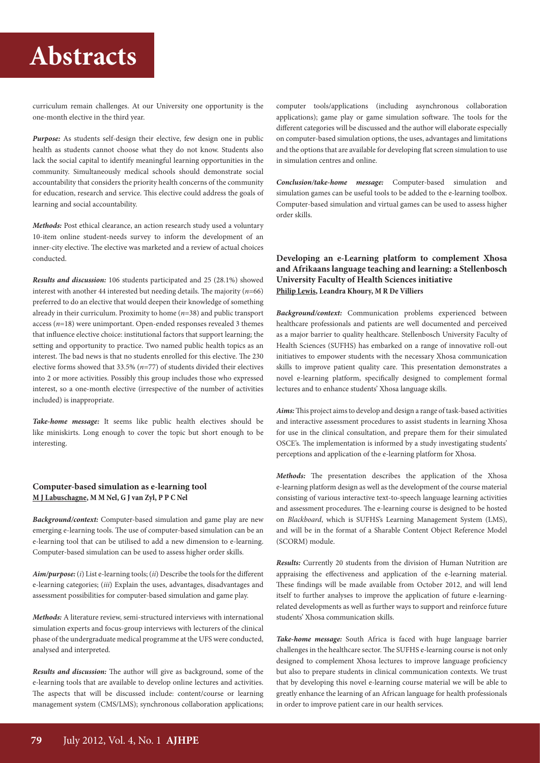curriculum remain challenges. At our University one opportunity is the one-month elective in the third year.

***Purpose:*** As students self-design their elective, few design one in public health as students cannot choose what they do not know. Students also lack the social capital to identify meaningful learning opportunities in the community. Simultaneously medical schools should demonstrate social accountability that considers the priority health concerns of the community for education, research and service. This elective could address the goals of learning and social accountability.

***Methods:*** Post ethical clearance, an action research study used a voluntary 10-item online student-needs survey to inform the development of an inner-city elective. The elective was marketed and a review of actual choices conducted.

***Results and discussion:*** 106 students participated and 25 (28.1%) showed interest with another 44 interested but needing details. The majority ($n$=66) preferred to do an elective that would deepen their knowledge of something already in their curriculum. Proximity to home ($n$=38) and public transport access ($n$=18) were unimportant. Open-ended responses revealed 3 themes that influence elective choice: institutional factors that support learning; the setting and opportunity to practice. Two named public health topics as an interest. The bad news is that no students enrolled for this elective. The 230 elective forms showed that 33.5% ($n$=77) of students divided their electives into 2 or more activities. Possibly this group includes those who expressed interest, so a one-month elective (irrespective of the number of activities included) is inappropriate.

***Take-home message:*** It seems like public health electives should be like miniskirts. Long enough to cover the topic but short enough to be interesting.

### Computer-based simulation as e-learning tool

**M J Labuschagne, M M Nel, G J van Zyl, P P C Nel**

***Background/context:*** Computer-based simulation and game play are new emerging e-learning tools. The use of computer-based simulation can be an e-learning tool that can be utilised to add a new dimension to e-learning. Computer-based simulation can be used to assess higher order skills.

***Aim/purpose:*** (*i*) List e-learning tools; (*ii*) Describe the tools for the different e-learning categories; (*iii*) Explain the uses, advantages, disadvantages and assessment possibilities for computer-based simulation and game play.

***Methods:*** A literature review, semi-structured interviews with international simulation experts and focus-group interviews with lecturers of the clinical phase of the undergraduate medical programme at the UFS were conducted, analysed and interpreted.

***Results and discussion:*** The author will give as background, some of the e-learning tools that are available to develop online lectures and activities. The aspects that will be discussed include: content/course or learning management system (CMS/LMS); synchronous collaboration applications; computer tools/applications (including asynchronous collaboration applications); game play or game simulation software. The tools for the different categories will be discussed and the author will elaborate especially on computer-based simulation options, the uses, advantages and limitations and the options that are available for developing flat screen simulation to use in simulation centres and online.

***Conclusion/take-home message:*** Computer-based simulation and simulation games can be useful tools to be added to the e-learning toolbox. Computer-based simulation and virtual games can be used to assess higher order skills.

### Developing an e-Learning platform to complement Xhosa and Afrikaans language teaching and learning: a Stellenbosch University Faculty of Health Sciences initiative

**Philip Lewis, Leandra Khoury, M R De Villiers**

***Background/context:*** Communication problems experienced between healthcare professionals and patients are well documented and perceived as a major barrier to quality healthcare. Stellenbosch University Faculty of Health Sciences (SUFHS) has embarked on a range of innovative roll-out initiatives to empower students with the necessary Xhosa communication skills to improve patient quality care. This presentation demonstrates a novel e-learning platform, specifically designed to complement formal lectures and to enhance students' Xhosa language skills.

***Aims:*** This project aims to develop and design a range of task-based activities and interactive assessment procedures to assist students in learning Xhosa for use in the clinical consultation, and prepare them for their simulated OSCE's. The implementation is informed by a study investigating students' perceptions and application of the e-learning platform for Xhosa.

***Methods:*** The presentation describes the application of the Xhosa e-learning platform design as well as the development of the course material consisting of various interactive text-to-speech language learning activities and assessment procedures. The e-learning course is designed to be hosted on *Blackboard*, which is SUFHS's Learning Management System (LMS), and will be in the format of a Sharable Content Object Reference Model (SCORM) module.

***Results:*** Currently 20 students from the division of Human Nutrition are appraising the effectiveness and application of the e-learning material. These findings will be made available from October 2012, and will lend itself to further analyses to improve the application of future e-learning-related developments as well as further ways to support and reinforce future students' Xhosa communication skills.

***Take-home message:*** South Africa is faced with huge language barrier challenges in the healthcare sector. The SUFHS e-learning course is not only designed to complement Xhosa lectures to improve language proficiency but also to prepare students in clinical communication contexts. We trust that by developing this novel e-learning course material we will be able to greatly enhance the learning of an African language for health professionals in order to improve patient care in our health services.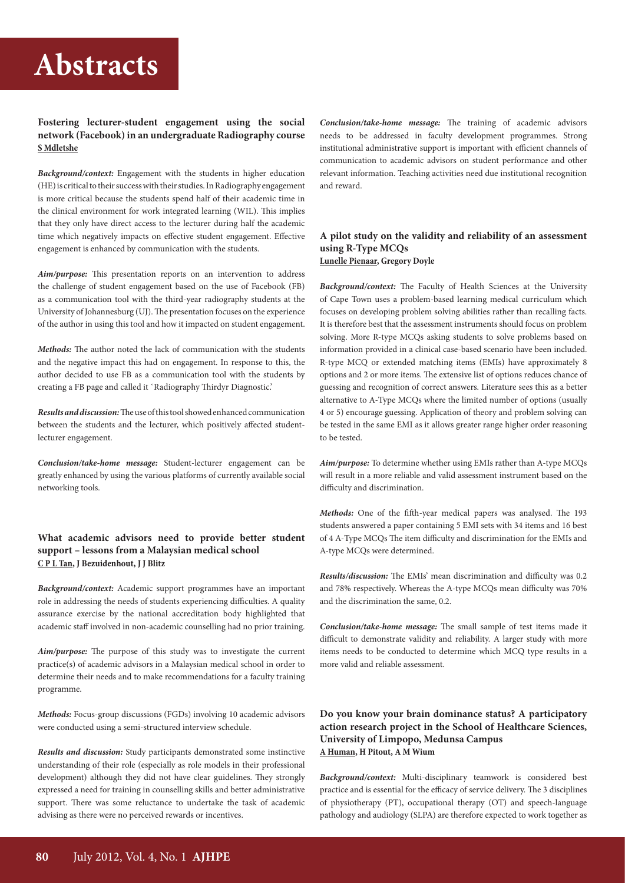# Abstracts

### Fostering lecturer-student engagement using the social network (Facebook) in an undergraduate Radiography course

**S Mdletshe**

***Background/context:*** Engagement with the students in higher education (HE) is critical to their success with their studies. In Radiography engagement is more critical because the students spend half of their academic time in the clinical environment for work integrated learning (WIL). This implies that they only have direct access to the lecturer during half the academic time which negatively impacts on effective student engagement. Effective engagement is enhanced by communication with the students.

***Aim/purpose:*** This presentation reports on an intervention to address the challenge of student engagement based on the use of Facebook (FB) as a communication tool with the third-year radiography students at the University of Johannesburg (UJ). The presentation focuses on the experience of the author in using this tool and how it impacted on student engagement.

***Methods:*** The author noted the lack of communication with the students and the negative impact this had on engagement. In response to this, the author decided to use FB as a communication tool with the students by creating a FB page and called it 'Radiography Thirdyr Diagnostic.'

***Results and discussion:*** The use of this tool showed enhanced communication between the students and the lecturer, which positively affected student-lecturer engagement.

***Conclusion/take-home message:*** Student-lecturer engagement can be greatly enhanced by using the various platforms of currently available social networking tools.

### What academic advisors need to provide better student support – lessons from a Malaysian medical school

**C P L Tan, J Bezuidenhout, J J Blitz**

***Background/context:*** Academic support programmes have an important role in addressing the needs of students experiencing difficulties. A quality assurance exercise by the national accreditation body highlighted that academic staff involved in non-academic counselling had no prior training.

***Aim/purpose:*** The purpose of this study was to investigate the current practice(s) of academic advisors in a Malaysian medical school in order to determine their needs and to make recommendations for a faculty training programme.

***Methods:*** Focus-group discussions (FGDs) involving 10 academic advisors were conducted using a semi-structured interview schedule.

***Results and discussion:*** Study participants demonstrated some instinctive understanding of their role (especially as role models in their professional development) although they did not have clear guidelines. They strongly expressed a need for training in counselling skills and better administrative support. There was some reluctance to undertake the task of academic advising as there were no perceived rewards or incentives.

***Conclusion/take-home message:*** The training of academic advisors needs to be addressed in faculty development programmes. Strong institutional administrative support is important with efficient channels of communication to academic advisors on student performance and other relevant information. Teaching activities need due institutional recognition and reward.

### A pilot study on the validity and reliability of an assessment using R-Type MCQs

**Lunelle Pienaar, Gregory Doyle**

***Background/context:*** The Faculty of Health Sciences at the University of Cape Town uses a problem-based learning medical curriculum which focuses on developing problem solving abilities rather than recalling facts. It is therefore best that the assessment instruments should focus on problem solving. More R-type MCQs asking students to solve problems based on information provided in a clinical case-based scenario have been included. R-type MCQ or extended matching items (EMIs) have approximately 8 options and 2 or more items. The extensive list of options reduces chance of guessing and recognition of correct answers. Literature sees this as a better alternative to A-Type MCQs where the limited number of options (usually 4 or 5) encourage guessing. Application of theory and problem solving can be tested in the same EMI as it allows greater range higher order reasoning to be tested.

***Aim/purpose:*** To determine whether using EMIs rather than A-type MCQs will result in a more reliable and valid assessment instrument based on the difficulty and discrimination.

***Methods:*** One of the fifth-year medical papers was analysed. The 193 students answered a paper containing 5 EMI sets with 34 items and 16 best of 4 A-Type MCQs The item difficulty and discrimination for the EMIs and A-type MCQs were determined.

***Results/discussion:*** The EMIs' mean discrimination and difficulty was 0.2 and 78% respectively. Whereas the A-type MCQs mean difficulty was 70% and the discrimination the same, 0.2.

***Conclusion/take-home message:*** The small sample of test items made it difficult to demonstrate validity and reliability. A larger study with more items needs to be conducted to determine which MCQ type results in a more valid and reliable assessment.

### Do you know your brain dominance status? A participatory action research project in the School of Healthcare Sciences, University of Limpopo, Medunsa Campus

**A Human, H Pitout, A M Wium**

***Background/context:*** Multi-disciplinary teamwork is considered best practice and is essential for the efficacy of service delivery. The 3 disciplines of physiotherapy (PT), occupational therapy (OT) and speech-language pathology and audiology (SLPA) are therefore expected to work together as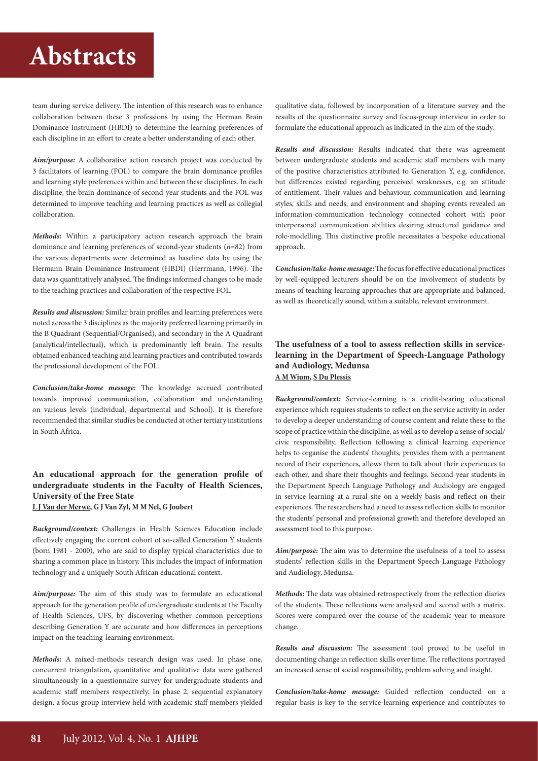team during service delivery. The intention of this research was to enhance collaboration between these 3 professions by using the Herman Brain Dominance Instrument (HBDI) to determine the learning preferences of each discipline in an effort to create a better understanding of each other.

***Aim/purpose:*** A collaborative action research project was conducted by 3 facilitators of learning (FOL) to compare the brain dominance profiles and learning style preferences within and between these disciplines. In each discipline, the brain dominance of second-year students and the FOL was determined to improve teaching and learning practices as well as collegial collaboration.

***Methods:*** Within a participatory action research approach the brain dominance and learning preferences of second-year students ($n$=82) from the various departments were determined as baseline data by using the Hermann Brain Dominance Instrument (HBDI) (Herrmann, 1996). The data was quantitatively analysed. The findings informed changes to be made to the teaching practices and collaboration of the respective FOL.

***Results and discussion:*** Similar brain profiles and learning preferences were noted across the 3 disciplines as the majority preferred learning primarily in the B Quadrant (Sequential/Organised), and secondary in the A Quadrant (analytical/intellectual), which is predominantly left brain. The results obtained enhanced teaching and learning practices and contributed towards the professional development of the FOL.

***Conclusion/take-home message:*** The knowledge accrued contributed towards improved communication, collaboration and understanding on various levels (individual, departmental and School). It is therefore recommended that similar studies be conducted at other tertiary institutions in South Africa.

### An educational approach for the generation profile of undergraduate students in the Faculty of Health Sciences, University of the Free State

**L J Van der Merwe, G J Van Zyl, M M Nel, G Joubert**

***Background/context:*** Challenges in Health Sciences Education include effectively engaging the current cohort of so-called Generation Y students (born 1981 - 2000), who are said to display typical characteristics due to sharing a common place in history. This includes the impact of information technology and a uniquely South African educational context.

***Aim/purpose:*** The aim of this study was to formulate an educational approach for the generation profile of undergraduate students at the Faculty of Health Sciences, UFS, by discovering whether common perceptions describing Generation Y are accurate and how differences in perceptions impact on the teaching-learning environment.

***Methods:*** A mixed-methods research design was used. In phase one, concurrent triangulation, quantitative and qualitative data were gathered simultaneously in a questionnaire survey for undergraduate students and academic staff members respectively. In phase 2, sequential explanatory design, a focus-group interview held with academic staff members yielded qualitative data, followed by incorporation of a literature survey and the results of the questionnaire survey and focus-group interview in order to formulate the educational approach as indicated in the aim of the study.

***Results and discussion:*** Results indicated that there was agreement between undergraduate students and academic staff members with many of the positive characteristics attributed to Generation Y, e.g. confidence, but differences existed regarding perceived weaknesses, e.g. an attitude of entitlement. Their values and behaviour, communication and learning styles, skills and needs, and environment and shaping events revealed an information-communication technology connected cohort with poor interpersonal communication abilities desiring structured guidance and role-modelling. This distinctive profile necessitates a bespoke educational approach.

***Conclusion/take-home message:*** The focus for effective educational practices by well-equipped lecturers should be on the involvement of students by means of teaching-learning approaches that are appropriate and balanced, as well as theoretically sound, within a suitable, relevant environment.

### The usefulness of a tool to assess reflection skills in service-learning in the Department of Speech-Language Pathology and Audiology, Medunsa

**A M Wium, S Du Plessis**

***Background/context:*** Service-learning is a credit-bearing educational experience which requires students to reflect on the service activity in order to develop a deeper understanding of course content and relate these to the scope of practice within the discipline, as well as to develop a sense of social/civic responsibility. Reflection following a clinical learning experience helps to organise the students' thoughts, provides them with a permanent record of their experiences, allows them to talk about their experiences to each other, and share their thoughts and feelings. Second-year students in the Department Speech Language Pathology and Audiology are engaged in service learning at a rural site on a weekly basis and reflect on their experiences. The researchers had a need to assess reflection skills to monitor the students' personal and professional growth and therefore developed an assessment tool to this purpose.

***Aim/purpose:*** The aim was to determine the usefulness of a tool to assess students' reflection skills in the Department Speech-Language Pathology and Audiology, Medunsa.

***Methods:*** The data was obtained retrospectively from the reflection diaries of the students. These reflections were analysed and scored with a matrix. Scores were compared over the course of the academic year to measure change.

***Results and discussion:*** The assessment tool proved to be useful in documenting change in reflection skills over time. The reflections portrayed an increased sense of social responsibility, problem solving and insight.

***Conclusion/take-home message:*** Guided reflection conducted on a regular basis is key to the service-learning experience and contributes to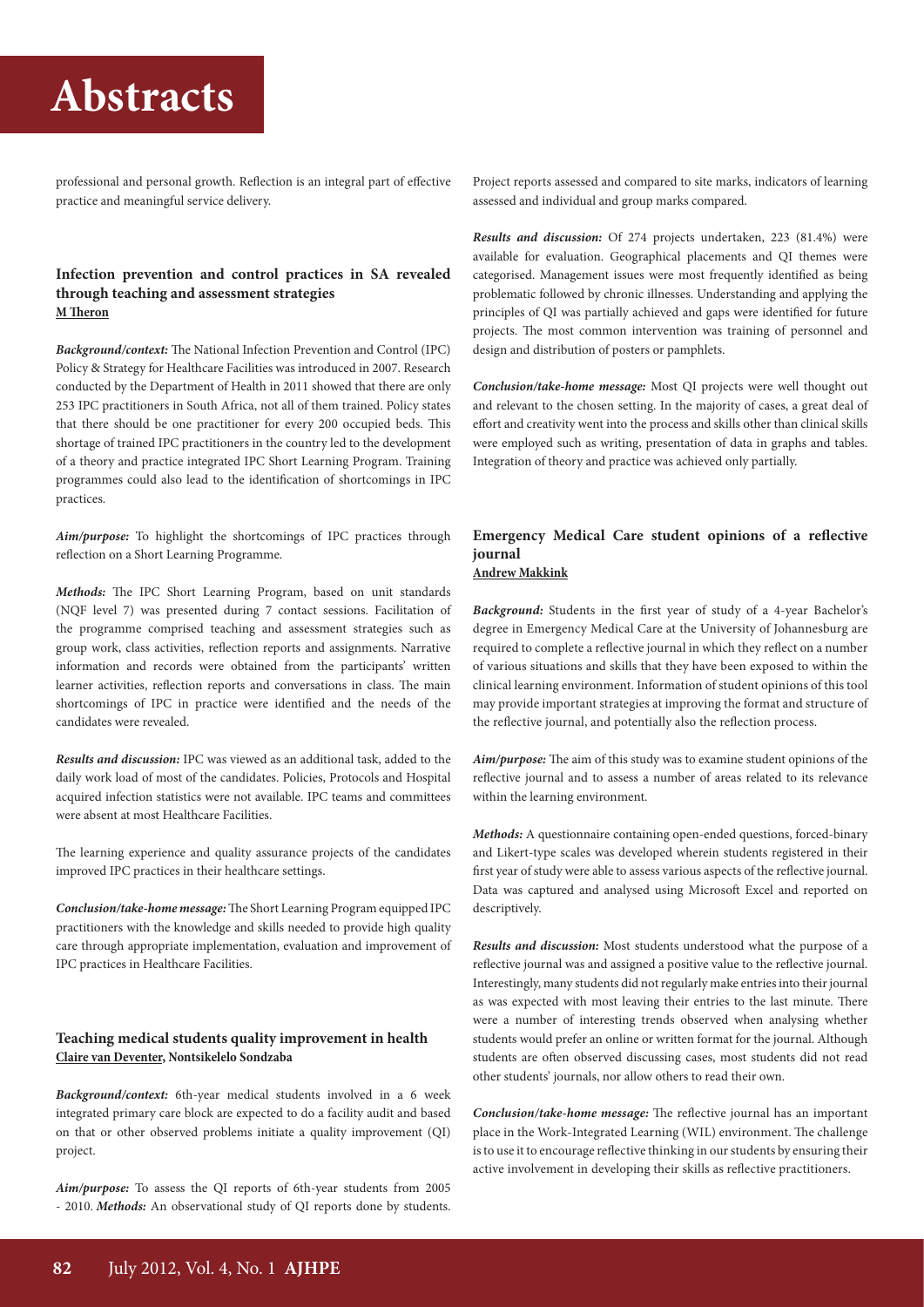professional and personal growth. Reflection is an integral part of effective practice and meaningful service delivery.

### Infection prevention and control practices in SA revealed through teaching and assessment strategies

**M Theron**

***Background/context:*** The National Infection Prevention and Control (IPC) Policy & Strategy for Healthcare Facilities was introduced in 2007. Research conducted by the Department of Health in 2011 showed that there are only 253 IPC practitioners in South Africa, not all of them trained. Policy states that there should be one practitioner for every 200 occupied beds. This shortage of trained IPC practitioners in the country led to the development of a theory and practice integrated IPC Short Learning Program. Training programmes could also lead to the identification of shortcomings in IPC practices.

***Aim/purpose:*** To highlight the shortcomings of IPC practices through reflection on a Short Learning Programme.

***Methods:*** The IPC Short Learning Program, based on unit standards (NQF level 7) was presented during 7 contact sessions. Facilitation of the programme comprised teaching and assessment strategies such as group work, class activities, reflection reports and assignments. Narrative information and records were obtained from the participants' written learner activities, reflection reports and conversations in class. The main shortcomings of IPC in practice were identified and the needs of the candidates were revealed.

***Results and discussion:*** IPC was viewed as an additional task, added to the daily work load of most of the candidates. Policies, Protocols and Hospital acquired infection statistics were not available. IPC teams and committees were absent at most Healthcare Facilities.

The learning experience and quality assurance projects of the candidates improved IPC practices in their healthcare settings.

***Conclusion/take-home message:*** The Short Learning Program equipped IPC practitioners with the knowledge and skills needed to provide high quality care through appropriate implementation, evaluation and improvement of IPC practices in Healthcare Facilities.

### Teaching medical students quality improvement in health

**Claire van Deventer, Nontsikelelo Sondzaba**

***Background/context:*** 6th-year medical students involved in a 6 week integrated primary care block are expected to do a facility audit and based on that or other observed problems initiate a quality improvement (QI) project.

***Aim/purpose:*** To assess the QI reports of 6th-year students from 2005 - 2010. ***Methods:*** An observational study of QI reports done by students. Project reports assessed and compared to site marks, indicators of learning assessed and individual and group marks compared.

***Results and discussion:*** Of 274 projects undertaken, 223 (81.4%) were available for evaluation. Geographical placements and QI themes were categorised. Management issues were most frequently identified as being problematic followed by chronic illnesses. Understanding and applying the principles of QI was partially achieved and gaps were identified for future projects. The most common intervention was training of personnel and design and distribution of posters or pamphlets.

***Conclusion/take-home message:*** Most QI projects were well thought out and relevant to the chosen setting. In the majority of cases, a great deal of effort and creativity went into the process and skills other than clinical skills were employed such as writing, presentation of data in graphs and tables. Integration of theory and practice was achieved only partially.

### Emergency Medical Care student opinions of a reflective journal

**Andrew Makkink**

***Background:*** Students in the first year of study of a 4-year Bachelor's degree in Emergency Medical Care at the University of Johannesburg are required to complete a reflective journal in which they reflect on a number of various situations and skills that they have been exposed to within the clinical learning environment. Information of student opinions of this tool may provide important strategies at improving the format and structure of the reflective journal, and potentially also the reflection process.

***Aim/purpose:*** The aim of this study was to examine student opinions of the reflective journal and to assess a number of areas related to its relevance within the learning environment.

***Methods:*** A questionnaire containing open-ended questions, forced-binary and Likert-type scales was developed wherein students registered in their first year of study were able to assess various aspects of the reflective journal. Data was captured and analysed using Microsoft Excel and reported on descriptively.

***Results and discussion:*** Most students understood what the purpose of a reflective journal was and assigned a positive value to the reflective journal. Interestingly, many students did not regularly make entries into their journal as was expected with most leaving their entries to the last minute. There were a number of interesting trends observed when analysing whether students would prefer an online or written format for the journal. Although students are often observed discussing cases, most students did not read other students' journals, nor allow others to read their own.

***Conclusion/take-home message:*** The reflective journal has an important place in the Work-Integrated Learning (WIL) environment. The challenge is to use it to encourage reflective thinking in our students by ensuring their active involvement in developing their skills as reflective practitioners.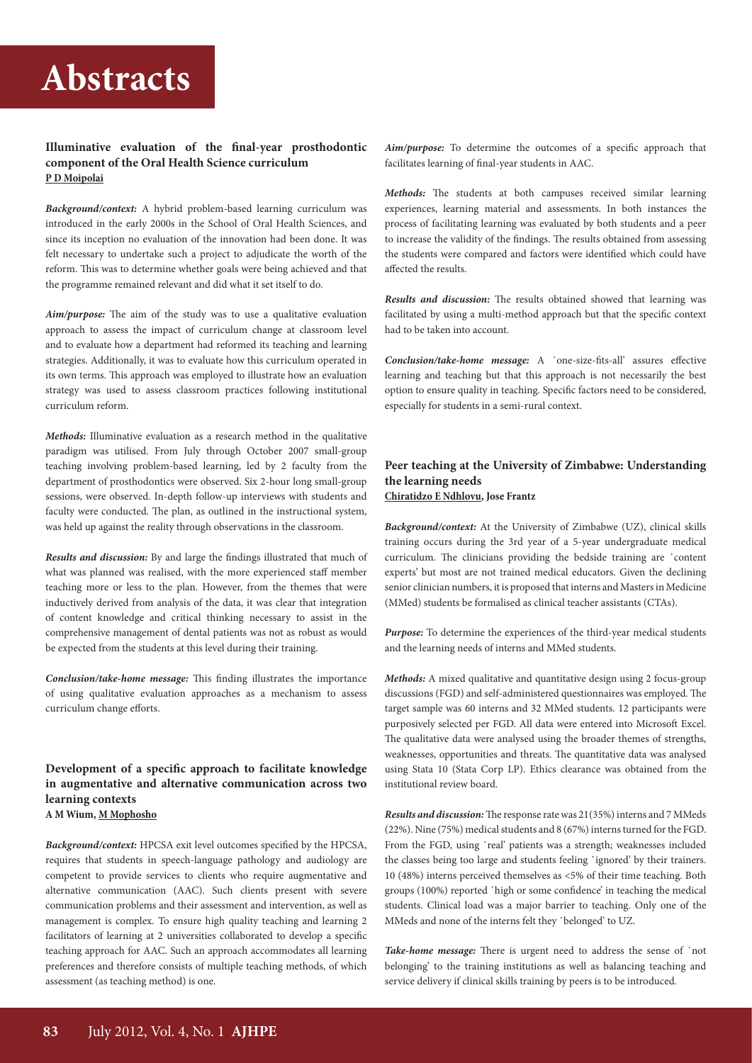# Abstracts

### Illuminative evaluation of the final-year prosthodontic component of the Oral Health Science curriculum

**P D Moipolai**

***Background/context:*** A hybrid problem-based learning curriculum was introduced in the early 2000s in the School of Oral Health Sciences, and since its inception no evaluation of the innovation had been done. It was felt necessary to undertake such a project to adjudicate the worth of the reform. This was to determine whether goals were being achieved and that the programme remained relevant and did what it set itself to do.

***Aim/purpose:*** The aim of the study was to use a qualitative evaluation approach to assess the impact of curriculum change at classroom level and to evaluate how a department had reformed its teaching and learning strategies. Additionally, it was to evaluate how this curriculum operated in its own terms. This approach was employed to illustrate how an evaluation strategy was used to assess classroom practices following institutional curriculum reform.

***Methods:*** Illuminative evaluation as a research method in the qualitative paradigm was utilised. From July through October 2007 small-group teaching involving problem-based learning, led by 2 faculty from the department of prosthodontics were observed. Six 2-hour long small-group sessions, were observed. In-depth follow-up interviews with students and faculty were conducted. The plan, as outlined in the instructional system, was held up against the reality through observations in the classroom.

***Results and discussion:*** By and large the findings illustrated that much of what was planned was realised, with the more experienced staff member teaching more or less to the plan. However, from the themes that were inductively derived from analysis of the data, it was clear that integration of content knowledge and critical thinking necessary to assist in the comprehensive management of dental patients was not as robust as would be expected from the students at this level during their training.

***Conclusion/take-home message:*** This finding illustrates the importance of using qualitative evaluation approaches as a mechanism to assess curriculum change efforts.

### Development of a specific approach to facilitate knowledge in augmentative and alternative communication across two learning contexts

**A M Wium, M Mophosho**

***Background/context:*** HPCSA exit level outcomes specified by the HPCSA, requires that students in speech-language pathology and audiology are competent to provide services to clients who require augmentative and alternative communication (AAC). Such clients present with severe communication problems and their assessment and intervention, as well as management is complex. To ensure high quality teaching and learning 2 facilitators of learning at 2 universities collaborated to develop a specific teaching approach for AAC. Such an approach accommodates all learning preferences and therefore consists of multiple teaching methods, of which assessment (as teaching method) is one.

***Aim/purpose:*** To determine the outcomes of a specific approach that facilitates learning of final-year students in AAC.

***Methods:*** The students at both campuses received similar learning experiences, learning material and assessments. In both instances the process of facilitating learning was evaluated by both students and a peer to increase the validity of the findings. The results obtained from assessing the students were compared and factors were identified which could have affected the results.

***Results and discussion:*** The results obtained showed that learning was facilitated by using a multi-method approach but that the specific context had to be taken into account.

***Conclusion/take-home message:*** A 'one-size-fits-all' assures effective learning and teaching but that this approach is not necessarily the best option to ensure quality in teaching. Specific factors need to be considered, especially for students in a semi-rural context.

### Peer teaching at the University of Zimbabwe: Understanding the learning needs

**Chiratidzo E Ndhlovu, Jose Frantz**

***Background/context:*** At the University of Zimbabwe (UZ), clinical skills training occurs during the 3rd year of a 5-year undergraduate medical curriculum. The clinicians providing the bedside training are 'content experts' but most are not trained medical educators. Given the declining senior clinician numbers, it is proposed that interns and Masters in Medicine (MMed) students be formalised as clinical teacher assistants (CTAs).

***Purpose:*** To determine the experiences of the third-year medical students and the learning needs of interns and MMed students.

***Methods:*** A mixed qualitative and quantitative design using 2 focus-group discussions (FGD) and self-administered questionnaires was employed. The target sample was 60 interns and 32 MMed students. 12 participants were purposively selected per FGD. All data were entered into Microsoft Excel. The qualitative data were analysed using the broader themes of strengths, weaknesses, opportunities and threats. The quantitative data was analysed using Stata 10 (Stata Corp LP). Ethics clearance was obtained from the institutional review board.

***Results and discussion:*** The response rate was 21(35%) interns and 7 MMeds (22%). Nine (75%) medical students and 8 (67%) interns turned for the FGD. From the FGD, using 'real' patients was a strength; weaknesses included the classes being too large and students feeling 'ignored' by their trainers. 10 (48%) interns perceived themselves as <5% of their time teaching. Both groups (100%) reported 'high or some confidence' in teaching the medical students. Clinical load was a major barrier to teaching. Only one of the MMeds and none of the interns felt they 'belonged' to UZ.

***Take-home message:*** There is urgent need to address the sense of 'not belonging' to the training institutions as well as balancing teaching and service delivery if clinical skills training by peers is to be introduced.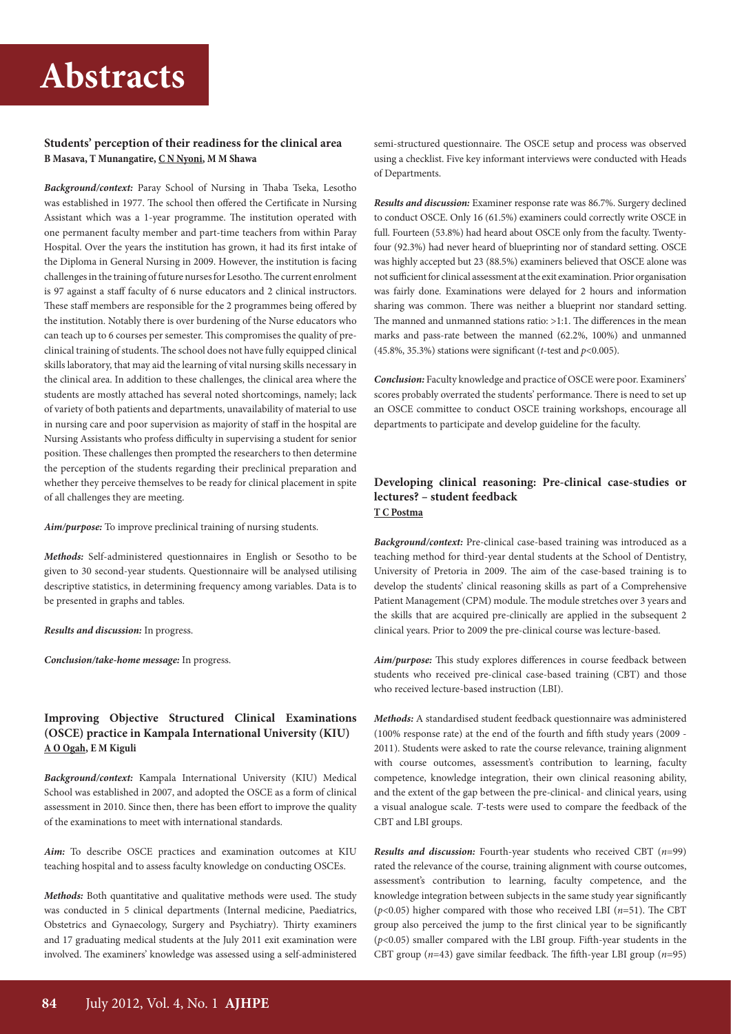# Abstracts

### Students' perception of their readiness for the clinical area

**B Masava, T Munangatire, C N Nyoni, M M Shawa**

***Background/context:*** Paray School of Nursing in Thaba Tseka, Lesotho was established in 1977. The school then offered the Certificate in Nursing Assistant which was a 1-year programme. The institution operated with one permanent faculty member and part-time teachers from within Paray Hospital. Over the years the institution has grown, it had its first intake of the Diploma in General Nursing in 2009. However, the institution is facing challenges in the training of future nurses for Lesotho. The current enrolment is 97 against a staff faculty of 6 nurse educators and 2 clinical instructors. These staff members are responsible for the 2 programmes being offered by the institution. Notably there is over burdening of the Nurse educators who can teach up to 6 courses per semester. This compromises the quality of pre-clinical training of students. The school does not have fully equipped clinical skills laboratory, that may aid the learning of vital nursing skills necessary in the clinical area. In addition to these challenges, the clinical area where the students are mostly attached has several noted shortcomings, namely; lack of variety of both patients and departments, unavailability of material to use in nursing care and poor supervision as majority of staff in the hospital are Nursing Assistants who profess difficulty in supervising a student for senior position. These challenges then prompted the researchers to then determine the perception of the students regarding their preclinical preparation and whether they perceive themselves to be ready for clinical placement in spite of all challenges they are meeting.

***Aim/purpose:*** To improve preclinical training of nursing students.

***Methods:*** Self-administered questionnaires in English or Sesotho to be given to 30 second-year students. Questionnaire will be analysed utilising descriptive statistics, in determining frequency among variables. Data is to be presented in graphs and tables.

***Results and discussion:*** In progress.

***Conclusion/take-home message:*** In progress.

### Improving Objective Structured Clinical Examinations (OSCE) practice in Kampala International University (KIU)

**A O Ogah, E M Kiguli**

***Background/context:*** Kampala International University (KIU) Medical School was established in 2007, and adopted the OSCE as a form of clinical assessment in 2010. Since then, there has been effort to improve the quality of the examinations to meet with international standards.

***Aim:*** To describe OSCE practices and examination outcomes at KIU teaching hospital and to assess faculty knowledge on conducting OSCEs.

***Methods:*** Both quantitative and qualitative methods were used. The study was conducted in 5 clinical departments (Internal medicine, Paediatrics, Obstetrics and Gynaecology, Surgery and Psychiatry). Thirty examiners and 17 graduating medical students at the July 2011 exit examination were involved. The examiners' knowledge was assessed using a self-administered semi-structured questionnaire. The OSCE setup and process was observed using a checklist. Five key informant interviews were conducted with Heads of Departments.

***Results and discussion:*** Examiner response rate was 86.7%. Surgery declined to conduct OSCE. Only 16 (61.5%) examiners could correctly write OSCE in full. Fourteen (53.8%) had heard about OSCE only from the faculty. Twenty-four (92.3%) had never heard of blueprinting nor of standard setting. OSCE was highly accepted but 23 (88.5%) examiners believed that OSCE alone was not sufficient for clinical assessment at the exit examination. Prior organisation was fairly done. Examinations were delayed for 2 hours and information sharing was common. There was neither a blueprint nor standard setting. The manned and unmanned stations ratio: >1:1. The differences in the mean marks and pass-rate between the manned (62.2%, 100%) and unmanned (45.8%, 35.3%) stations were significant (*t*-test and $p<0.005$).

***Conclusion:*** Faculty knowledge and practice of OSCE were poor. Examiners' scores probably overrated the students' performance. There is need to set up an OSCE committee to conduct OSCE training workshops, encourage all departments to participate and develop guideline for the faculty.

### Developing clinical reasoning: Pre-clinical case-studies or lectures? – student feedback

**T C Postma**

***Background/context:*** Pre-clinical case-based training was introduced as a teaching method for third-year dental students at the School of Dentistry, University of Pretoria in 2009. The aim of the case-based training is to develop the students' clinical reasoning skills as part of a Comprehensive Patient Management (CPM) module. The module stretches over 3 years and the skills that are acquired pre-clinically are applied in the subsequent 2 clinical years. Prior to 2009 the pre-clinical course was lecture-based.

***Aim/purpose:*** This study explores differences in course feedback between students who received pre-clinical case-based training (CBT) and those who received lecture-based instruction (LBI).

***Methods:*** A standardised student feedback questionnaire was administered (100% response rate) at the end of the fourth and fifth study years (2009 - 2011). Students were asked to rate the course relevance, training alignment with course outcomes, assessment's contribution to learning, faculty competence, knowledge integration, their own clinical reasoning ability, and the extent of the gap between the pre-clinical- and clinical years, using a visual analogue scale. *T*-tests were used to compare the feedback of the CBT and LBI groups.

***Results and discussion:*** Fourth-year students who received CBT ($n$=99) rated the relevance of the course, training alignment with course outcomes, assessment's contribution to learning, faculty competence, and the knowledge integration between subjects in the same study year significantly ($p<0.05$) higher compared with those who received LBI ($n$=51). The CBT group also perceived the jump to the first clinical year to be significantly ($p<0.05$) smaller compared with the LBI group. Fifth-year students in the CBT group ($n$=43) gave similar feedback. The fifth-year LBI group ($n$=95)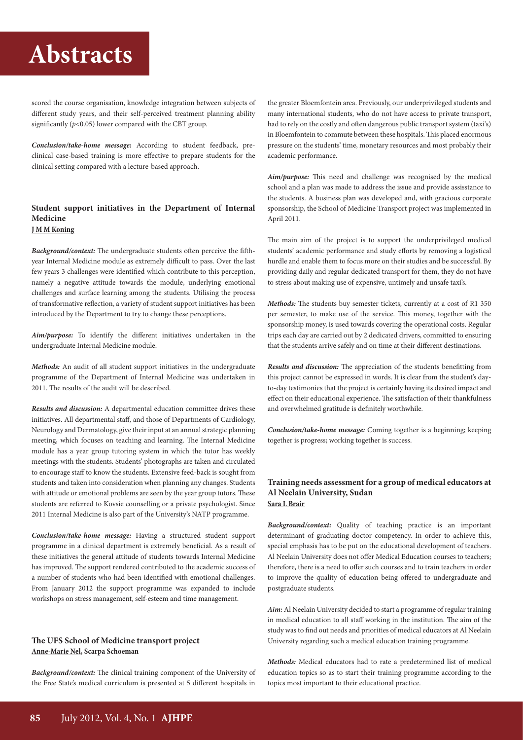scored the course organisation, knowledge integration between subjects of different study years, and their self-perceived treatment planning ability significantly ($p<0.05$) lower compared with the CBT group.

***Conclusion/take-home message:*** According to student feedback, pre-clinical case-based training is more effective to prepare students for the clinical setting compared with a lecture-based approach.

### Student support initiatives in the Department of Internal Medicine

**J M M Koning**

***Background/context:*** The undergraduate students often perceive the fifth-year Internal Medicine module as extremely difficult to pass. Over the last few years 3 challenges were identified which contribute to this perception, namely a negative attitude towards the module, underlying emotional challenges and surface learning among the students. Utilising the process of transformative reflection, a variety of student support initiatives has been introduced by the Department to try to change these perceptions.

***Aim/purpose:*** To identify the different initiatives undertaken in the undergraduate Internal Medicine module.

***Methods:*** An audit of all student support initiatives in the undergraduate programme of the Department of Internal Medicine was undertaken in 2011. The results of the audit will be described.

***Results and discussion:*** A departmental education committee drives these initiatives. All departmental staff, and those of Departments of Cardiology, Neurology and Dermatology, give their input at an annual strategic planning meeting, which focuses on teaching and learning. The Internal Medicine module has a year group tutoring system in which the tutor has weekly meetings with the students. Students' photographs are taken and circulated to encourage staff to know the students. Extensive feed-back is sought from students and taken into consideration when planning any changes. Students with attitude or emotional problems are seen by the year group tutors. These students are referred to Kovsie counselling or a private psychologist. Since 2011 Internal Medicine is also part of the University's NATP programme.

***Conclusion/take-home message:*** Having a structured student support programme in a clinical department is extremely beneficial. As a result of these initiatives the general attitude of students towards Internal Medicine has improved. The support rendered contributed to the academic success of a number of students who had been identified with emotional challenges. From January 2012 the support programme was expanded to include workshops on stress management, self-esteem and time management.

### The UFS School of Medicine transport project

**Anne-Marie Nel, Scarpa Schoeman**

***Background/context:*** The clinical training component of the University of the Free State's medical curriculum is presented at 5 different hospitals in the greater Bloemfontein area. Previously, our underprivileged students and many international students, who do not have access to private transport, had to rely on the costly and often dangerous public transport system (taxi's) in Bloemfontein to commute between these hospitals. This placed enormous pressure on the students' time, monetary resources and most probably their academic performance.

***Aim/purpose:*** This need and challenge was recognised by the medical school and a plan was made to address the issue and provide assisstance to the students. A business plan was developed and, with gracious corporate sponsorship, the School of Medicine Transport project was implemented in April 2011.

The main aim of the project is to support the underprivileged medical students' academic performance and study efforts by removing a logistical hurdle and enable them to focus more on their studies and be successful. By providing daily and regular dedicated transport for them, they do not have to stress about making use of expensive, untimely and unsafe taxi's.

***Methods:*** The students buy semester tickets, currently at a cost of R1 350 per semester, to make use of the service. This money, together with the sponsorship money, is used towards covering the operational costs. Regular trips each day are carried out by 2 dedicated drivers, committed to ensuring that the students arrive safely and on time at their different destinations.

***Results and discussion:*** The appreciation of the students benefitting from this project cannot be expressed in words. It is clear from the student's day-to-day testimonies that the project is certainly having its desired impact and effect on their educational experience. The satisfaction of their thankfulness and overwhelmed gratitude is definitely worthwhile.

***Conclusion/take-home message:*** Coming together is a beginning; keeping together is progress; working together is success.

### Training needs assessment for a group of medical educators at Al Neelain University, Sudan

**Sara L Brair**

***Background/context:*** Quality of teaching practice is an important determinant of graduating doctor competency. In order to achieve this, special emphasis has to be put on the educational development of teachers. Al Neelain University does not offer Medical Education courses to teachers; therefore, there is a need to offer such courses and to train teachers in order to improve the quality of education being offered to undergraduate and postgraduate students.

***Aim:*** Al Neelain University decided to start a programme of regular training in medical education to all staff working in the institution. The aim of the study was to find out needs and priorities of medical educators at Al Neelain University regarding such a medical education training programme.

***Methods:*** Medical educators had to rate a predetermined list of medical education topics so as to start their training programme according to the topics most important to their educational practice.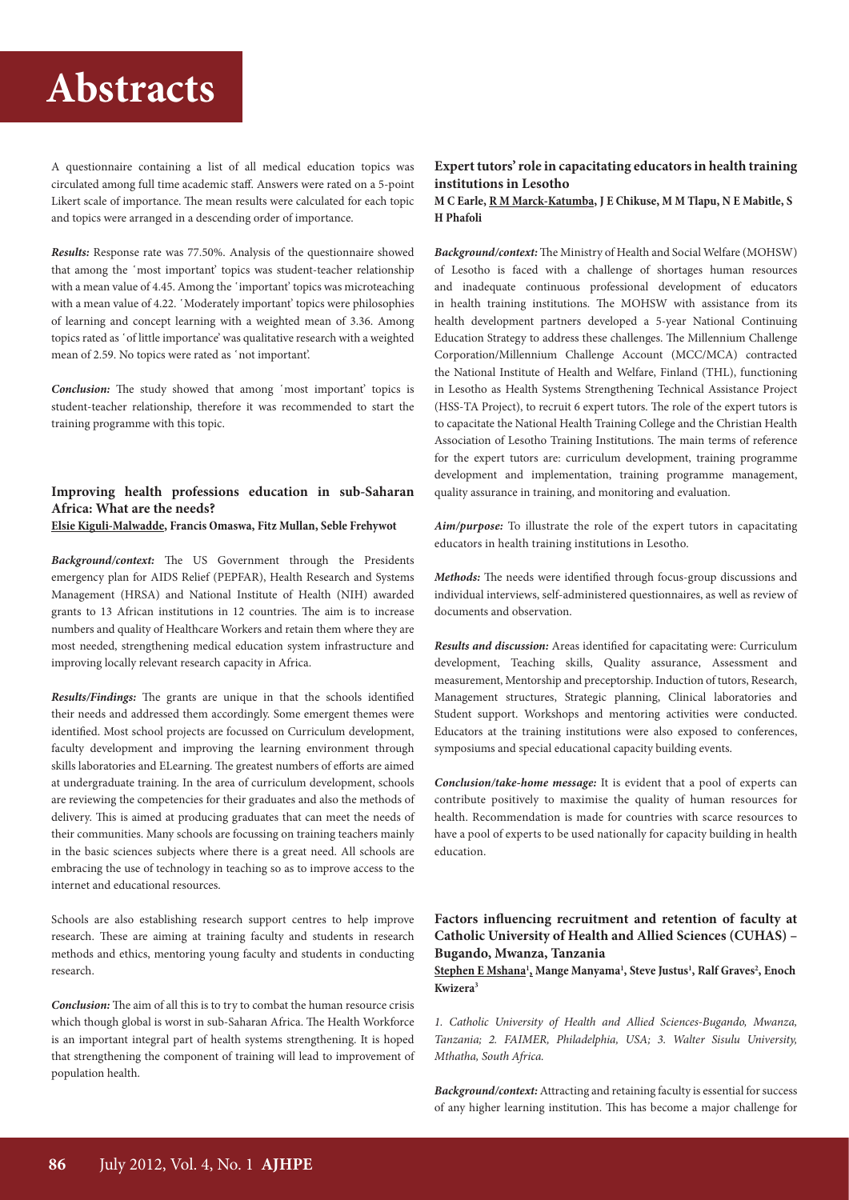# Abstracts

A questionnaire containing a list of all medical education topics was circulated among full time academic staff. Answers were rated on a 5-point Likert scale of importance. The mean results were calculated for each topic and topics were arranged in a descending order of importance.

***Results:*** Response rate was 77.50%. Analysis of the questionnaire showed that among the ´most important' topics was student-teacher relationship with a mean value of 4.45. Among the ´important' topics was microteaching with a mean value of 4.22. ´Moderately important' topics were philosophies of learning and concept learning with a weighted mean of 3.36. Among topics rated as ´of little importance' was qualitative research with a weighted mean of 2.59. No topics were rated as ´not important'.

***Conclusion:*** The study showed that among ´most important' topics is student-teacher relationship, therefore it was recommended to start the training programme with this topic.

### Improving health professions education in sub-Saharan Africa: What are the needs?

**Elsie Kiguli-Malwadde, Francis Omaswa, Fitz Mullan, Seble Frehywot**

***Background/context:*** The US Government through the Presidents emergency plan for AIDS Relief (PEPFAR), Health Research and Systems Management (HRSA) and National Institute of Health (NIH) awarded grants to 13 African institutions in 12 countries. The aim is to increase numbers and quality of Healthcare Workers and retain them where they are most needed, strengthening medical education system infrastructure and improving locally relevant research capacity in Africa.

***Results/Findings:*** The grants are unique in that the schools identified their needs and addressed them accordingly. Some emergent themes were identified. Most school projects are focussed on Curriculum development, faculty development and improving the learning environment through skills laboratories and ELearning. The greatest numbers of efforts are aimed at undergraduate training. In the area of curriculum development, schools are reviewing the competencies for their graduates and also the methods of delivery. This is aimed at producing graduates that can meet the needs of their communities. Many schools are focussing on training teachers mainly in the basic sciences subjects where there is a great need. All schools are embracing the use of technology in teaching so as to improve access to the internet and educational resources.

Schools are also establishing research support centres to help improve research. These are aiming at training faculty and students in research methods and ethics, mentoring young faculty and students in conducting research.

***Conclusion:*** The aim of all this is to try to combat the human resource crisis which though global is worst in sub-Saharan Africa. The Health Workforce is an important integral part of health systems strengthening. It is hoped that strengthening the component of training will lead to improvement of population health.

### Expert tutors' role in capacitating educators in health training institutions in Lesotho

**M C Earle, R M Marck-Katumba, J E Chikuse, M M Tlapu, N E Mabitle, S H Phafoli**

***Background/context:*** The Ministry of Health and Social Welfare (MOHSW) of Lesotho is faced with a challenge of shortages human resources and inadequate continuous professional development of educators in health training institutions. The MOHSW with assistance from its health development partners developed a 5-year National Continuing Education Strategy to address these challenges. The Millennium Challenge Corporation/Millennium Challenge Account (MCC/MCA) contracted the National Institute of Health and Welfare, Finland (THL), functioning in Lesotho as Health Systems Strengthening Technical Assistance Project (HSS-TA Project), to recruit 6 expert tutors. The role of the expert tutors is to capacitate the National Health Training College and the Christian Health Association of Lesotho Training Institutions. The main terms of reference for the expert tutors are: curriculum development, training programme development and implementation, training programme management, quality assurance in training, and monitoring and evaluation.

***Aim/purpose:*** To illustrate the role of the expert tutors in capacitating educators in health training institutions in Lesotho.

***Methods:*** The needs were identified through focus-group discussions and individual interviews, self-administered questionnaires, as well as review of documents and observation.

***Results and discussion:*** Areas identified for capacitating were: Curriculum development, Teaching skills, Quality assurance, Assessment and measurement, Mentorship and preceptorship. Induction of tutors, Research, Management structures, Strategic planning, Clinical laboratories and Student support. Workshops and mentoring activities were conducted. Educators at the training institutions were also exposed to conferences, symposiums and special educational capacity building events.

***Conclusion/take-home message:*** It is evident that a pool of experts can contribute positively to maximise the quality of human resources for health. Recommendation is made for countries with scarce resources to have a pool of experts to be used nationally for capacity building in health education.

### Factors influencing recruitment and retention of faculty at Catholic University of Health and Allied Sciences (CUHAS) – Bugando, Mwanza, Tanzania

**Stephen E Mshana[1], Mange Manyama[1], Steve Justus[1], Ralf Graves[2], Enoch Kwizera[3]**

*1. Catholic University of Health and Allied Sciences-Bugando, Mwanza, Tanzania; 2. FAIMER, Philadelphia, USA; 3. Walter Sisulu University, Mthatha, South Africa.*

***Background/context:*** Attracting and retaining faculty is essential for success of any higher learning institution. This has become a major challenge for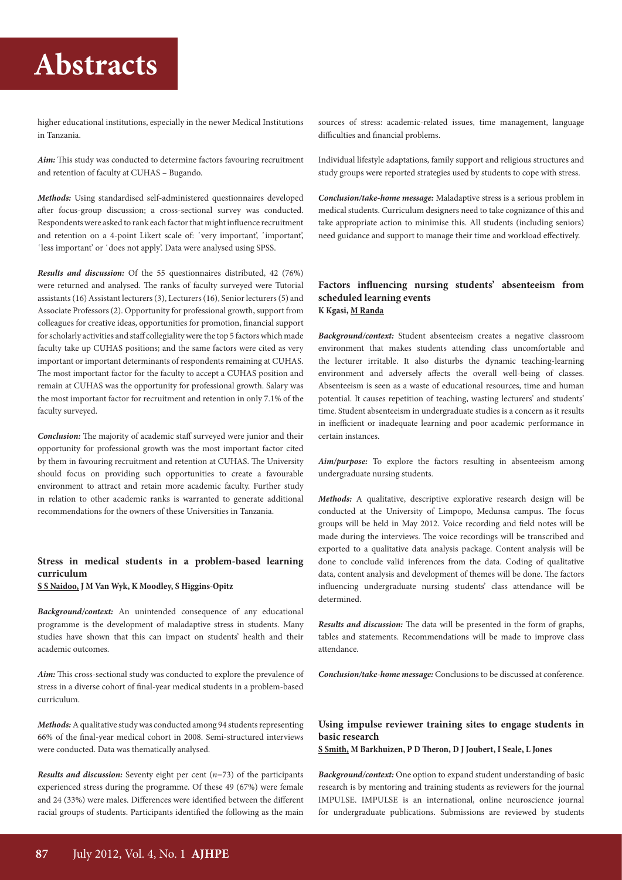higher educational institutions, especially in the newer Medical Institutions in Tanzania.

***Aim:*** This study was conducted to determine factors favouring recruitment and retention of faculty at CUHAS – Bugando.

***Methods:*** Using standardised self-administered questionnaires developed after focus-group discussion; a cross-sectional survey was conducted. Respondents were asked to rank each factor that might influence recruitment and retention on a 4-point Likert scale of: ´very important', ´important', ´less important' or ´does not apply'. Data were analysed using SPSS.

***Results and discussion:*** Of the 55 questionnaires distributed, 42 (76%) were returned and analysed. The ranks of faculty surveyed were Tutorial assistants (16) Assistant lecturers (3), Lecturers (16), Senior lecturers (5) and Associate Professors (2). Opportunity for professional growth, support from colleagues for creative ideas, opportunities for promotion, financial support for scholarly activities and staff collegiality were the top 5 factors which made faculty take up CUHAS positions; and the same factors were cited as very important or important determinants of respondents remaining at CUHAS. The most important factor for the faculty to accept a CUHAS position and remain at CUHAS was the opportunity for professional growth. Salary was the most important factor for recruitment and retention in only 7.1% of the faculty surveyed.

***Conclusion:*** The majority of academic staff surveyed were junior and their opportunity for professional growth was the most important factor cited by them in favouring recruitment and retention at CUHAS. The University should focus on providing such opportunities to create a favourable environment to attract and retain more academic faculty. Further study in relation to other academic ranks is warranted to generate additional recommendations for the owners of these Universities in Tanzania.

### Stress in medical students in a problem-based learning curriculum

**S S Naidoo, J M Van Wyk, K Moodley, S Higgins-Opitz**

***Background/context:*** An unintended consequence of any educational programme is the development of maladaptive stress in students. Many studies have shown that this can impact on students' health and their academic outcomes.

***Aim:*** This cross-sectional study was conducted to explore the prevalence of stress in a diverse cohort of final-year medical students in a problem-based curriculum.

***Methods:*** A qualitative study was conducted among 94 students representing 66% of the final-year medical cohort in 2008. Semi-structured interviews were conducted. Data was thematically analysed.

***Results and discussion:*** Seventy eight per cent ($n$=73) of the participants experienced stress during the programme. Of these 49 (67%) were female and 24 (33%) were males. Differences were identified between the different racial groups of students. Participants identified the following as the main sources of stress: academic-related issues, time management, language difficulties and financial problems.

Individual lifestyle adaptations, family support and religious structures and study groups were reported strategies used by students to cope with stress.

***Conclusion/take-home message:*** Maladaptive stress is a serious problem in medical students. Curriculum designers need to take cognizance of this and take appropriate action to minimise this. All students (including seniors) need guidance and support to manage their time and workload effectively.

### Factors influencing nursing students' absenteeism from scheduled learning events

**K Kgasi, M Randa**

***Background/context:*** Student absenteeism creates a negative classroom environment that makes students attending class uncomfortable and the lecturer irritable. It also disturbs the dynamic teaching-learning environment and adversely affects the overall well-being of classes. Absenteeism is seen as a waste of educational resources, time and human potential. It causes repetition of teaching, wasting lecturers' and students' time. Student absenteeism in undergraduate studies is a concern as it results in inefficient or inadequate learning and poor academic performance in certain instances.

***Aim/purpose:*** To explore the factors resulting in absenteeism among undergraduate nursing students.

***Methods:*** A qualitative, descriptive explorative research design will be conducted at the University of Limpopo, Medunsa campus. The focus groups will be held in May 2012. Voice recording and field notes will be made during the interviews. The voice recordings will be transcribed and exported to a qualitative data analysis package. Content analysis will be done to conclude valid inferences from the data. Coding of qualitative data, content analysis and development of themes will be done. The factors influencing undergraduate nursing students' class attendance will be determined.

***Results and discussion:*** The data will be presented in the form of graphs, tables and statements. Recommendations will be made to improve class attendance.

***Conclusion/take-home message:*** Conclusions to be discussed at conference.

### Using impulse reviewer training sites to engage students in basic research

**S Smith, M Barkhuizen, P D Theron, D J Joubert, I Seale, L Jones**

***Background/context:*** One option to expand student understanding of basic research is by mentoring and training students as reviewers for the journal IMPULSE. IMPULSE is an international, online neuroscience journal for undergraduate publications. Submissions are reviewed by students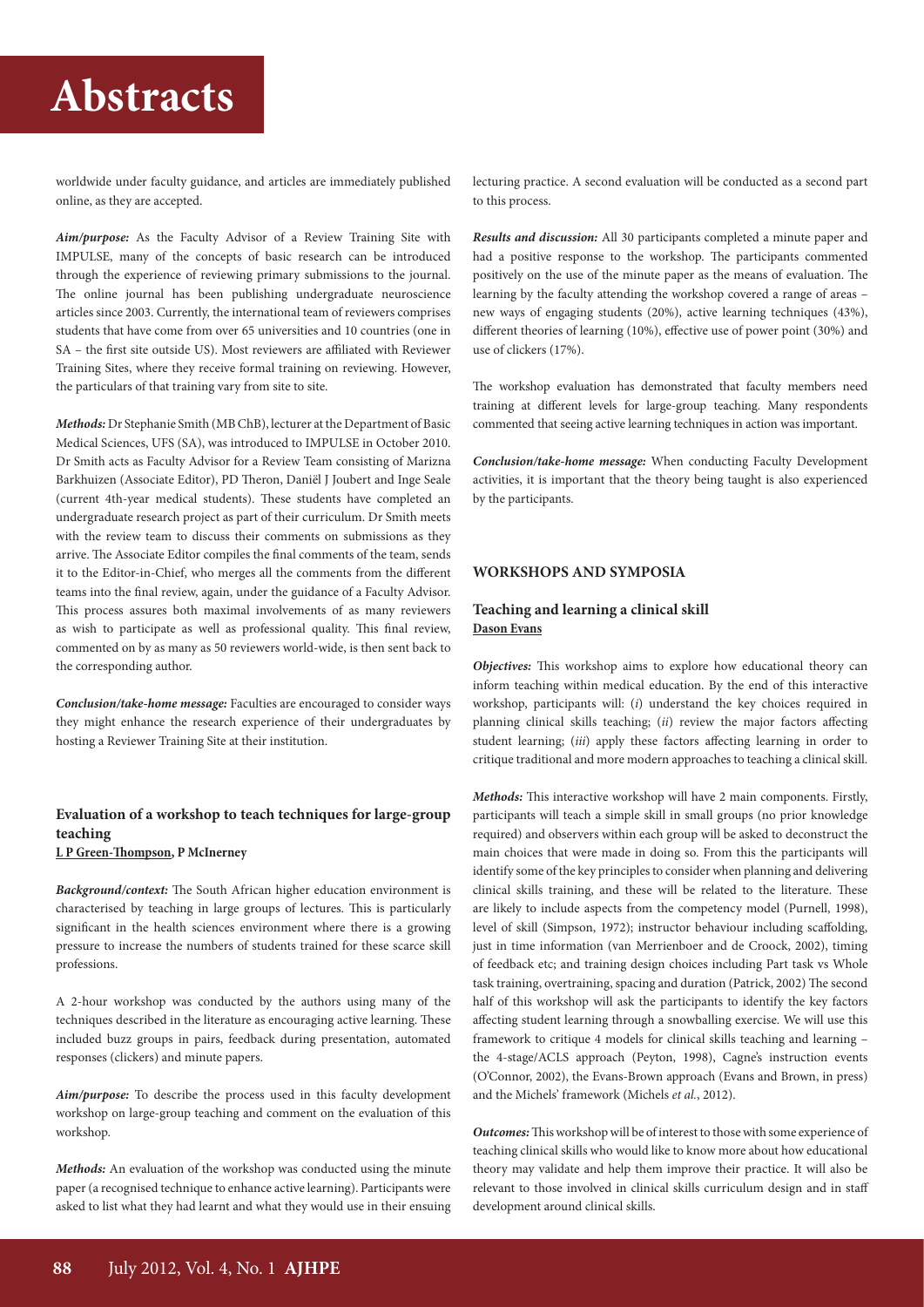worldwide under faculty guidance, and articles are immediately published online, as they are accepted.

***Aim/purpose:*** As the Faculty Advisor of a Review Training Site with IMPULSE, many of the concepts of basic research can be introduced through the experience of reviewing primary submissions to the journal. The online journal has been publishing undergraduate neuroscience articles since 2003. Currently, the international team of reviewers comprises students that have come from over 65 universities and 10 countries (one in SA – the first site outside US). Most reviewers are affiliated with Reviewer Training Sites, where they receive formal training on reviewing. However, the particulars of that training vary from site to site.

***Methods:*** Dr Stephanie Smith (MB ChB), lecturer at the Department of Basic Medical Sciences, UFS (SA), was introduced to IMPULSE in October 2010. Dr Smith acts as Faculty Advisor for a Review Team consisting of Marizna Barkhuizen (Associate Editor), PD Theron, Daniël J Joubert and Inge Seale (current 4th-year medical students). These students have completed an undergraduate research project as part of their curriculum. Dr Smith meets with the review team to discuss their comments on submissions as they arrive. The Associate Editor compiles the final comments of the team, sends it to the Editor-in-Chief, who merges all the comments from the different teams into the final review, again, under the guidance of a Faculty Advisor. This process assures both maximal involvements of as many reviewers as wish to participate as well as professional quality. This final review, commented on by as many as 50 reviewers world-wide, is then sent back to the corresponding author.

***Conclusion/take-home message:*** Faculties are encouraged to consider ways they might enhance the research experience of their undergraduates by hosting a Reviewer Training Site at their institution.

### Evaluation of a workshop to teach techniques for large-group teaching

**L P Green-Thompson, P McInerney**

***Background/context:*** The South African higher education environment is characterised by teaching in large groups of lectures. This is particularly significant in the health sciences environment where there is a growing pressure to increase the numbers of students trained for these scarce skill professions.

A 2-hour workshop was conducted by the authors using many of the techniques described in the literature as encouraging active learning. These included buzz groups in pairs, feedback during presentation, automated responses (clickers) and minute papers.

***Aim/purpose:*** To describe the process used in this faculty development workshop on large-group teaching and comment on the evaluation of this workshop.

***Methods:*** An evaluation of the workshop was conducted using the minute paper (a recognised technique to enhance active learning). Participants were asked to list what they had learnt and what they would use in their ensuing lecturing practice. A second evaluation will be conducted as a second part to this process.

***Results and discussion:*** All 30 participants completed a minute paper and had a positive response to the workshop. The participants commented positively on the use of the minute paper as the means of evaluation. The learning by the faculty attending the workshop covered a range of areas – new ways of engaging students (20%), active learning techniques (43%), different theories of learning (10%), effective use of power point (30%) and use of clickers (17%).

The workshop evaluation has demonstrated that faculty members need training at different levels for large-group teaching. Many respondents commented that seeing active learning techniques in action was important.

***Conclusion/take-home message:*** When conducting Faculty Development activities, it is important that the theory being taught is also experienced by the participants.

## WORKSHOPS AND SYMPOSIA

### Teaching and learning a clinical skill

**Dason Evans**

***Objectives:*** This workshop aims to explore how educational theory can inform teaching within medical education. By the end of this interactive workshop, participants will: (*i*) understand the key choices required in planning clinical skills teaching; (*ii*) review the major factors affecting student learning; (*iii*) apply these factors affecting learning in order to critique traditional and more modern approaches to teaching a clinical skill.

***Methods:*** This interactive workshop will have 2 main components. Firstly, participants will teach a simple skill in small groups (no prior knowledge required) and observers within each group will be asked to deconstruct the main choices that were made in doing so. From this the participants will identify some of the key principles to consider when planning and delivering clinical skills training, and these will be related to the literature. These are likely to include aspects from the competency model (Purnell, 1998), level of skill (Simpson, 1972); instructor behaviour including scaffolding, just in time information (van Merrienboer and de Croock, 2002), timing of feedback etc; and training design choices including Part task vs Whole task training, overtraining, spacing and duration (Patrick, 2002) The second half of this workshop will ask the participants to identify the key factors affecting student learning through a snowballing exercise. We will use this framework to critique 4 models for clinical skills teaching and learning – the 4-stage/ACLS approach (Peyton, 1998), Cagne's instruction events (O'Connor, 2002), the Evans-Brown approach (Evans and Brown, in press) and the Michels' framework (Michels *et al.*, 2012).

***Outcomes:*** This workshop will be of interest to those with some experience of teaching clinical skills who would like to know more about how educational theory may validate and help them improve their practice. It will also be relevant to those involved in clinical skills curriculum design and in staff development around clinical skills.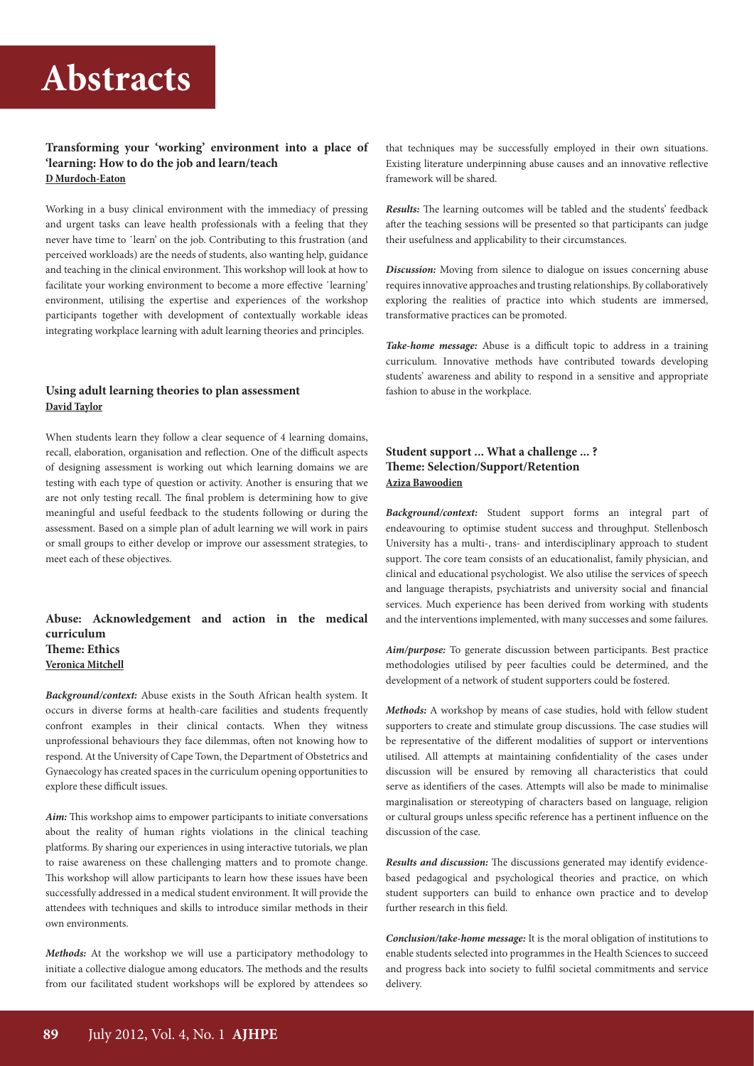# Abstracts

### Transforming your 'working' environment into a place of 'learning: How to do the job and learn/teach

**D Murdoch-Eaton**

Working in a busy clinical environment with the immediacy of pressing and urgent tasks can leave health professionals with a feeling that they never have time to 'learn' on the job. Contributing to this frustration (and perceived workloads) are the needs of students, also wanting help, guidance and teaching in the clinical environment. This workshop will look at how to facilitate your working environment to become a more effective 'learning' environment, utilising the expertise and experiences of the workshop participants together with development of contextually workable ideas integrating workplace learning with adult learning theories and principles.

### Using adult learning theories to plan assessment

**David Taylor**

When students learn they follow a clear sequence of 4 learning domains, recall, elaboration, organisation and reflection. One of the difficult aspects of designing assessment is working out which learning domains we are testing with each type of question or activity. Another is ensuring that we are not only testing recall. The final problem is determining how to give meaningful and useful feedback to the students following or during the assessment. Based on a simple plan of adult learning we will work in pairs or small groups to either develop or improve our assessment strategies, to meet each of these objectives.

### Abuse: Acknowledgement and action in the medical curriculum

**Theme: Ethics**

**Veronica Mitchell**

***Background/context:*** Abuse exists in the South African health system. It occurs in diverse forms at health-care facilities and students frequently confront examples in their clinical contacts. When they witness unprofessional behaviours they face dilemmas, often not knowing how to respond. At the University of Cape Town, the Department of Obstetrics and Gynaecology has created spaces in the curriculum opening opportunities to explore these difficult issues.

***Aim:*** This workshop aims to empower participants to initiate conversations about the reality of human rights violations in the clinical teaching platforms. By sharing our experiences in using interactive tutorials, we plan to raise awareness on these challenging matters and to promote change. This workshop will allow participants to learn how these issues have been successfully addressed in a medical student environment. It will provide the attendees with techniques and skills to introduce similar methods in their own environments.

***Methods:*** At the workshop we will use a participatory methodology to initiate a collective dialogue among educators. The methods and the results from our facilitated student workshops will be explored by attendees so that techniques may be successfully employed in their own situations. Existing literature underpinning abuse causes and an innovative reflective framework will be shared.

***Results:*** The learning outcomes will be tabled and the students' feedback after the teaching sessions will be presented so that participants can judge their usefulness and applicability to their circumstances.

***Discussion:*** Moving from silence to dialogue on issues concerning abuse requires innovative approaches and trusting relationships. By collaboratively exploring the realities of practice into which students are immersed, transformative practices can be promoted.

***Take-home message:*** Abuse is a difficult topic to address in a training curriculum. Innovative methods have contributed towards developing students' awareness and ability to respond in a sensitive and appropriate fashion to abuse in the workplace.

### Student support ... What a challenge ... ?

**Theme: Selection/Support/Retention**

**Aziza Bawoodien**

***Background/context:*** Student support forms an integral part of endeavouring to optimise student success and throughput. Stellenbosch University has a multi-, trans- and interdisciplinary approach to student support. The core team consists of an educationalist, family physician, and clinical and educational psychologist. We also utilise the services of speech and language therapists, psychiatrists and university social and financial services. Much experience has been derived from working with students and the interventions implemented, with many successes and some failures.

***Aim/purpose:*** To generate discussion between participants. Best practice methodologies utilised by peer faculties could be determined, and the development of a network of student supporters could be fostered.

***Methods:*** A workshop by means of case studies, hold with fellow student supporters to create and stimulate group discussions. The case studies will be representative of the different modalities of support or interventions utilised. All attempts at maintaining confidentiality of the cases under discussion will be ensured by removing all characteristics that could serve as identifiers of the cases. Attempts will also be made to minimalise marginalisation or stereotyping of characters based on language, religion or cultural groups unless specific reference has a pertinent influence on the discussion of the case.

***Results and discussion:*** The discussions generated may identify evidence-based pedagogical and psychological theories and practice, on which student supporters can build to enhance own practice and to develop further research in this field.

***Conclusion/take-home message:*** It is the moral obligation of institutions to enable students selected into programmes in the Health Sciences to succeed and progress back into society to fulfil societal commitments and service delivery.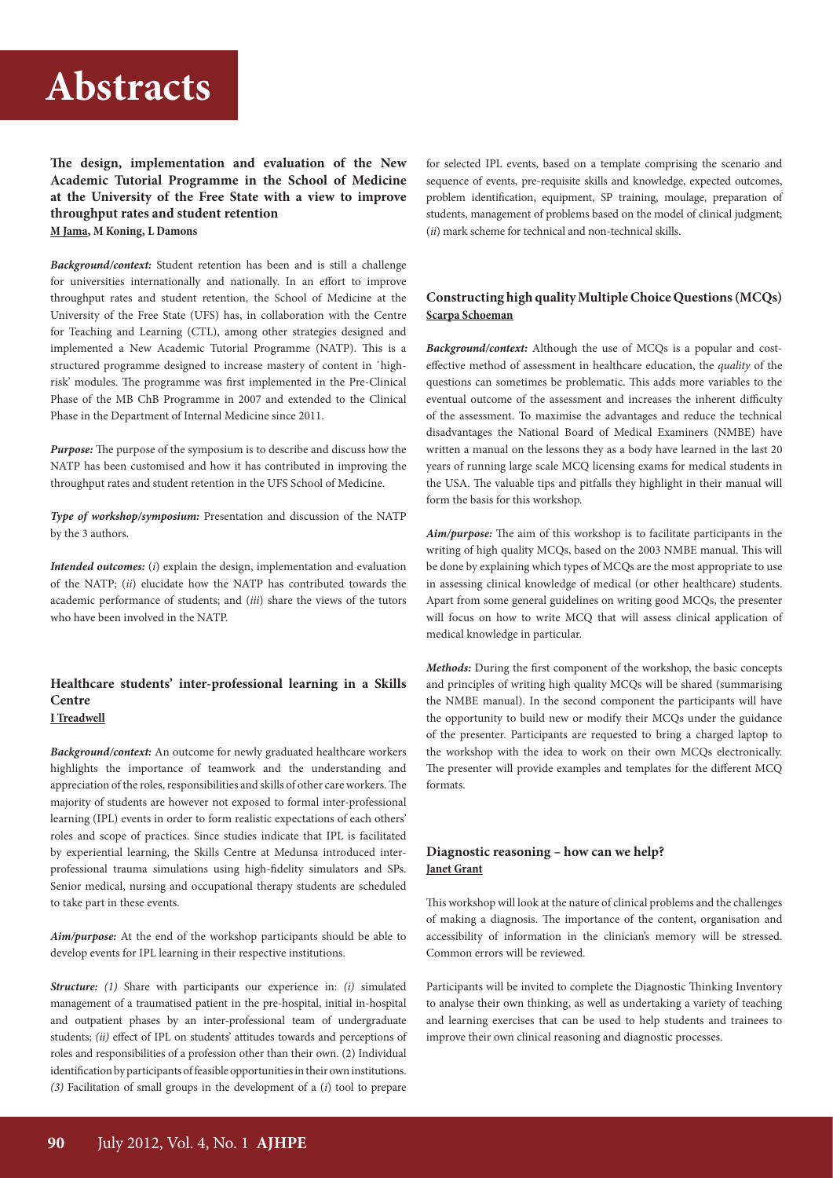# Abstracts

### The design, implementation and evaluation of the New Academic Tutorial Programme in the School of Medicine at the University of the Free State with a view to improve throughput rates and student retention

**M Jama, M Koning, L Damons**

***Background/context:*** Student retention has been and is still a challenge for universities internationally and nationally. In an effort to improve throughput rates and student retention, the School of Medicine at the University of the Free State (UFS) has, in collaboration with the Centre for Teaching and Learning (CTL), among other strategies designed and implemented a New Academic Tutorial Programme (NATP). This is a structured programme designed to increase mastery of content in 'high-risk' modules. The programme was first implemented in the Pre-Clinical Phase of the MB ChB Programme in 2007 and extended to the Clinical Phase in the Department of Internal Medicine since 2011.

***Purpose:*** The purpose of the symposium is to describe and discuss how the NATP has been customised and how it has contributed in improving the throughput rates and student retention in the UFS School of Medicine.

***Type of workshop/symposium:*** Presentation and discussion of the NATP by the 3 authors.

***Intended outcomes:*** (*i*) explain the design, implementation and evaluation of the NATP; (*ii*) elucidate how the NATP has contributed towards the academic performance of students; and (*iii*) share the views of the tutors who have been involved in the NATP.

### Healthcare students' inter-professional learning in a Skills Centre

**I Treadwell**

***Background/context:*** An outcome for newly graduated healthcare workers highlights the importance of teamwork and the understanding and appreciation of the roles, responsibilities and skills of other care workers. The majority of students are however not exposed to formal inter-professional learning (IPL) events in order to form realistic expectations of each others' roles and scope of practices. Since studies indicate that IPL is facilitated by experiential learning, the Skills Centre at Medunsa introduced inter-professional trauma simulations using high-fidelity simulators and SPs. Senior medical, nursing and occupational therapy students are scheduled to take part in these events.

***Aim/purpose:*** At the end of the workshop participants should be able to develop events for IPL learning in their respective institutions.

***Structure:*** *(1)* Share with participants our experience in: *(i)* simulated management of a traumatised patient in the pre-hospital, initial in-hospital and outpatient phases by an inter-professional team of undergraduate students; *(ii)* effect of IPL on students' attitudes towards and perceptions of roles and responsibilities of a profession other than their own. (2) Individual identification by participants of feasible opportunities in their own institutions. *(3)* Facilitation of small groups in the development of a (*i*) tool to prepare for selected IPL events, based on a template comprising the scenario and sequence of events, pre-requisite skills and knowledge, expected outcomes, problem identification, equipment, SP training, moulage, preparation of students, management of problems based on the model of clinical judgment; (*ii*) mark scheme for technical and non-technical skills.

### Constructing high quality Multiple Choice Questions (MCQs)

**Scarpa Schoeman**

***Background/context:*** Although the use of MCQs is a popular and cost-effective method of assessment in healthcare education, the *quality* of the questions can sometimes be problematic. This adds more variables to the eventual outcome of the assessment and increases the inherent difficulty of the assessment. To maximise the advantages and reduce the technical disadvantages the National Board of Medical Examiners (NMBE) have written a manual on the lessons they as a body have learned in the last 20 years of running large scale MCQ licensing exams for medical students in the USA. The valuable tips and pitfalls they highlight in their manual will form the basis for this workshop.

***Aim/purpose:*** The aim of this workshop is to facilitate participants in the writing of high quality MCQs, based on the 2003 NMBE manual. This will be done by explaining which types of MCQs are the most appropriate to use in assessing clinical knowledge of medical (or other healthcare) students. Apart from some general guidelines on writing good MCQs, the presenter will focus on how to write MCQ that will assess clinical application of medical knowledge in particular.

***Methods:*** During the first component of the workshop, the basic concepts and principles of writing high quality MCQs will be shared (summarising the NMBE manual). In the second component the participants will have the opportunity to build new or modify their MCQs under the guidance of the presenter. Participants are requested to bring a charged laptop to the workshop with the idea to work on their own MCQs electronically. The presenter will provide examples and templates for the different MCQ formats.

### Diagnostic reasoning – how can we help?

**Janet Grant**

This workshop will look at the nature of clinical problems and the challenges of making a diagnosis. The importance of the content, organisation and accessibility of information in the clinician's memory will be stressed. Common errors will be reviewed.

Participants will be invited to complete the Diagnostic Thinking Inventory to analyse their own thinking, as well as undertaking a variety of teaching and learning exercises that can be used to help students and trainees to improve their own clinical reasoning and diagnostic processes.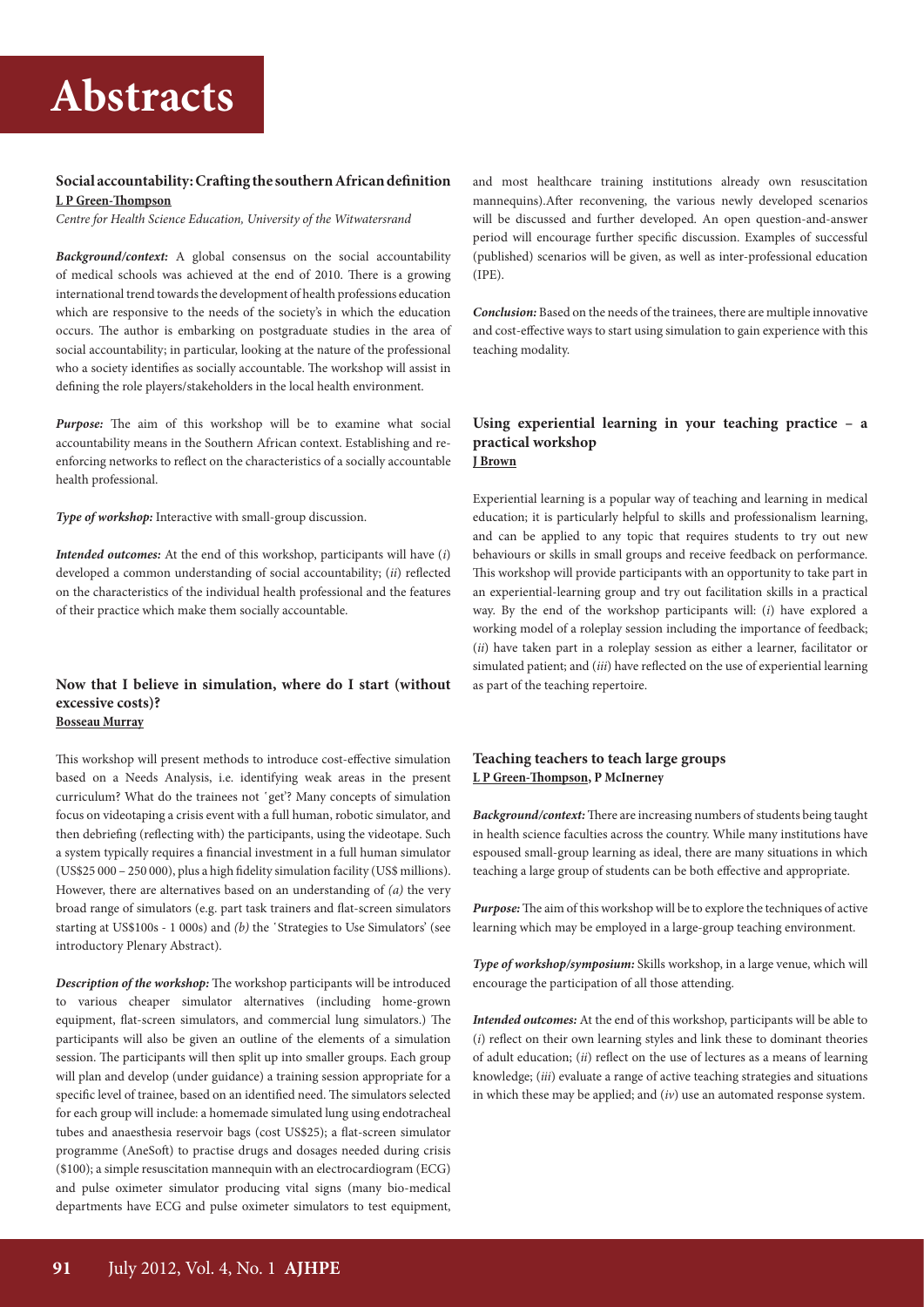# Abstracts

### Social accountability: Crafting the southern African definition

**L P Green-Thompson**

*Centre for Health Science Education, University of the Witwatersrand*

***Background/context:*** A global consensus on the social accountability of medical schools was achieved at the end of 2010. There is a growing international trend towards the development of health professions education which are responsive to the needs of the society's in which the education occurs. The author is embarking on postgraduate studies in the area of social accountability; in particular, looking at the nature of the professional who a society identifies as socially accountable. The workshop will assist in defining the role players/stakeholders in the local health environment.

***Purpose:*** The aim of this workshop will be to examine what social accountability means in the Southern African context. Establishing and re-enforcing networks to reflect on the characteristics of a socially accountable health professional.

***Type of workshop:*** Interactive with small-group discussion.

***Intended outcomes:*** At the end of this workshop, participants will have (*i*) developed a common understanding of social accountability; (*ii*) reflected on the characteristics of the individual health professional and the features of their practice which make them socially accountable.

### Now that I believe in simulation, where do I start (without excessive costs)?

**Bosseau Murray**

This workshop will present methods to introduce cost-effective simulation based on a Needs Analysis, i.e. identifying weak areas in the present curriculum? What do the trainees not 'get'? Many concepts of simulation focus on videotaping a crisis event with a full human, robotic simulator, and then debriefing (reflecting with) the participants, using the videotape. Such a system typically requires a financial investment in a full human simulator (US$25 000 – 250 000), plus a high fidelity simulation facility (US$ millions). However, there are alternatives based on an understanding of *(a)* the very broad range of simulators (e.g. part task trainers and flat-screen simulators starting at US$100s - 1 000s) and *(b)* the 'Strategies to Use Simulators' (see introductory Plenary Abstract).

***Description of the workshop:*** The workshop participants will be introduced to various cheaper simulator alternatives (including home-grown equipment, flat-screen simulators, and commercial lung simulators.) The participants will also be given an outline of the elements of a simulation session. The participants will then split up into smaller groups. Each group will plan and develop (under guidance) a training session appropriate for a specific level of trainee, based on an identified need. The simulators selected for each group will include: a homemade simulated lung using endotracheal tubes and anaesthesia reservoir bags (cost US$25); a flat-screen simulator programme (AneSoft) to practise drugs and dosages needed during crisis ($100); a simple resuscitation mannequin with an electrocardiogram (ECG) and pulse oximeter simulator producing vital signs (many bio-medical departments have ECG and pulse oximeter simulators to test equipment, and most healthcare training institutions already own resuscitation mannequins).After reconvening, the various newly developed scenarios will be discussed and further developed. An open question-and-answer period will encourage further specific discussion. Examples of successful (published) scenarios will be given, as well as inter-professional education (IPE).

***Conclusion:*** Based on the needs of the trainees, there are multiple innovative and cost-effective ways to start using simulation to gain experience with this teaching modality.

### Using experiential learning in your teaching practice – a practical workshop

**J Brown**

Experiential learning is a popular way of teaching and learning in medical education; it is particularly helpful to skills and professionalism learning, and can be applied to any topic that requires students to try out new behaviours or skills in small groups and receive feedback on performance. This workshop will provide participants with an opportunity to take part in an experiential-learning group and try out facilitation skills in a practical way. By the end of the workshop participants will: (*i*) have explored a working model of a roleplay session including the importance of feedback; (*ii*) have taken part in a roleplay session as either a learner, facilitator or simulated patient; and (*iii*) have reflected on the use of experiential learning as part of the teaching repertoire.

### Teaching teachers to teach large groups

**L P Green-Thompson, P McInerney**

***Background/context:*** There are increasing numbers of students being taught in health science faculties across the country. While many institutions have espoused small-group learning as ideal, there are many situations in which teaching a large group of students can be both effective and appropriate.

***Purpose:*** The aim of this workshop will be to explore the techniques of active learning which may be employed in a large-group teaching environment.

***Type of workshop/symposium:*** Skills workshop, in a large venue, which will encourage the participation of all those attending.

***Intended outcomes:*** At the end of this workshop, participants will be able to (*i*) reflect on their own learning styles and link these to dominant theories of adult education; (*ii*) reflect on the use of lectures as a means of learning knowledge; (*iii*) evaluate a range of active teaching strategies and situations in which these may be applied; and (*iv*) use an automated response system.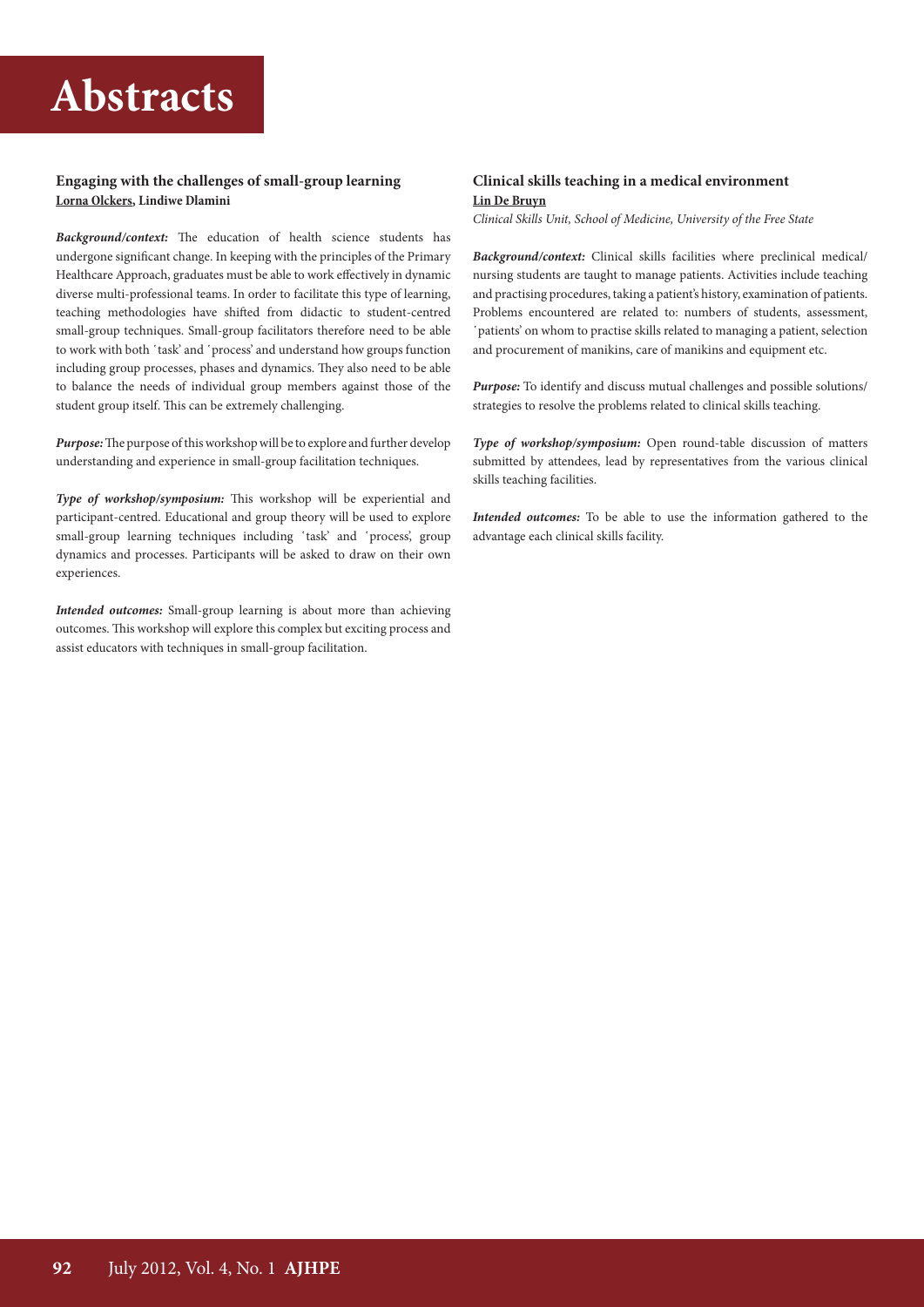# Abstracts

### Engaging with the challenges of small-group learning

**Lorna Olckers, Lindiwe Dlamini**

***Background/context:*** The education of health science students has undergone significant change. In keeping with the principles of the Primary Healthcare Approach, graduates must be able to work effectively in dynamic diverse multi-professional teams. In order to facilitate this type of learning, teaching methodologies have shifted from didactic to student-centred small-group techniques. Small-group facilitators therefore need to be able to work with both ˊtask' and ˊprocess' and understand how groups function including group processes, phases and dynamics. They also need to be able to balance the needs of individual group members against those of the student group itself. This can be extremely challenging.

***Purpose:*** The purpose of this workshop will be to explore and further develop understanding and experience in small-group facilitation techniques.

***Type of workshop/symposium:*** This workshop will be experiential and participant-centred. Educational and group theory will be used to explore small-group learning techniques including ˊtask' and ˊprocess', group dynamics and processes. Participants will be asked to draw on their own experiences.

***Intended outcomes:*** Small-group learning is about more than achieving outcomes. This workshop will explore this complex but exciting process and assist educators with techniques in small-group facilitation.

### Clinical skills teaching in a medical environment

**Lin De Bruyn**

*Clinical Skills Unit, School of Medicine, University of the Free State*

***Background/context:*** Clinical skills facilities where preclinical medical/nursing students are taught to manage patients. Activities include teaching and practising procedures, taking a patient's history, examination of patients. Problems encountered are related to: numbers of students, assessment, ˊpatients' on whom to practise skills related to managing a patient, selection and procurement of manikins, care of manikins and equipment etc.

***Purpose:*** To identify and discuss mutual challenges and possible solutions/strategies to resolve the problems related to clinical skills teaching.

***Type of workshop/symposium:*** Open round-table discussion of matters submitted by attendees, lead by representatives from the various clinical skills teaching facilities.

***Intended outcomes:*** To be able to use the information gathered to the advantage each clinical skills facility.